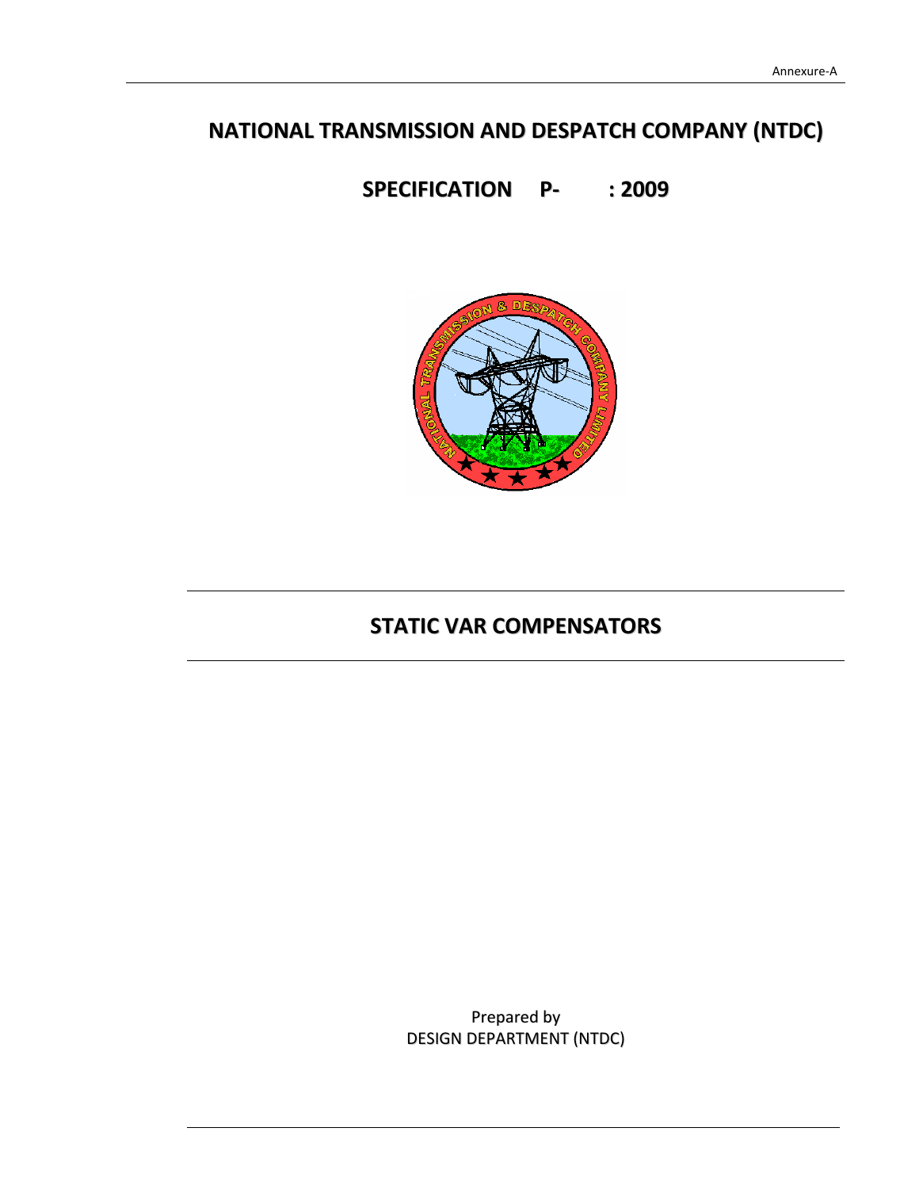Annexure-A

# NATIONAL TRANSMISSION AND DESPATCH COMPANY (NTDC)

## SPECIFICATION P- : 2009

## STATIC VAR COMPENSATORS

Prepared by
DESIGN DEPARTMENT (NTDC)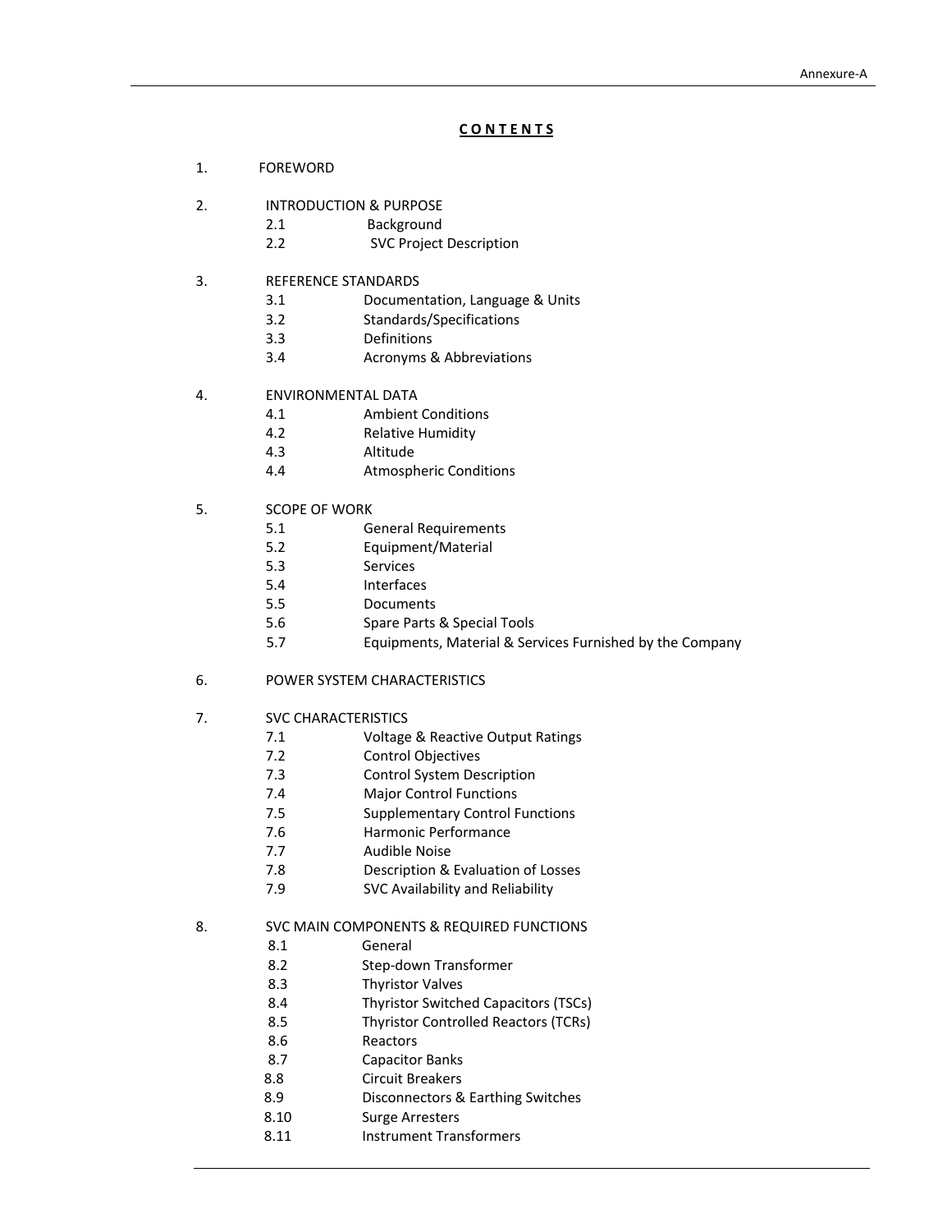**C O N T E N T S**

1. FOREWORD

2. INTRODUCTION & PURPOSE
   - 2.1 Background
   - 2.2 SVC Project Description

3. REFERENCE STANDARDS
   - 3.1 Documentation, Language & Units
   - 3.2 Standards/Specifications
   - 3.3 Definitions
   - 3.4 Acronyms & Abbreviations

4. ENVIRONMENTAL DATA
   - 4.1 Ambient Conditions
   - 4.2 Relative Humidity
   - 4.3 Altitude
   - 4.4 Atmospheric Conditions

5. SCOPE OF WORK
   - 5.1 General Requirements
   - 5.2 Equipment/Material
   - 5.3 Services
   - 5.4 Interfaces
   - 5.5 Documents
   - 5.6 Spare Parts & Special Tools
   - 5.7 Equipments, Material & Services Furnished by the Company

6. POWER SYSTEM CHARACTERISTICS

7. SVC CHARACTERISTICS
   - 7.1 Voltage & Reactive Output Ratings
   - 7.2 Control Objectives
   - 7.3 Control System Description
   - 7.4 Major Control Functions
   - 7.5 Supplementary Control Functions
   - 7.6 Harmonic Performance
   - 7.7 Audible Noise
   - 7.8 Description & Evaluation of Losses
   - 7.9 SVC Availability and Reliability

8. SVC MAIN COMPONENTS & REQUIRED FUNCTIONS
   - 8.1 General
   - 8.2 Step-down Transformer
   - 8.3 Thyristor Valves
   - 8.4 Thyristor Switched Capacitors (TSCs)
   - 8.5 Thyristor Controlled Reactors (TCRs)
   - 8.6 Reactors
   - 8.7 Capacitor Banks
   - 8.8 Circuit Breakers
   - 8.9 Disconnectors & Earthing Switches
   - 8.10 Surge Arresters
   - 8.11 Instrument Transformers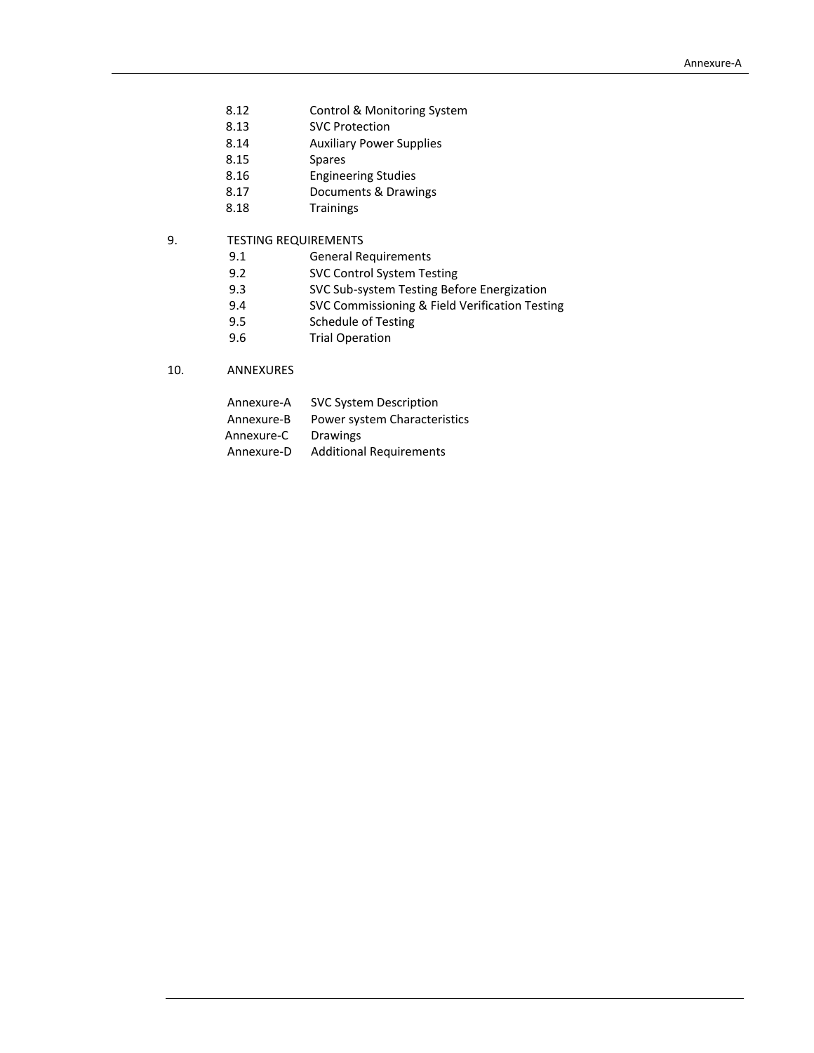8.12 Control & Monitoring System
8.13 SVC Protection
8.14 Auxiliary Power Supplies
8.15 Spares
8.16 Engineering Studies
8.17 Documents & Drawings
8.18 Trainings

9. TESTING REQUIREMENTS
9.1 General Requirements
9.2 SVC Control System Testing
9.3 SVC Sub-system Testing Before Energization
9.4 SVC Commissioning & Field Verification Testing
9.5 Schedule of Testing
9.6 Trial Operation

10. ANNEXURES

Annexure-A SVC System Description
Annexure-B Power system Characteristics
Annexure-C Drawings
Annexure-D Additional Requirements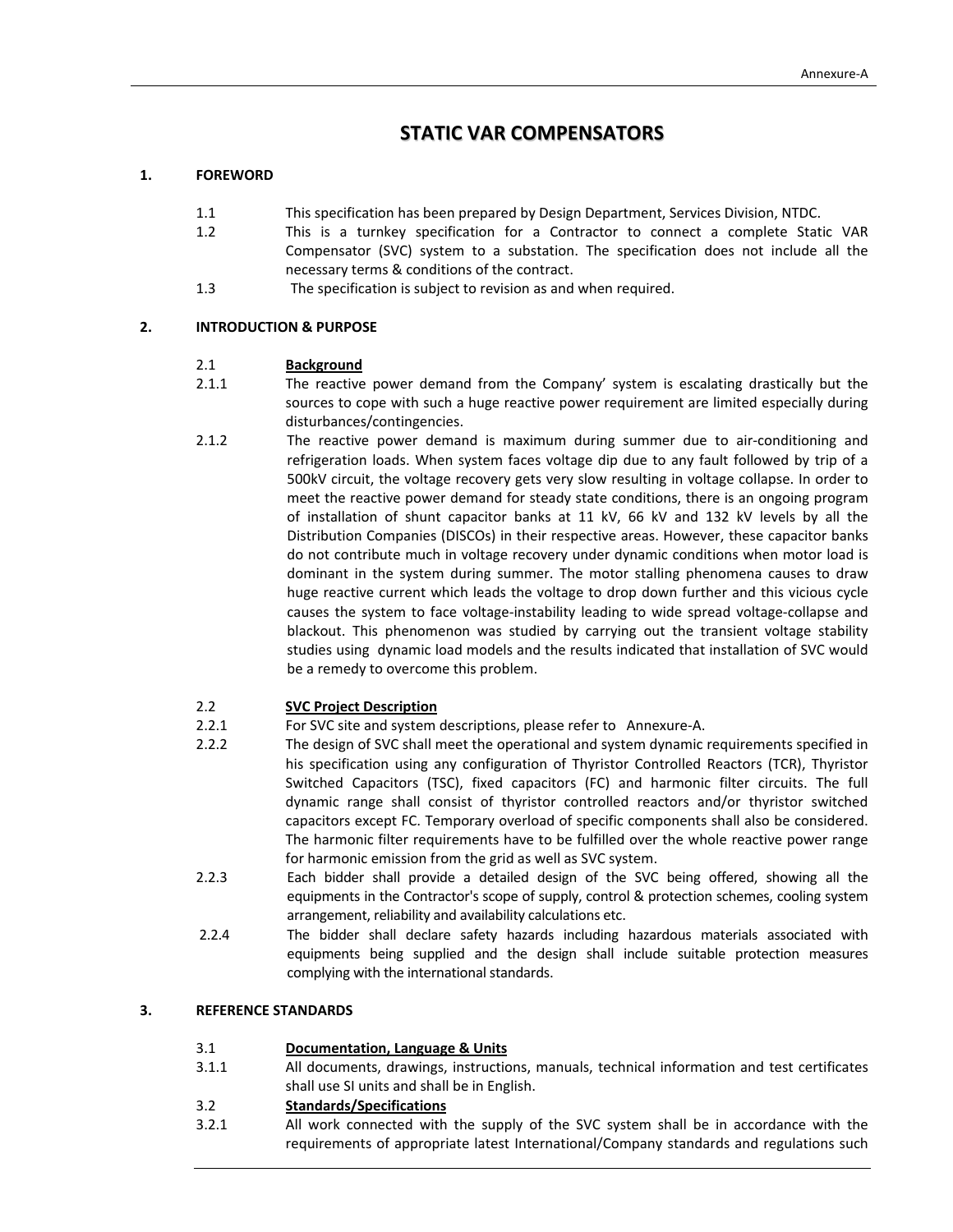# STATIC VAR COMPENSATORS

## 1. FOREWORD

1.1 This specification has been prepared by Design Department, Services Division, NTDC.

1.2 This is a turnkey specification for a Contractor to connect a complete Static VAR Compensator (SVC) system to a substation. The specification does not include all the necessary terms & conditions of the contract.

1.3 The specification is subject to revision as and when required.

## 2. INTRODUCTION & PURPOSE

2.1 **Background**

2.1.1 The reactive power demand from the Company' system is escalating drastically but the sources to cope with such a huge reactive power requirement are limited especially during disturbances/contingencies.

2.1.2 The reactive power demand is maximum during summer due to air-conditioning and refrigeration loads. When system faces voltage dip due to any fault followed by trip of a 500kV circuit, the voltage recovery gets very slow resulting in voltage collapse. In order to meet the reactive power demand for steady state conditions, there is an ongoing program of installation of shunt capacitor banks at 11 kV, 66 kV and 132 kV levels by all the Distribution Companies (DISCOs) in their respective areas. However, these capacitor banks do not contribute much in voltage recovery under dynamic conditions when motor load is dominant in the system during summer. The motor stalling phenomena causes to draw huge reactive current which leads the voltage to drop down further and this vicious cycle causes the system to face voltage-instability leading to wide spread voltage-collapse and blackout. This phenomenon was studied by carrying out the transient voltage stability studies using dynamic load models and the results indicated that installation of SVC would be a remedy to overcome this problem.

2.2 **SVC Project Description**

2.2.1 For SVC site and system descriptions, please refer to Annexure-A.

2.2.2 The design of SVC shall meet the operational and system dynamic requirements specified in his specification using any configuration of Thyristor Controlled Reactors (TCR), Thyristor Switched Capacitors (TSC), fixed capacitors (FC) and harmonic filter circuits. The full dynamic range shall consist of thyristor controlled reactors and/or thyristor switched capacitors except FC. Temporary overload of specific components shall also be considered. The harmonic filter requirements have to be fulfilled over the whole reactive power range for harmonic emission from the grid as well as SVC system.

2.2.3 Each bidder shall provide a detailed design of the SVC being offered, showing all the equipments in the Contractor's scope of supply, control & protection schemes, cooling system arrangement, reliability and availability calculations etc.

2.2.4 The bidder shall declare safety hazards including hazardous materials associated with equipments being supplied and the design shall include suitable protection measures complying with the international standards.

## 3. REFERENCE STANDARDS

3.1 **Documentation, Language & Units**

3.1.1 All documents, drawings, instructions, manuals, technical information and test certificates shall use SI units and shall be in English.

3.2 **Standards/Specifications**

3.2.1 All work connected with the supply of the SVC system shall be in accordance with the requirements of appropriate latest International/Company standards and regulations such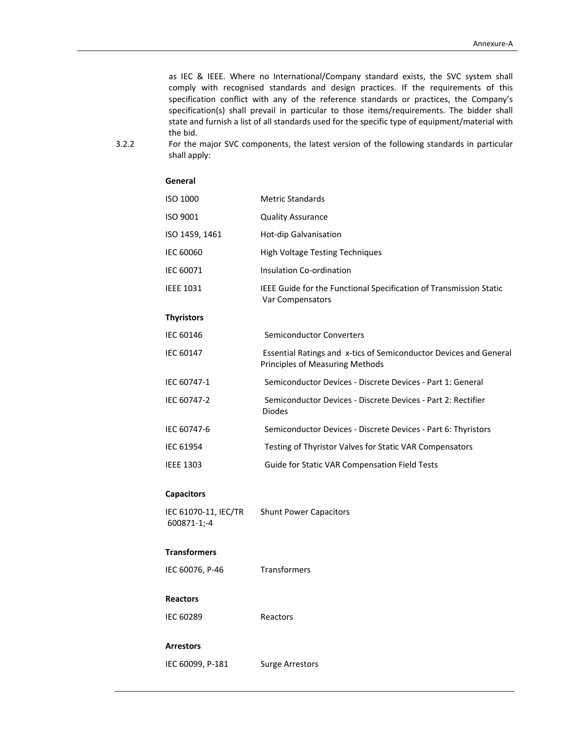as IEC & IEEE. Where no International/Company standard exists, the SVC system shall comply with recognised standards and design practices. If the requirements of this specification conflict with any of the reference standards or practices, the Company's specification(s) shall prevail in particular to those items/requirements. The bidder shall state and furnish a list of all standards used for the specific type of equipment/material with the bid.

3.2.2 For the major SVC components, the latest version of the following standards in particular shall apply:

**General**

| | |
|---|---|
| ISO 1000 | Metric Standards |
| ISO 9001 | Quality Assurance |
| ISO 1459, 1461 | Hot-dip Galvanisation |
| IEC 60060 | High Voltage Testing Techniques |
| IEC 60071 | Insulation Co-ordination |
| IEEE 1031 | IEEE Guide for the Functional Specification of Transmission Static Var Compensators |

**Thyristors**

| | |
|---|---|
| IEC 60146 | Semiconductor Converters |
| IEC 60147 | Essential Ratings and x-tics of Semiconductor Devices and General Principles of Measuring Methods |
| IEC 60747-1 | Semiconductor Devices - Discrete Devices - Part 1: General |
| IEC 60747-2 | Semiconductor Devices - Discrete Devices - Part 2: Rectifier Diodes |
| IEC 60747-6 | Semiconductor Devices - Discrete Devices - Part 6: Thyristors |
| IEC 61954 | Testing of Thyristor Valves for Static VAR Compensators |
| IEEE 1303 | Guide for Static VAR Compensation Field Tests |

**Capacitors**

| | |
|---|---|
| IEC 61070-11, IEC/TR 600871-1;-4 | Shunt Power Capacitors |

**Transformers**

| | |
|---|---|
| IEC 60076, P-46 | Transformers |

**Reactors**

| | |
|---|---|
| IEC 60289 | Reactors |

**Arrestors**

| | |
|---|---|
| IEC 60099, P-181 | Surge Arrestors |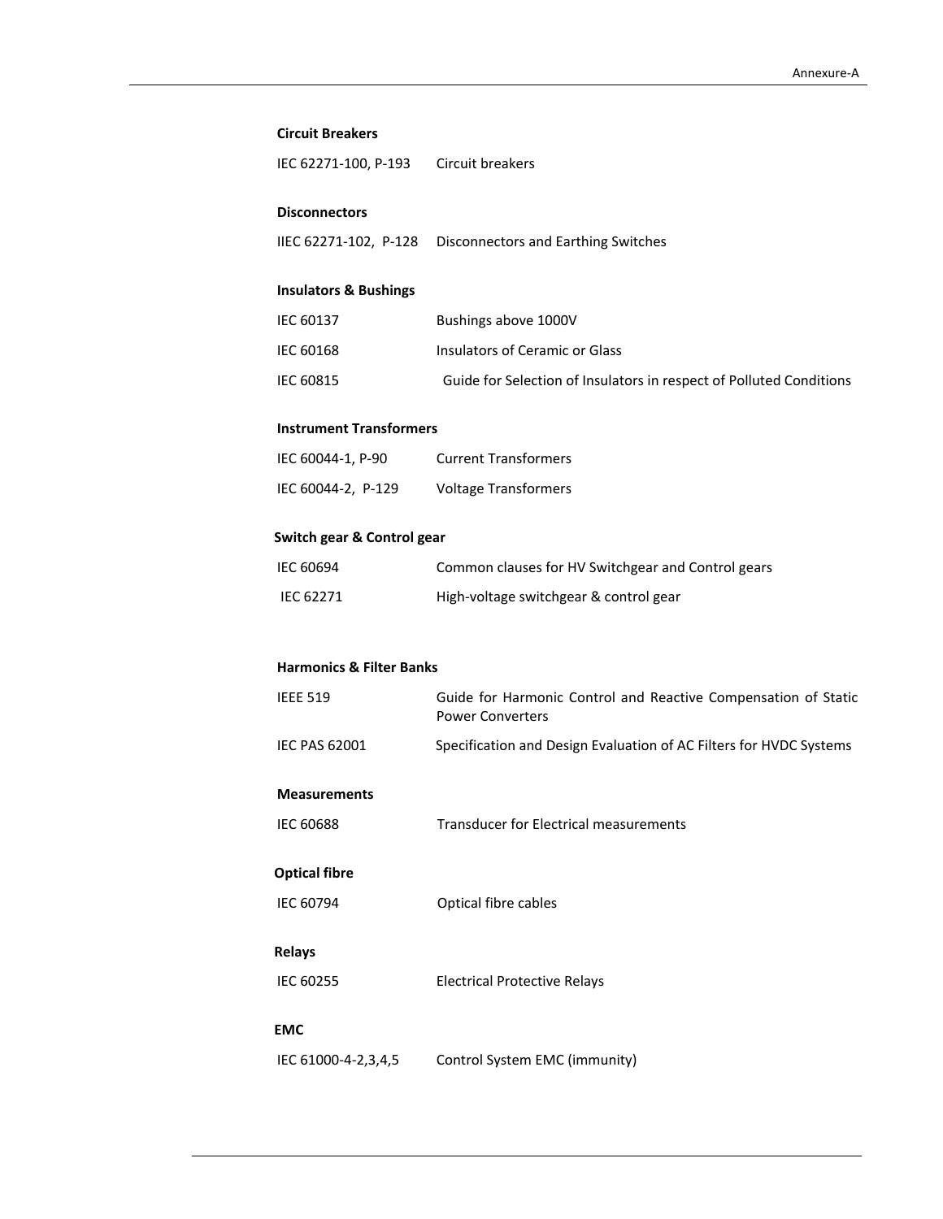**Circuit Breakers**

| | |
|---|---|
| IEC 62271-100, P-193 | Circuit breakers |

**Disconnectors**

| | |
|---|---|
| IIEC 62271-102, P-128 | Disconnectors and Earthing Switches |

**Insulators & Bushings**

| | |
|---|---|
| IEC 60137 | Bushings above 1000V |
| IEC 60168 | Insulators of Ceramic or Glass |
| IEC 60815 | Guide for Selection of Insulators in respect of Polluted Conditions |

**Instrument Transformers**

| | |
|---|---|
| IEC 60044-1, P-90 | Current Transformers |
| IEC 60044-2, P-129 | Voltage Transformers |

**Switch gear & Control gear**

| | |
|---|---|
| IEC 60694 | Common clauses for HV Switchgear and Control gears |
| IEC 62271 | High-voltage switchgear & control gear |

**Harmonics & Filter Banks**

| | |
|---|---|
| IEEE 519 | Guide for Harmonic Control and Reactive Compensation of Static Power Converters |
| IEC PAS 62001 | Specification and Design Evaluation of AC Filters for HVDC Systems |

**Measurements**

| | |
|---|---|
| IEC 60688 | Transducer for Electrical measurements |

**Optical fibre**

| | |
|---|---|
| IEC 60794 | Optical fibre cables |

**Relays**

| | |
|---|---|
| IEC 60255 | Electrical Protective Relays |

**EMC**

| | |
|---|---|
| IEC 61000-4-2,3,4,5 | Control System EMC (immunity) |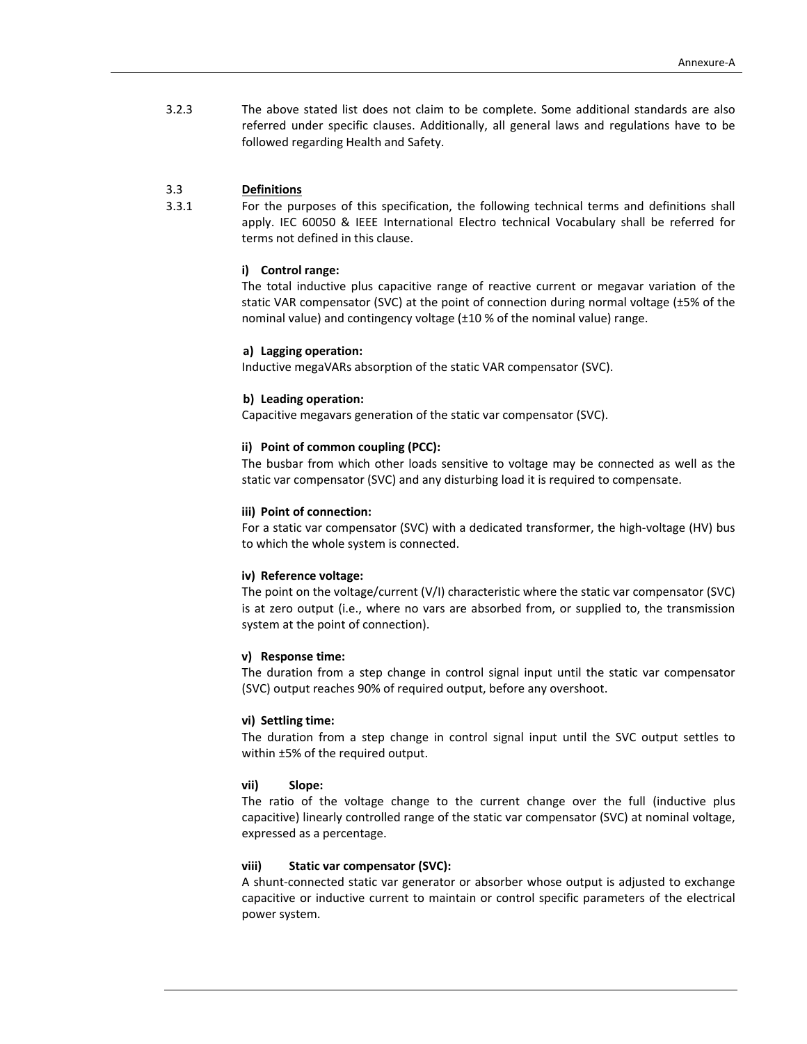3.2.3 The above stated list does not claim to be complete. Some additional standards are also referred under specific clauses. Additionally, all general laws and regulations have to be followed regarding Health and Safety.

3.3 **Definitions**

3.3.1 For the purposes of this specification, the following technical terms and definitions shall apply. IEC 60050 & IEEE International Electro technical Vocabulary shall be referred for terms not defined in this clause.

**i) Control range:**

The total inductive plus capacitive range of reactive current or megavar variation of the static VAR compensator (SVC) at the point of connection during normal voltage (±5% of the nominal value) and contingency voltage (±10 % of the nominal value) range.

**a) Lagging operation:**

Inductive megaVARs absorption of the static VAR compensator (SVC).

**b) Leading operation:**

Capacitive megavars generation of the static var compensator (SVC).

**ii) Point of common coupling (PCC):**

The busbar from which other loads sensitive to voltage may be connected as well as the static var compensator (SVC) and any disturbing load it is required to compensate.

**iii) Point of connection:**

For a static var compensator (SVC) with a dedicated transformer, the high-voltage (HV) bus to which the whole system is connected.

**iv) Reference voltage:**

The point on the voltage/current (V/I) characteristic where the static var compensator (SVC) is at zero output (i.e., where no vars are absorbed from, or supplied to, the transmission system at the point of connection).

**v) Response time:**

The duration from a step change in control signal input until the static var compensator (SVC) output reaches 90% of required output, before any overshoot.

**vi) Settling time:**

The duration from a step change in control signal input until the SVC output settles to within ±5% of the required output.

**vii) Slope:**

The ratio of the voltage change to the current change over the full (inductive plus capacitive) linearly controlled range of the static var compensator (SVC) at nominal voltage, expressed as a percentage.

**viii) Static var compensator (SVC):**

A shunt-connected static var generator or absorber whose output is adjusted to exchange capacitive or inductive current to maintain or control specific parameters of the electrical power system.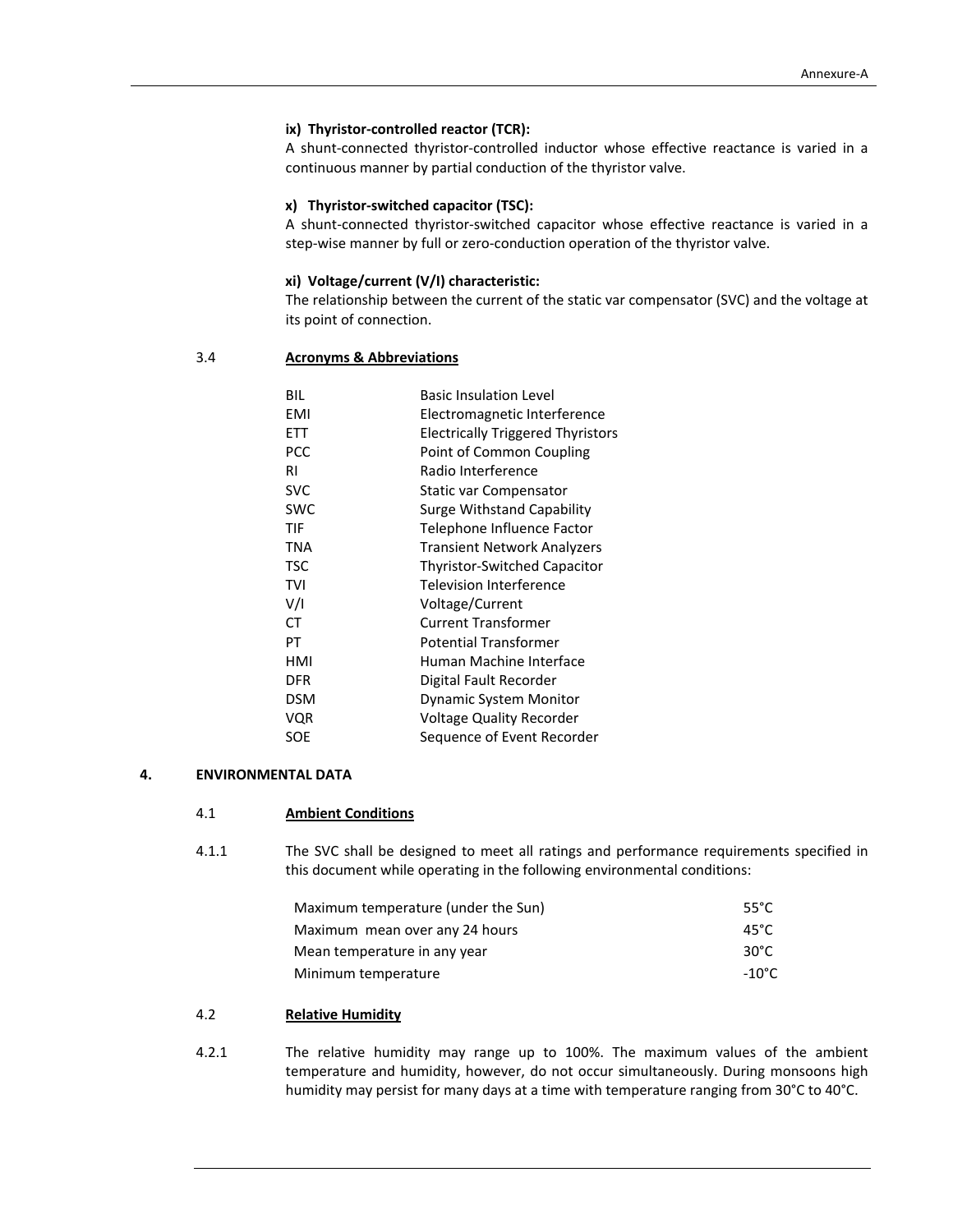**ix) Thyristor-controlled reactor (TCR):**

A shunt-connected thyristor-controlled inductor whose effective reactance is varied in a continuous manner by partial conduction of the thyristor valve.

**x) Thyristor-switched capacitor (TSC):**

A shunt-connected thyristor-switched capacitor whose effective reactance is varied in a step-wise manner by full or zero-conduction operation of the thyristor valve.

**xi) Voltage/current (V/I) characteristic:**

The relationship between the current of the static var compensator (SVC) and the voltage at its point of connection.

### 3.4 Acronyms & Abbreviations

| | |
|---|---|
| BIL | Basic Insulation Level |
| EMI | Electromagnetic Interference |
| ETT | Electrically Triggered Thyristors |
| PCC | Point of Common Coupling |
| RI | Radio Interference |
| SVC | Static var Compensator |
| SWC | Surge Withstand Capability |
| TIF | Telephone Influence Factor |
| TNA | Transient Network Analyzers |
| TSC | Thyristor-Switched Capacitor |
| TVI | Television Interference |
| V/I | Voltage/Current |
| CT | Current Transformer |
| PT | Potential Transformer |
| HMI | Human Machine Interface |
| DFR | Digital Fault Recorder |
| DSM | Dynamic System Monitor |
| VQR | Voltage Quality Recorder |
| SOE | Sequence of Event Recorder |

## 4. ENVIRONMENTAL DATA

### 4.1 Ambient Conditions

4.1.1 The SVC shall be designed to meet all ratings and performance requirements specified in this document while operating in the following environmental conditions:

| | |
|---|---|
| Maximum temperature (under the Sun) | 55°C |
| Maximum mean over any 24 hours | 45°C |
| Mean temperature in any year | 30°C |
| Minimum temperature | -10°C |

### 4.2 Relative Humidity

4.2.1 The relative humidity may range up to 100%. The maximum values of the ambient temperature and humidity, however, do not occur simultaneously. During monsoons high humidity may persist for many days at a time with temperature ranging from 30°C to 40°C.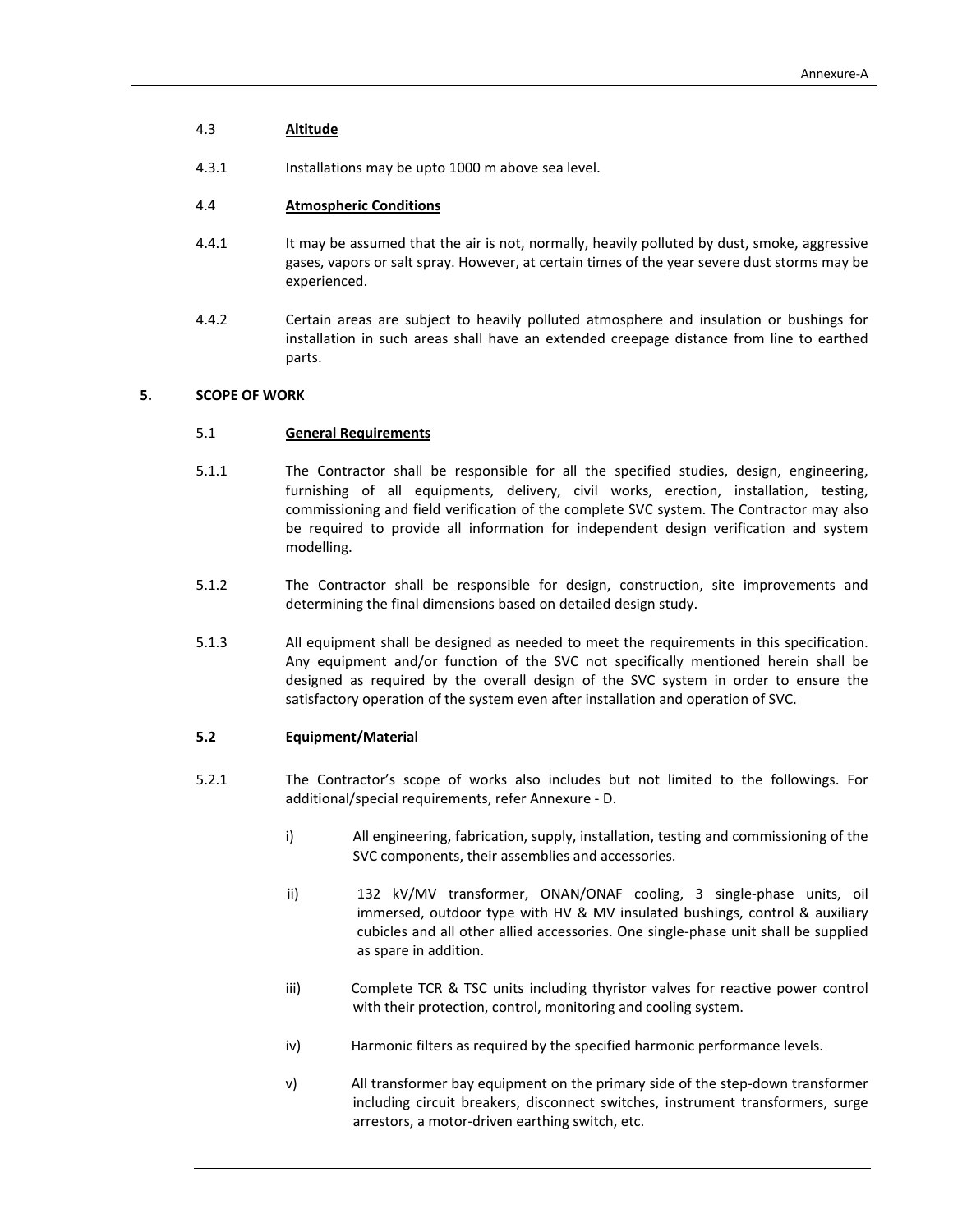4.3 **Altitude**

4.3.1 Installations may be upto 1000 m above sea level.

4.4 **Atmospheric Conditions**

4.4.1 It may be assumed that the air is not, normally, heavily polluted by dust, smoke, aggressive gases, vapors or salt spray. However, at certain times of the year severe dust storms may be experienced.

4.4.2 Certain areas are subject to heavily polluted atmosphere and insulation or bushings for installation in such areas shall have an extended creepage distance from line to earthed parts.

## 5. SCOPE OF WORK

5.1 **General Requirements**

5.1.1 The Contractor shall be responsible for all the specified studies, design, engineering, furnishing of all equipments, delivery, civil works, erection, installation, testing, commissioning and field verification of the complete SVC system. The Contractor may also be required to provide all information for independent design verification and system modelling.

5.1.2 The Contractor shall be responsible for design, construction, site improvements and determining the final dimensions based on detailed design study.

5.1.3 All equipment shall be designed as needed to meet the requirements in this specification. Any equipment and/or function of the SVC not specifically mentioned herein shall be designed as required by the overall design of the SVC system in order to ensure the satisfactory operation of the system even after installation and operation of SVC.

**5.2 Equipment/Material**

5.2.1 The Contractor's scope of works also includes but not limited to the followings. For additional/special requirements, refer Annexure - D.

i) All engineering, fabrication, supply, installation, testing and commissioning of the SVC components, their assemblies and accessories.

ii) 132 kV/MV transformer, ONAN/ONAF cooling, 3 single-phase units, oil immersed, outdoor type with HV & MV insulated bushings, control & auxiliary cubicles and all other allied accessories. One single-phase unit shall be supplied as spare in addition.

iii) Complete TCR & TSC units including thyristor valves for reactive power control with their protection, control, monitoring and cooling system.

iv) Harmonic filters as required by the specified harmonic performance levels.

v) All transformer bay equipment on the primary side of the step-down transformer including circuit breakers, disconnect switches, instrument transformers, surge arrestors, a motor-driven earthing switch, etc.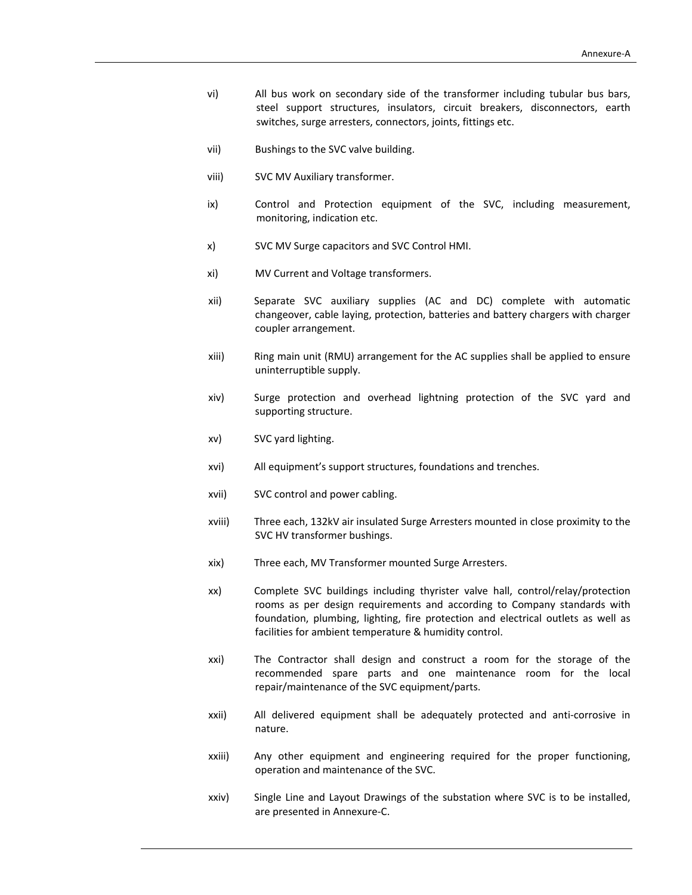vi) All bus work on secondary side of the transformer including tubular bus bars, steel support structures, insulators, circuit breakers, disconnectors, earth switches, surge arresters, connectors, joints, fittings etc.

vii) Bushings to the SVC valve building.

viii) SVC MV Auxiliary transformer.

ix) Control and Protection equipment of the SVC, including measurement, monitoring, indication etc.

x) SVC MV Surge capacitors and SVC Control HMI.

xi) MV Current and Voltage transformers.

xii) Separate SVC auxiliary supplies (AC and DC) complete with automatic changeover, cable laying, protection, batteries and battery chargers with charger coupler arrangement.

xiii) Ring main unit (RMU) arrangement for the AC supplies shall be applied to ensure uninterruptible supply.

xiv) Surge protection and overhead lightning protection of the SVC yard and supporting structure.

xv) SVC yard lighting.

xvi) All equipment's support structures, foundations and trenches.

xvii) SVC control and power cabling.

xviii) Three each, 132kV air insulated Surge Arresters mounted in close proximity to the SVC HV transformer bushings.

xix) Three each, MV Transformer mounted Surge Arresters.

xx) Complete SVC buildings including thyrister valve hall, control/relay/protection rooms as per design requirements and according to Company standards with foundation, plumbing, lighting, fire protection and electrical outlets as well as facilities for ambient temperature & humidity control.

xxi) The Contractor shall design and construct a room for the storage of the recommended spare parts and one maintenance room for the local repair/maintenance of the SVC equipment/parts.

xxii) All delivered equipment shall be adequately protected and anti-corrosive in nature.

xxiii) Any other equipment and engineering required for the proper functioning, operation and maintenance of the SVC.

xxiv) Single Line and Layout Drawings of the substation where SVC is to be installed, are presented in Annexure-C.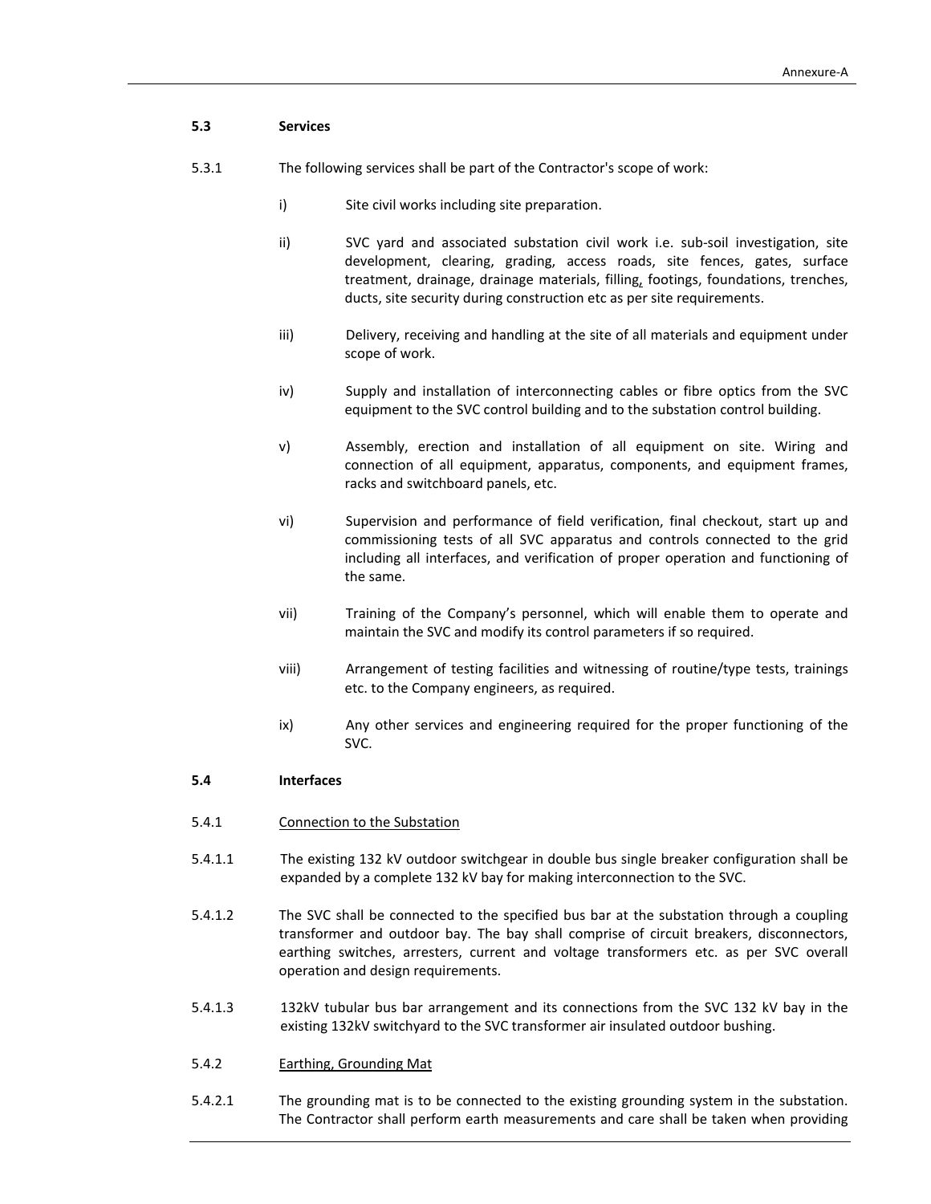### 5.3 Services

5.3.1 The following services shall be part of the Contractor's scope of work:

i) Site civil works including site preparation.

ii) SVC yard and associated substation civil work i.e. sub-soil investigation, site development, clearing, grading, access roads, site fences, gates, surface treatment, drainage, drainage materials, filling, footings, foundations, trenches, ducts, site security during construction etc as per site requirements.

iii) Delivery, receiving and handling at the site of all materials and equipment under scope of work.

iv) Supply and installation of interconnecting cables or fibre optics from the SVC equipment to the SVC control building and to the substation control building.

v) Assembly, erection and installation of all equipment on site. Wiring and connection of all equipment, apparatus, components, and equipment frames, racks and switchboard panels, etc.

vi) Supervision and performance of field verification, final checkout, start up and commissioning tests of all SVC apparatus and controls connected to the grid including all interfaces, and verification of proper operation and functioning of the same.

vii) Training of the Company's personnel, which will enable them to operate and maintain the SVC and modify its control parameters if so required.

viii) Arrangement of testing facilities and witnessing of routine/type tests, trainings etc. to the Company engineers, as required.

ix) Any other services and engineering required for the proper functioning of the SVC.

### 5.4 Interfaces

5.4.1 Connection to the Substation

5.4.1.1 The existing 132 kV outdoor switchgear in double bus single breaker configuration shall be expanded by a complete 132 kV bay for making interconnection to the SVC.

5.4.1.2 The SVC shall be connected to the specified bus bar at the substation through a coupling transformer and outdoor bay. The bay shall comprise of circuit breakers, disconnectors, earthing switches, arresters, current and voltage transformers etc. as per SVC overall operation and design requirements.

5.4.1.3 132kV tubular bus bar arrangement and its connections from the SVC 132 kV bay in the existing 132kV switchyard to the SVC transformer air insulated outdoor bushing.

5.4.2 Earthing, Grounding Mat

5.4.2.1 The grounding mat is to be connected to the existing grounding system in the substation. The Contractor shall perform earth measurements and care shall be taken when providing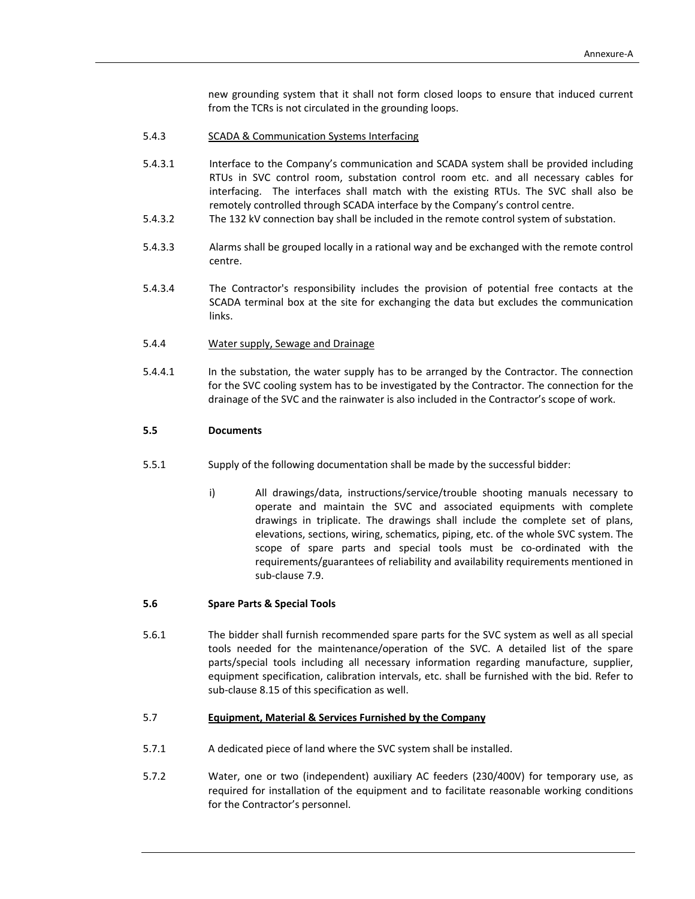new grounding system that it shall not form closed loops to ensure that induced current from the TCRs is not circulated in the grounding loops.

5.4.3 SCADA & Communication Systems Interfacing

5.4.3.1 Interface to the Company's communication and SCADA system shall be provided including RTUs in SVC control room, substation control room etc. and all necessary cables for interfacing. The interfaces shall match with the existing RTUs. The SVC shall also be remotely controlled through SCADA interface by the Company's control centre.

5.4.3.2 The 132 kV connection bay shall be included in the remote control system of substation.

5.4.3.3 Alarms shall be grouped locally in a rational way and be exchanged with the remote control centre.

5.4.3.4 The Contractor's responsibility includes the provision of potential free contacts at the SCADA terminal box at the site for exchanging the data but excludes the communication links.

5.4.4 Water supply, Sewage and Drainage

5.4.4.1 In the substation, the water supply has to be arranged by the Contractor. The connection for the SVC cooling system has to be investigated by the Contractor. The connection for the drainage of the SVC and the rainwater is also included in the Contractor's scope of work.

## 5.5 Documents

5.5.1 Supply of the following documentation shall be made by the successful bidder:

i) All drawings/data, instructions/service/trouble shooting manuals necessary to operate and maintain the SVC and associated equipments with complete drawings in triplicate. The drawings shall include the complete set of plans, elevations, sections, wiring, schematics, piping, etc. of the whole SVC system. The scope of spare parts and special tools must be co-ordinated with the requirements/guarantees of reliability and availability requirements mentioned in sub-clause 7.9.

## 5.6 Spare Parts & Special Tools

5.6.1 The bidder shall furnish recommended spare parts for the SVC system as well as all special tools needed for the maintenance/operation of the SVC. A detailed list of the spare parts/special tools including all necessary information regarding manufacture, supplier, equipment specification, calibration intervals, etc. shall be furnished with the bid. Refer to sub-clause 8.15 of this specification as well.

## 5.7 Equipment, Material & Services Furnished by the Company

5.7.1 A dedicated piece of land where the SVC system shall be installed.

5.7.2 Water, one or two (independent) auxiliary AC feeders (230/400V) for temporary use, as required for installation of the equipment and to facilitate reasonable working conditions for the Contractor's personnel.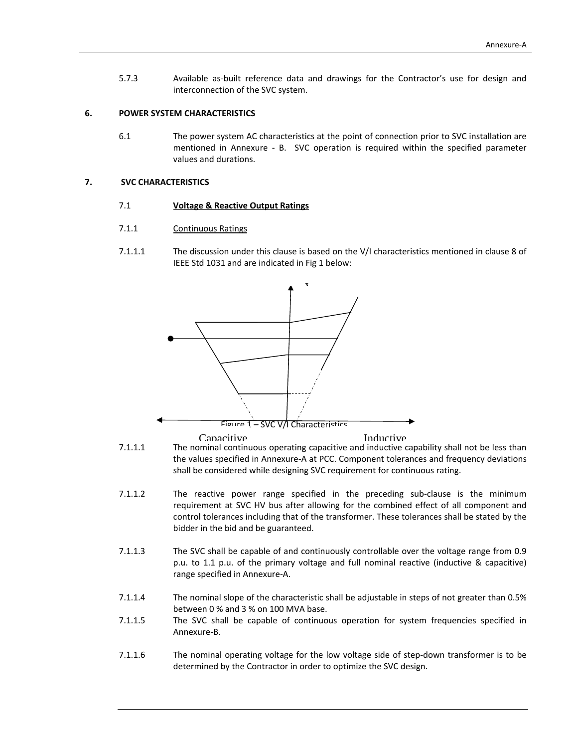5.7.3 Available as-built reference data and drawings for the Contractor's use for design and interconnection of the SVC system.

## 6. POWER SYSTEM CHARACTERISTICS

6.1 The power system AC characteristics at the point of connection prior to SVC installation are mentioned in Annexure - B. SVC operation is required within the specified parameter values and durations.

## 7. SVC CHARACTERISTICS

7.1 **Voltage & Reactive Output Ratings**

7.1.1 Continuous Ratings

7.1.1.1 The discussion under this clause is based on the V/I characteristics mentioned in clause 8 of IEEE Std 1031 and are indicated in Fig 1 below:

Figure 1 – SVC V/I Characteristics

Capacitive Inductive

7.1.1.1 The nominal continuous operating capacitive and inductive capability shall not be less than the values specified in Annexure-A at PCC. Component tolerances and frequency deviations shall be considered while designing SVC requirement for continuous rating.

7.1.1.2 The reactive power range specified in the preceding sub-clause is the minimum requirement at SVC HV bus after allowing for the combined effect of all component and control tolerances including that of the transformer. These tolerances shall be stated by the bidder in the bid and be guaranteed.

7.1.1.3 The SVC shall be capable of and continuously controllable over the voltage range from 0.9 p.u. to 1.1 p.u. of the primary voltage and full nominal reactive (inductive & capacitive) range specified in Annexure-A.

7.1.1.4 The nominal slope of the characteristic shall be adjustable in steps of not greater than 0.5% between 0 % and 3 % on 100 MVA base.

7.1.1.5 The SVC shall be capable of continuous operation for system frequencies specified in Annexure-B.

7.1.1.6 The nominal operating voltage for the low voltage side of step-down transformer is to be determined by the Contractor in order to optimize the SVC design.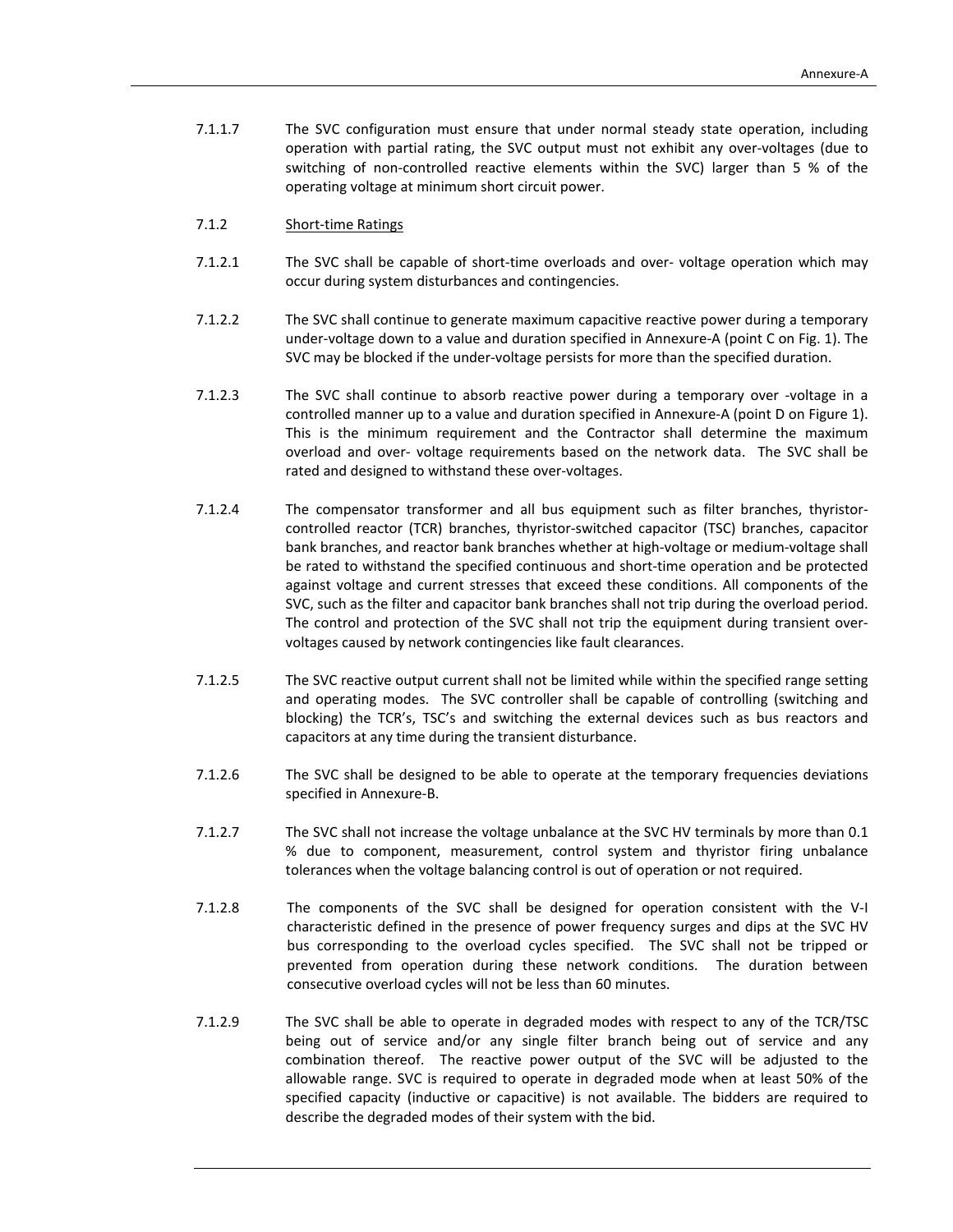7.1.1.7 The SVC configuration must ensure that under normal steady state operation, including operation with partial rating, the SVC output must not exhibit any over-voltages (due to switching of non-controlled reactive elements within the SVC) larger than 5 % of the operating voltage at minimum short circuit power.

7.1.2 <u>Short-time Ratings</u>

7.1.2.1 The SVC shall be capable of short-time overloads and over- voltage operation which may occur during system disturbances and contingencies.

7.1.2.2 The SVC shall continue to generate maximum capacitive reactive power during a temporary under-voltage down to a value and duration specified in Annexure-A (point C on Fig. 1). The SVC may be blocked if the under-voltage persists for more than the specified duration.

7.1.2.3 The SVC shall continue to absorb reactive power during a temporary over -voltage in a controlled manner up to a value and duration specified in Annexure-A (point D on Figure 1). This is the minimum requirement and the Contractor shall determine the maximum overload and over- voltage requirements based on the network data. The SVC shall be rated and designed to withstand these over-voltages.

7.1.2.4 The compensator transformer and all bus equipment such as filter branches, thyristor-controlled reactor (TCR) branches, thyristor-switched capacitor (TSC) branches, capacitor bank branches, and reactor bank branches whether at high-voltage or medium-voltage shall be rated to withstand the specified continuous and short-time operation and be protected against voltage and current stresses that exceed these conditions. All components of the SVC, such as the filter and capacitor bank branches shall not trip during the overload period. The control and protection of the SVC shall not trip the equipment during transient over-voltages caused by network contingencies like fault clearances.

7.1.2.5 The SVC reactive output current shall not be limited while within the specified range setting and operating modes. The SVC controller shall be capable of controlling (switching and blocking) the TCR's, TSC's and switching the external devices such as bus reactors and capacitors at any time during the transient disturbance.

7.1.2.6 The SVC shall be designed to be able to operate at the temporary frequencies deviations specified in Annexure-B.

7.1.2.7 The SVC shall not increase the voltage unbalance at the SVC HV terminals by more than 0.1 % due to component, measurement, control system and thyristor firing unbalance tolerances when the voltage balancing control is out of operation or not required.

7.1.2.8 The components of the SVC shall be designed for operation consistent with the V-I characteristic defined in the presence of power frequency surges and dips at the SVC HV bus corresponding to the overload cycles specified. The SVC shall not be tripped or prevented from operation during these network conditions. The duration between consecutive overload cycles will not be less than 60 minutes.

7.1.2.9 The SVC shall be able to operate in degraded modes with respect to any of the TCR/TSC being out of service and/or any single filter branch being out of service and any combination thereof. The reactive power output of the SVC will be adjusted to the allowable range. SVC is required to operate in degraded mode when at least 50% of the specified capacity (inductive or capacitive) is not available. The bidders are required to describe the degraded modes of their system with the bid.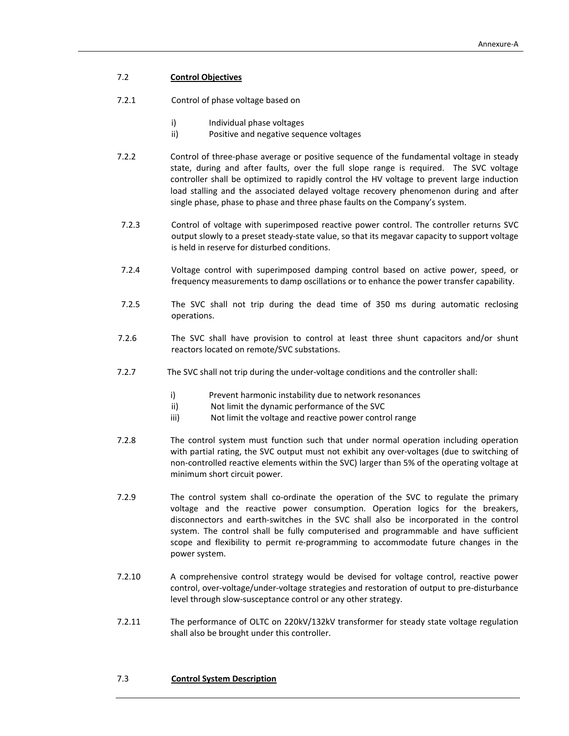### 7.2 Control Objectives

7.2.1 Control of phase voltage based on

- i) Individual phase voltages
- ii) Positive and negative sequence voltages

7.2.2 Control of three-phase average or positive sequence of the fundamental voltage in steady state, during and after faults, over the full slope range is required. The SVC voltage controller shall be optimized to rapidly control the HV voltage to prevent large induction load stalling and the associated delayed voltage recovery phenomenon during and after single phase, phase to phase and three phase faults on the Company's system.

7.2.3 Control of voltage with superimposed reactive power control. The controller returns SVC output slowly to a preset steady-state value, so that its megavar capacity to support voltage is held in reserve for disturbed conditions.

7.2.4 Voltage control with superimposed damping control based on active power, speed, or frequency measurements to damp oscillations or to enhance the power transfer capability.

7.2.5 The SVC shall not trip during the dead time of 350 ms during automatic reclosing operations.

7.2.6 The SVC shall have provision to control at least three shunt capacitors and/or shunt reactors located on remote/SVC substations.

7.2.7 The SVC shall not trip during the under-voltage conditions and the controller shall:

- i) Prevent harmonic instability due to network resonances
- ii) Not limit the dynamic performance of the SVC
- iii) Not limit the voltage and reactive power control range

7.2.8 The control system must function such that under normal operation including operation with partial rating, the SVC output must not exhibit any over-voltages (due to switching of non-controlled reactive elements within the SVC) larger than 5% of the operating voltage at minimum short circuit power.

7.2.9 The control system shall co-ordinate the operation of the SVC to regulate the primary voltage and the reactive power consumption. Operation logics for the breakers, disconnectors and earth-switches in the SVC shall also be incorporated in the control system. The control shall be fully computerised and programmable and have sufficient scope and flexibility to permit re-programming to accommodate future changes in the power system.

7.2.10 A comprehensive control strategy would be devised for voltage control, reactive power control, over-voltage/under-voltage strategies and restoration of output to pre-disturbance level through slow-susceptance control or any other strategy.

7.2.11 The performance of OLTC on 220kV/132kV transformer for steady state voltage regulation shall also be brought under this controller.

### 7.3 Control System Description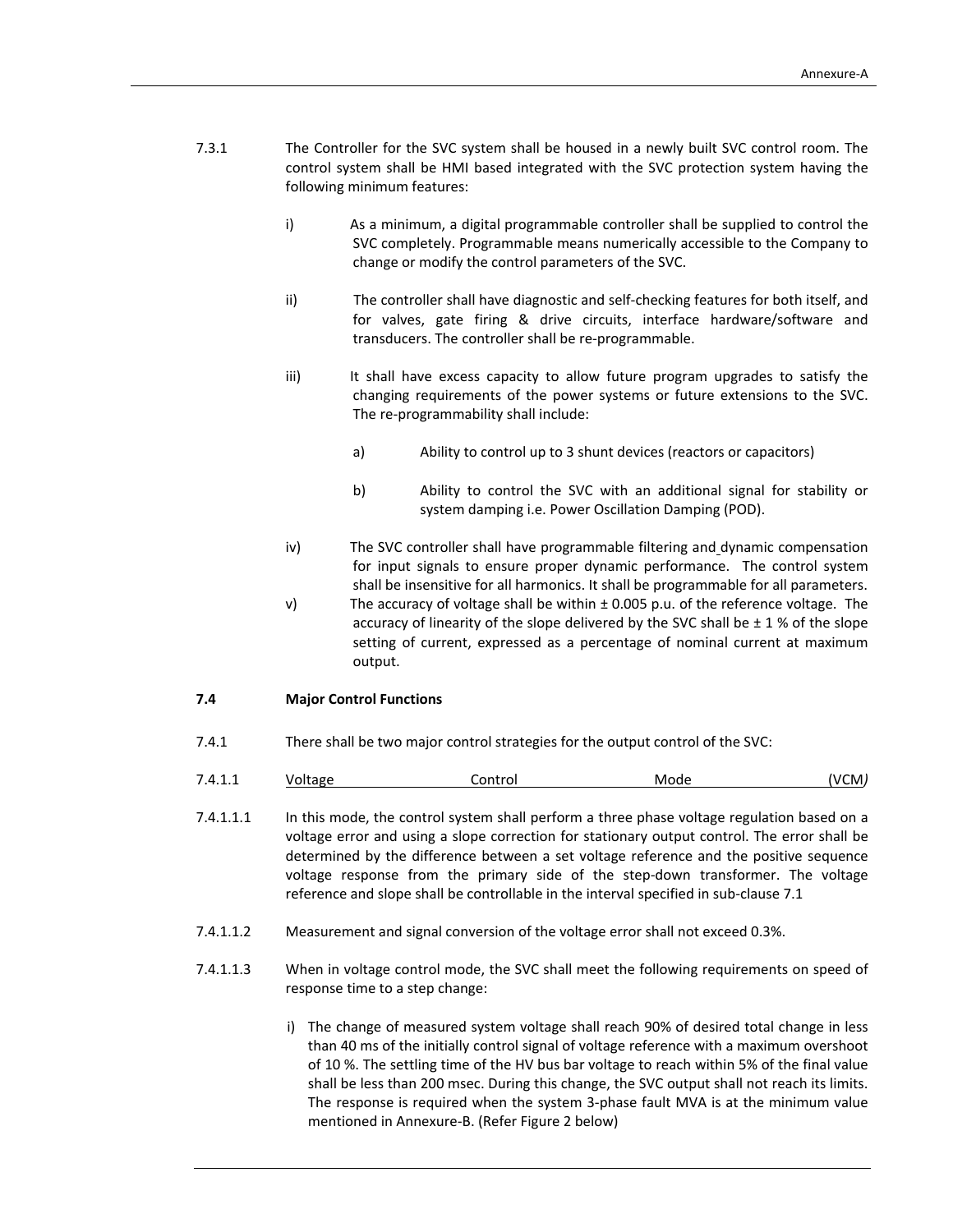7.3.1 The Controller for the SVC system shall be housed in a newly built SVC control room. The control system shall be HMI based integrated with the SVC protection system having the following minimum features:

i) As a minimum, a digital programmable controller shall be supplied to control the SVC completely. Programmable means numerically accessible to the Company to change or modify the control parameters of the SVC.

ii) The controller shall have diagnostic and self-checking features for both itself, and for valves, gate firing & drive circuits, interface hardware/software and transducers. The controller shall be re-programmable.

iii) It shall have excess capacity to allow future program upgrades to satisfy the changing requirements of the power systems or future extensions to the SVC. The re-programmability shall include:

a) Ability to control up to 3 shunt devices (reactors or capacitors)

b) Ability to control the SVC with an additional signal for stability or system damping i.e. Power Oscillation Damping (POD).

iv) The SVC controller shall have programmable filtering and dynamic compensation for input signals to ensure proper dynamic performance. The control system shall be insensitive for all harmonics. It shall be programmable for all parameters.

v) The accuracy of voltage shall be within ± 0.005 p.u. of the reference voltage. The accuracy of linearity of the slope delivered by the SVC shall be ± 1 % of the slope setting of current, expressed as a percentage of nominal current at maximum output.

**7.4 Major Control Functions**

7.4.1 There shall be two major control strategies for the output control of the SVC:

7.4.1.1 Voltage Control Mode (VCM*)*

7.4.1.1.1 In this mode, the control system shall perform a three phase voltage regulation based on a voltage error and using a slope correction for stationary output control. The error shall be determined by the difference between a set voltage reference and the positive sequence voltage response from the primary side of the step-down transformer. The voltage reference and slope shall be controllable in the interval specified in sub-clause 7.1

7.4.1.1.2 Measurement and signal conversion of the voltage error shall not exceed 0.3%.

7.4.1.1.3 When in voltage control mode, the SVC shall meet the following requirements on speed of response time to a step change:

i) The change of measured system voltage shall reach 90% of desired total change in less than 40 ms of the initially control signal of voltage reference with a maximum overshoot of 10 %. The settling time of the HV bus bar voltage to reach within 5% of the final value shall be less than 200 msec. During this change, the SVC output shall not reach its limits. The response is required when the system 3-phase fault MVA is at the minimum value mentioned in Annexure-B. (Refer Figure 2 below)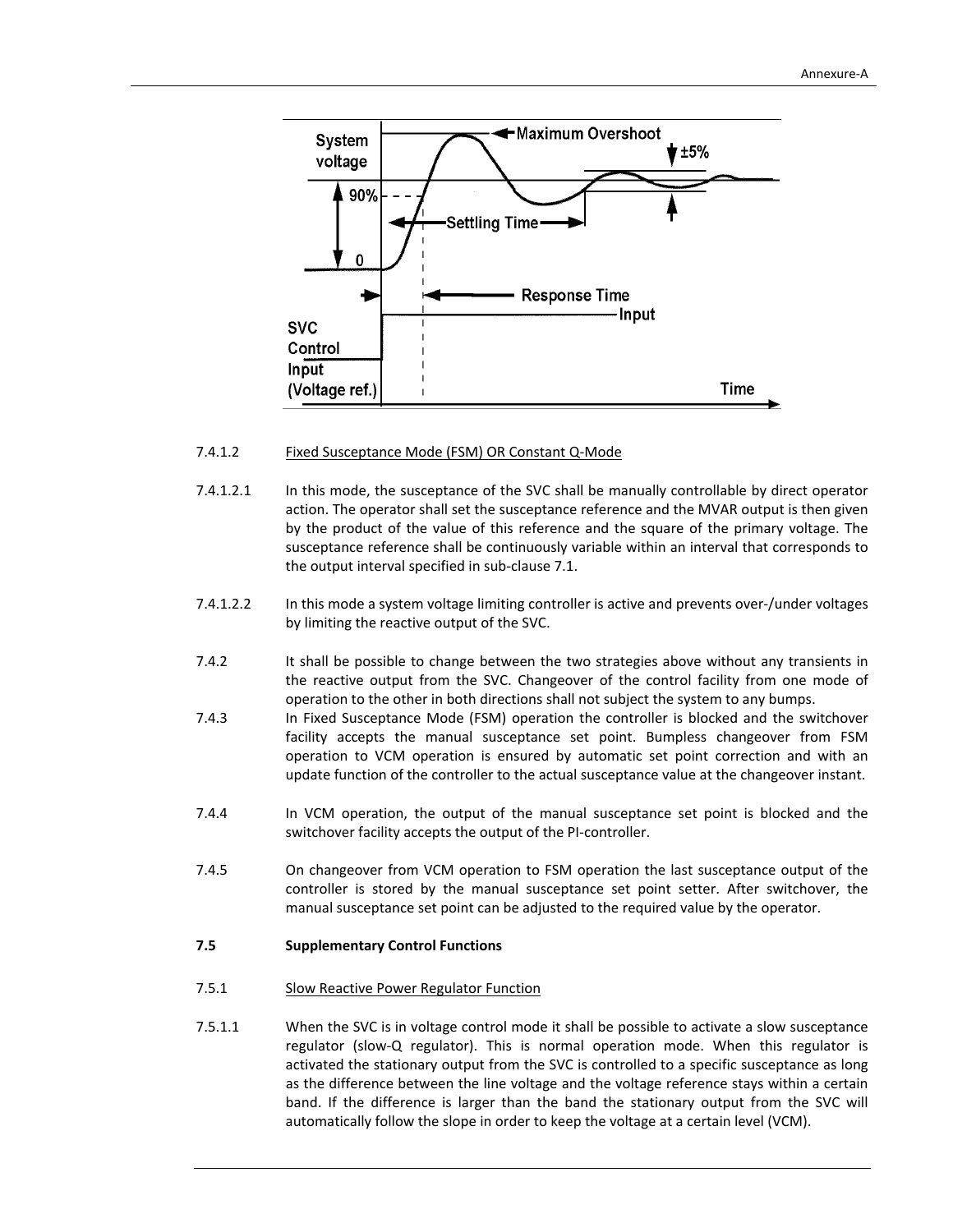7.4.1.2 Fixed Susceptance Mode (FSM) OR Constant Q-Mode

7.4.1.2.1 In this mode, the susceptance of the SVC shall be manually controllable by direct operator action. The operator shall set the susceptance reference and the MVAR output is then given by the product of the value of this reference and the square of the primary voltage. The susceptance reference shall be continuously variable within an interval that corresponds to the output interval specified in sub-clause 7.1.

7.4.1.2.2 In this mode a system voltage limiting controller is active and prevents over-/under voltages by limiting the reactive output of the SVC.

7.4.2 It shall be possible to change between the two strategies above without any transients in the reactive output from the SVC. Changeover of the control facility from one mode of operation to the other in both directions shall not subject the system to any bumps.

7.4.3 In Fixed Susceptance Mode (FSM) operation the controller is blocked and the switchover facility accepts the manual susceptance set point. Bumpless changeover from FSM operation to VCM operation is ensured by automatic set point correction and with an update function of the controller to the actual susceptance value at the changeover instant.

7.4.4 In VCM operation, the output of the manual susceptance set point is blocked and the switchover facility accepts the output of the PI-controller.

7.4.5 On changeover from VCM operation to FSM operation the last susceptance output of the controller is stored by the manual susceptance set point setter. After switchover, the manual susceptance set point can be adjusted to the required value by the operator.

**7.5 Supplementary Control Functions**

7.5.1 Slow Reactive Power Regulator Function

7.5.1.1 When the SVC is in voltage control mode it shall be possible to activate a slow susceptance regulator (slow-Q regulator). This is normal operation mode. When this regulator is activated the stationary output from the SVC is controlled to a specific susceptance as long as the difference between the line voltage and the voltage reference stays within a certain band. If the difference is larger than the band the stationary output from the SVC will automatically follow the slope in order to keep the voltage at a certain level (VCM).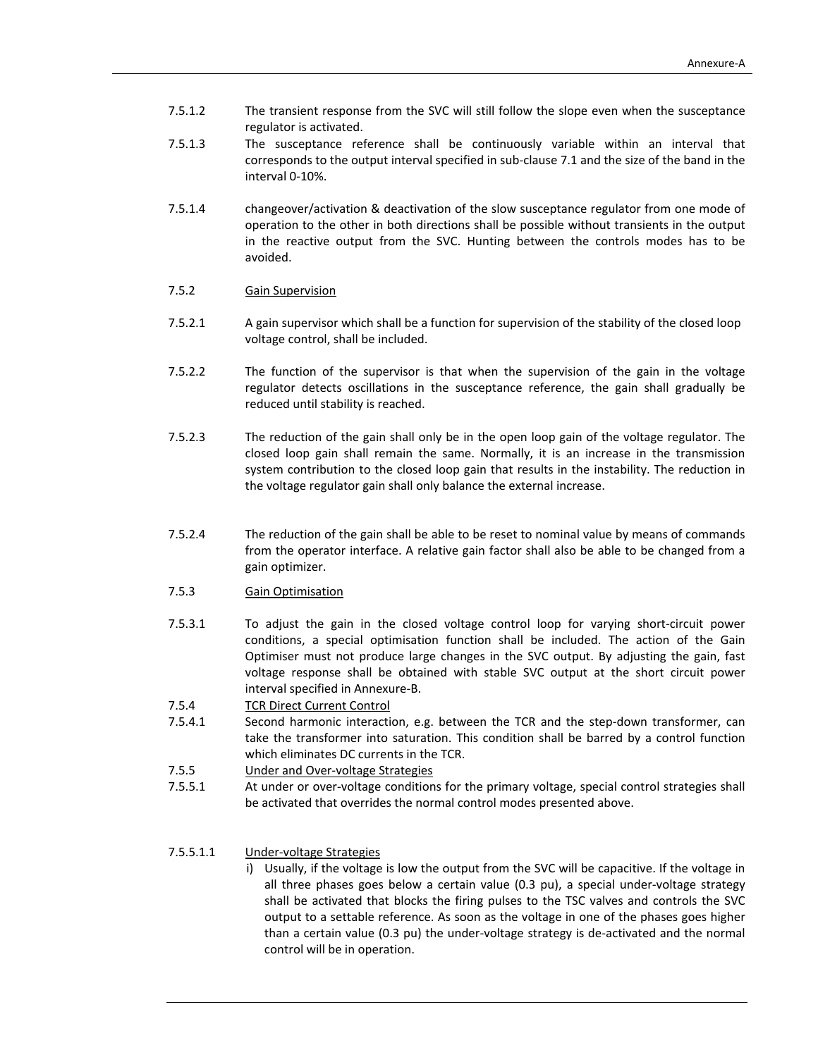7.5.1.2 The transient response from the SVC will still follow the slope even when the susceptance regulator is activated.

7.5.1.3 The susceptance reference shall be continuously variable within an interval that corresponds to the output interval specified in sub-clause 7.1 and the size of the band in the interval 0-10%.

7.5.1.4 changeover/activation & deactivation of the slow susceptance regulator from one mode of operation to the other in both directions shall be possible without transients in the output in the reactive output from the SVC. Hunting between the controls modes has to be avoided.

7.5.2 <u>Gain Supervision</u>

7.5.2.1 A gain supervisor which shall be a function for supervision of the stability of the closed loop voltage control, shall be included.

7.5.2.2 The function of the supervisor is that when the supervision of the gain in the voltage regulator detects oscillations in the susceptance reference, the gain shall gradually be reduced until stability is reached.

7.5.2.3 The reduction of the gain shall only be in the open loop gain of the voltage regulator. The closed loop gain shall remain the same. Normally, it is an increase in the transmission system contribution to the closed loop gain that results in the instability. The reduction in the voltage regulator gain shall only balance the external increase.

7.5.2.4 The reduction of the gain shall be able to be reset to nominal value by means of commands from the operator interface. A relative gain factor shall also be able to be changed from a gain optimizer.

7.5.3 <u>Gain Optimisation</u>

7.5.3.1 To adjust the gain in the closed voltage control loop for varying short-circuit power conditions, a special optimisation function shall be included. The action of the Gain Optimiser must not produce large changes in the SVC output. By adjusting the gain, fast voltage response shall be obtained with stable SVC output at the short circuit power interval specified in Annexure-B.

7.5.4 <u>TCR Direct Current Control</u>

7.5.4.1 Second harmonic interaction, e.g. between the TCR and the step-down transformer, can take the transformer into saturation. This condition shall be barred by a control function which eliminates DC currents in the TCR.

7.5.5 <u>Under and Over-voltage Strategies</u>

7.5.5.1 At under or over-voltage conditions for the primary voltage, special control strategies shall be activated that overrides the normal control modes presented above.

7.5.5.1.1 <u>Under-voltage Strategies</u>

i) Usually, if the voltage is low the output from the SVC will be capacitive. If the voltage in all three phases goes below a certain value (0.3 pu), a special under-voltage strategy shall be activated that blocks the firing pulses to the TSC valves and controls the SVC output to a settable reference. As soon as the voltage in one of the phases goes higher than a certain value (0.3 pu) the under-voltage strategy is de-activated and the normal control will be in operation.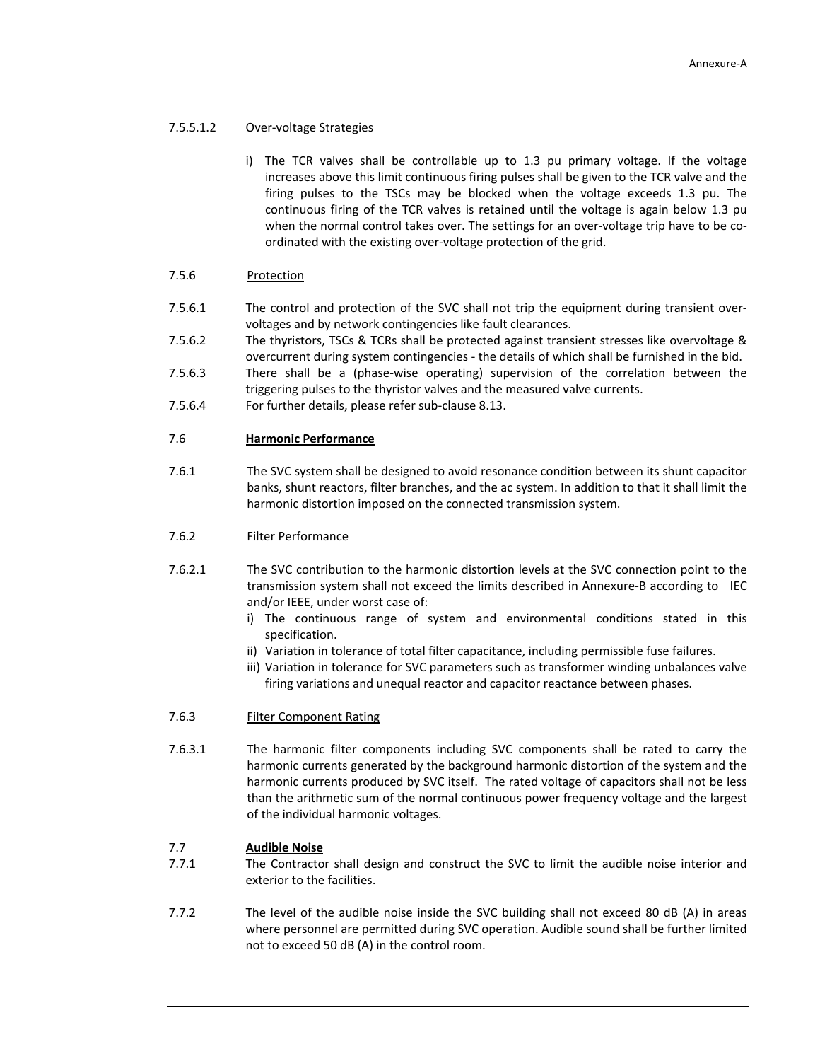7.5.5.1.2 Over-voltage Strategies

i) The TCR valves shall be controllable up to 1.3 pu primary voltage. If the voltage increases above this limit continuous firing pulses shall be given to the TCR valve and the firing pulses to the TSCs may be blocked when the voltage exceeds 1.3 pu. The continuous firing of the TCR valves is retained until the voltage is again below 1.3 pu when the normal control takes over. The settings for an over-voltage trip have to be co-ordinated with the existing over-voltage protection of the grid.

7.5.6 Protection

7.5.6.1 The control and protection of the SVC shall not trip the equipment during transient over-voltages and by network contingencies like fault clearances.

7.5.6.2 The thyristors, TSCs & TCRs shall be protected against transient stresses like overvoltage & overcurrent during system contingencies - the details of which shall be furnished in the bid.

7.5.6.3 There shall be a (phase-wise operating) supervision of the correlation between the triggering pulses to the thyristor valves and the measured valve currents.

7.5.6.4 For further details, please refer sub-clause 8.13.

## 7.6 Harmonic Performance

7.6.1 The SVC system shall be designed to avoid resonance condition between its shunt capacitor banks, shunt reactors, filter branches, and the ac system. In addition to that it shall limit the harmonic distortion imposed on the connected transmission system.

7.6.2 Filter Performance

7.6.2.1 The SVC contribution to the harmonic distortion levels at the SVC connection point to the transmission system shall not exceed the limits described in Annexure-B according to IEC and/or IEEE, under worst case of:

i) The continuous range of system and environmental conditions stated in this specification.
ii) Variation in tolerance of total filter capacitance, including permissible fuse failures.
iii) Variation in tolerance for SVC parameters such as transformer winding unbalances valve firing variations and unequal reactor and capacitor reactance between phases.

7.6.3 Filter Component Rating

7.6.3.1 The harmonic filter components including SVC components shall be rated to carry the harmonic currents generated by the background harmonic distortion of the system and the harmonic currents produced by SVC itself. The rated voltage of capacitors shall not be less than the arithmetic sum of the normal continuous power frequency voltage and the largest of the individual harmonic voltages.

## 7.7 Audible Noise

7.7.1 The Contractor shall design and construct the SVC to limit the audible noise interior and exterior to the facilities.

7.7.2 The level of the audible noise inside the SVC building shall not exceed 80 dB (A) in areas where personnel are permitted during SVC operation. Audible sound shall be further limited not to exceed 50 dB (A) in the control room.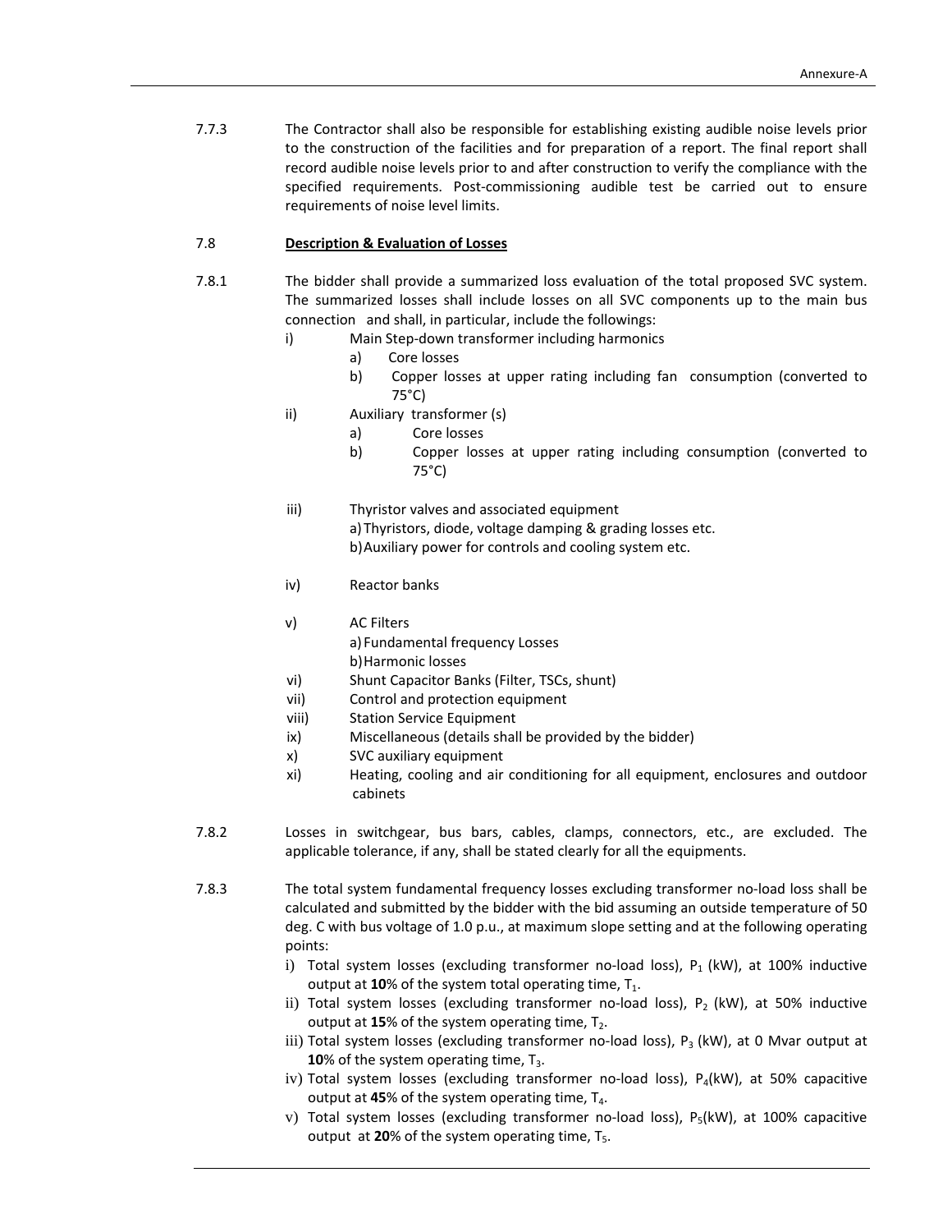7.7.3 The Contractor shall also be responsible for establishing existing audible noise levels prior to the construction of the facilities and for preparation of a report. The final report shall record audible noise levels prior to and after construction to verify the compliance with the specified requirements. Post-commissioning audible test be carried out to ensure requirements of noise level limits.

7.8 **Description & Evaluation of Losses**

7.8.1 The bidder shall provide a summarized loss evaluation of the total proposed SVC system. The summarized losses shall include losses on all SVC components up to the main bus connection and shall, in particular, include the followings:

i) Main Step-down transformer including harmonics
   - a) Core losses
   - b) Copper losses at upper rating including fan consumption (converted to 75°C)

ii) Auxiliary transformer (s)
   - a) Core losses
   - b) Copper losses at upper rating including consumption (converted to 75°C)

iii) Thyristor valves and associated equipment
   - a) Thyristors, diode, voltage damping & grading losses etc.
   - b) Auxiliary power for controls and cooling system etc.

iv) Reactor banks

v) AC Filters
   - a) Fundamental frequency Losses
   - b) Harmonic losses

vi) Shunt Capacitor Banks (Filter, TSCs, shunt)

vii) Control and protection equipment

viii) Station Service Equipment

ix) Miscellaneous (details shall be provided by the bidder)

x) SVC auxiliary equipment

xi) Heating, cooling and air conditioning for all equipment, enclosures and outdoor cabinets

7.8.2 Losses in switchgear, bus bars, cables, clamps, connectors, etc., are excluded. The applicable tolerance, if any, shall be stated clearly for all the equipments.

7.8.3 The total system fundamental frequency losses excluding transformer no-load loss shall be calculated and submitted by the bidder with the bid assuming an outside temperature of 50 deg. C with bus voltage of 1.0 p.u., at maximum slope setting and at the following operating points:

i) Total system losses (excluding transformer no-load loss), $P_1$ (kW), at 100% inductive output at **10**% of the system total operating time, $T_1$.

ii) Total system losses (excluding transformer no-load loss), $P_2$ (kW), at 50% inductive output at **15**% of the system operating time, $T_2$.

iii) Total system losses (excluding transformer no-load loss), $P_3$ (kW), at 0 Mvar output at **10**% of the system operating time, $T_3$.

iv) Total system losses (excluding transformer no-load loss), $P_4$(kW), at 50% capacitive output at **45**% of the system operating time, $T_4$.

v) Total system losses (excluding transformer no-load loss), $P_5$(kW), at 100% capacitive output at **20**% of the system operating time, $T_5$.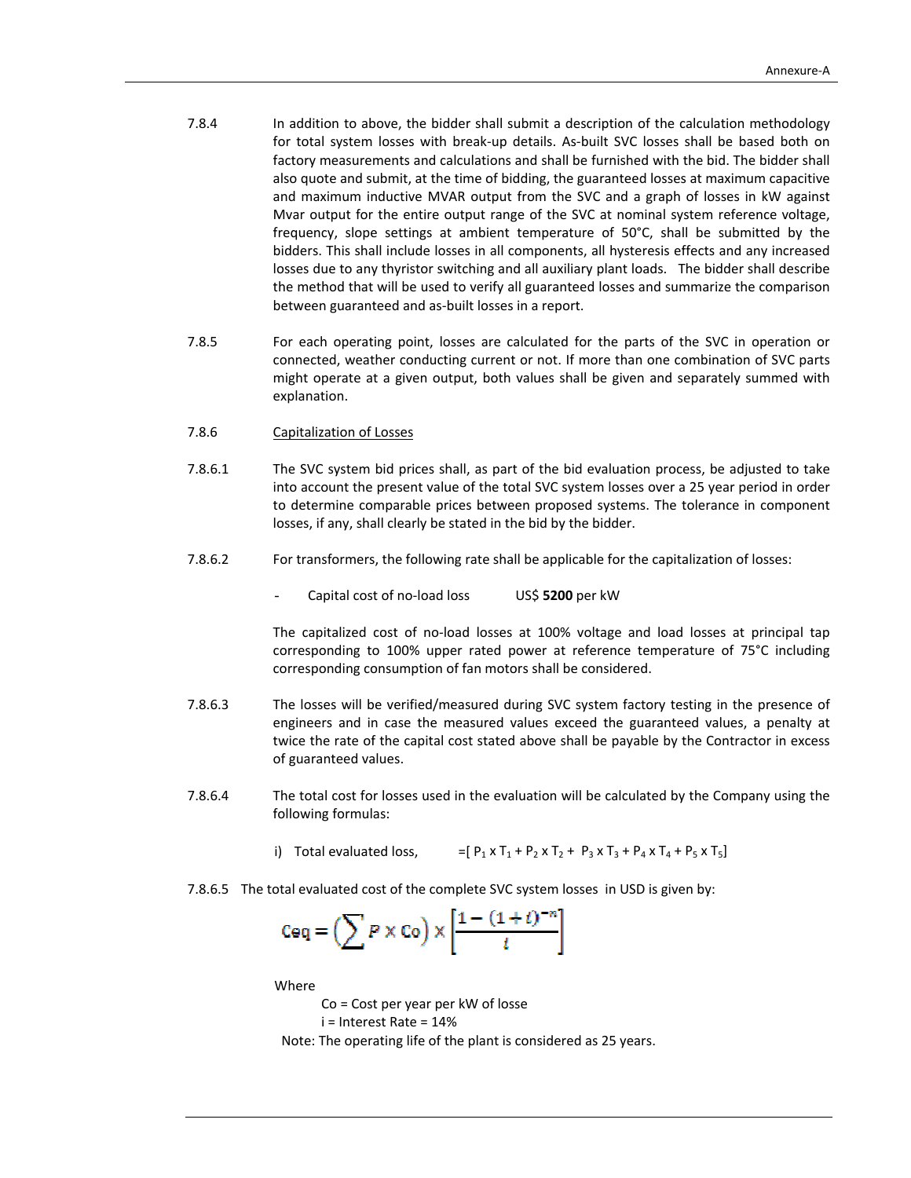7.8.4 In addition to above, the bidder shall submit a description of the calculation methodology for total system losses with break-up details. As-built SVC losses shall be based both on factory measurements and calculations and shall be furnished with the bid. The bidder shall also quote and submit, at the time of bidding, the guaranteed losses at maximum capacitive and maximum inductive MVAR output from the SVC and a graph of losses in kW against Mvar output for the entire output range of the SVC at nominal system reference voltage, frequency, slope settings at ambient temperature of 50°C, shall be submitted by the bidders. This shall include losses in all components, all hysteresis effects and any increased losses due to any thyristor switching and all auxiliary plant loads. The bidder shall describe the method that will be used to verify all guaranteed losses and summarize the comparison between guaranteed and as-built losses in a report.

7.8.5 For each operating point, losses are calculated for the parts of the SVC in operation or connected, weather conducting current or not. If more than one combination of SVC parts might operate at a given output, both values shall be given and separately summed with explanation.

7.8.6 <u>Capitalization of Losses</u>

7.8.6.1 The SVC system bid prices shall, as part of the bid evaluation process, be adjusted to take into account the present value of the total SVC system losses over a 25 year period in order to determine comparable prices between proposed systems. The tolerance in component losses, if any, shall clearly be stated in the bid by the bidder.

7.8.6.2 For transformers, the following rate shall be applicable for the capitalization of losses:

- Capital cost of no-load loss US$ **5200** per kW

The capitalized cost of no-load losses at 100% voltage and load losses at principal tap corresponding to 100% upper rated power at reference temperature of 75°C including corresponding consumption of fan motors shall be considered.

7.8.6.3 The losses will be verified/measured during SVC system factory testing in the presence of engineers and in case the measured values exceed the guaranteed values, a penalty at twice the rate of the capital cost stated above shall be payable by the Contractor in excess of guaranteed values.

7.8.6.4 The total cost for losses used in the evaluation will be calculated by the Company using the following formulas:

i) Total evaluated loss, $= [P_1 \times T_1 + P_2 \times T_2 + P_3 \times T_3 + P_4 \times T_4 + P_5 \times T_5]$

7.8.6.5 The total evaluated cost of the complete SVC system losses in USD is given by:

$$Ceq = \left(\sum P \times Co\right) \times \left[\frac{1-(1+i)^{-n}}{i}\right]$$

Where

Co = Cost per year per kW of losse

i = Interest Rate = 14%

Note: The operating life of the plant is considered as 25 years.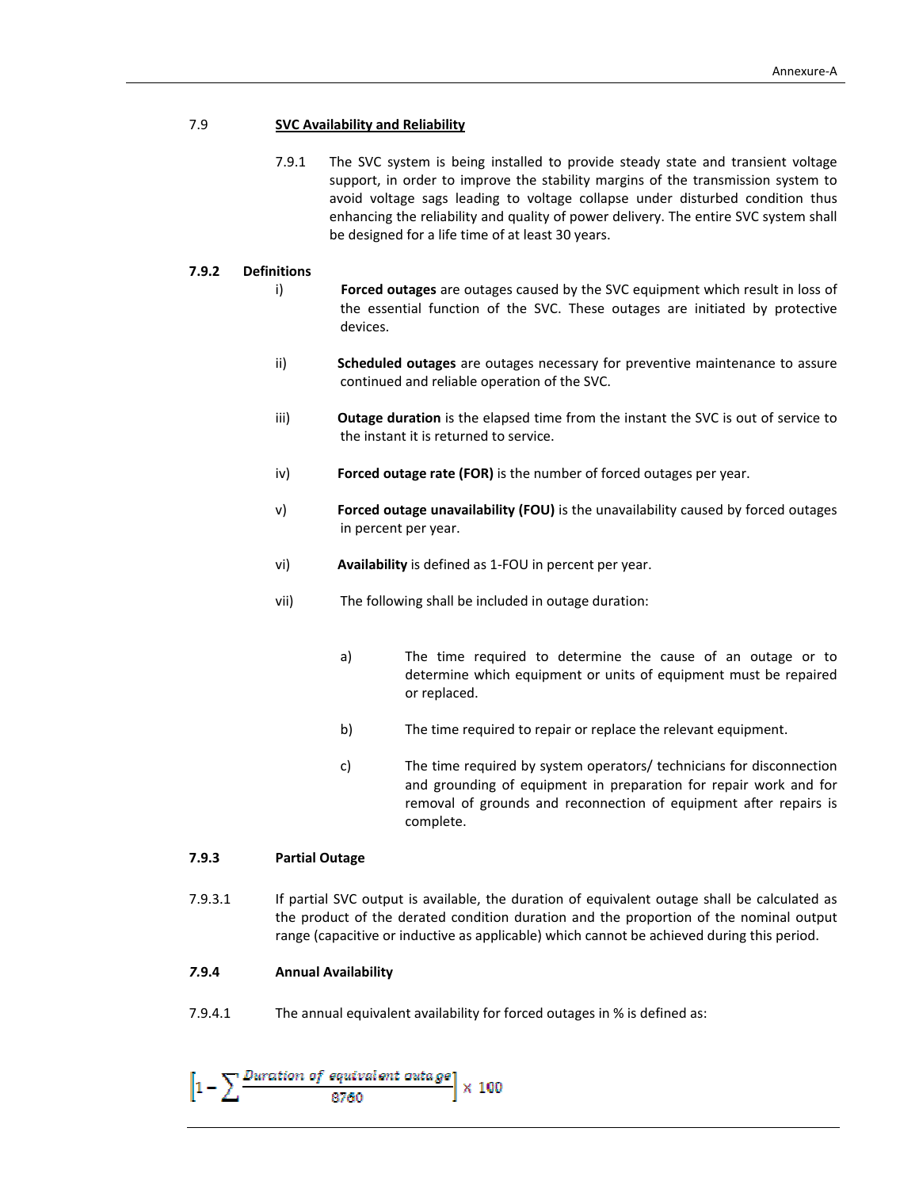## 7.9 SVC Availability and Reliability

7.9.1 The SVC system is being installed to provide steady state and transient voltage support, in order to improve the stability margins of the transmission system to avoid voltage sags leading to voltage collapse under disturbed condition thus enhancing the reliability and quality of power delivery. The entire SVC system shall be designed for a life time of at least 30 years.

### 7.9.2 Definitions

i) **Forced outages** are outages caused by the SVC equipment which result in loss of the essential function of the SVC. These outages are initiated by protective devices.

ii) **Scheduled outages** are outages necessary for preventive maintenance to assure continued and reliable operation of the SVC.

iii) **Outage duration** is the elapsed time from the instant the SVC is out of service to the instant it is returned to service.

iv) **Forced outage rate (FOR)** is the number of forced outages per year.

v) **Forced outage unavailability (FOU)** is the unavailability caused by forced outages in percent per year.

vi) **Availability** is defined as 1-FOU in percent per year.

vii) The following shall be included in outage duration:

a) The time required to determine the cause of an outage or to determine which equipment or units of equipment must be repaired or replaced.

b) The time required to repair or replace the relevant equipment.

c) The time required by system operators/ technicians for disconnection and grounding of equipment in preparation for repair work and for removal of grounds and reconnection of equipment after repairs is complete.

### 7.9.3 Partial Outage

7.9.3.1 If partial SVC output is available, the duration of equivalent outage shall be calculated as the product of the derated condition duration and the proportion of the nominal output range (capacitive or inductive as applicable) which cannot be achieved during this period.

### 7.9.4 Annual Availability

7.9.4.1 The annual equivalent availability for forced outages in % is defined as:

$$\left[1 - \sum \frac{\text{Duration of equivalent outage}}{8760}\right] \times 100$$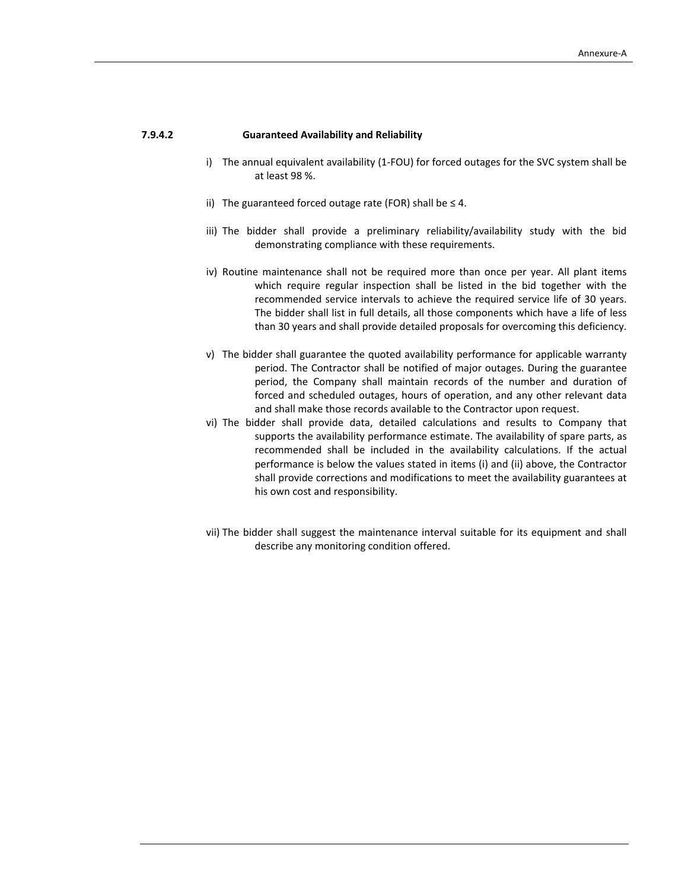#### 7.9.4.2 Guaranteed Availability and Reliability

i) The annual equivalent availability (1-FOU) for forced outages for the SVC system shall be at least 98 %.

ii) The guaranteed forced outage rate (FOR) shall be ≤ 4.

iii) The bidder shall provide a preliminary reliability/availability study with the bid demonstrating compliance with these requirements.

iv) Routine maintenance shall not be required more than once per year. All plant items which require regular inspection shall be listed in the bid together with the recommended service intervals to achieve the required service life of 30 years. The bidder shall list in full details, all those components which have a life of less than 30 years and shall provide detailed proposals for overcoming this deficiency.

v) The bidder shall guarantee the quoted availability performance for applicable warranty period. The Contractor shall be notified of major outages. During the guarantee period, the Company shall maintain records of the number and duration of forced and scheduled outages, hours of operation, and any other relevant data and shall make those records available to the Contractor upon request.

vi) The bidder shall provide data, detailed calculations and results to Company that supports the availability performance estimate. The availability of spare parts, as recommended shall be included in the availability calculations. If the actual performance is below the values stated in items (i) and (ii) above, the Contractor shall provide corrections and modifications to meet the availability guarantees at his own cost and responsibility.

vii) The bidder shall suggest the maintenance interval suitable for its equipment and shall describe any monitoring condition offered.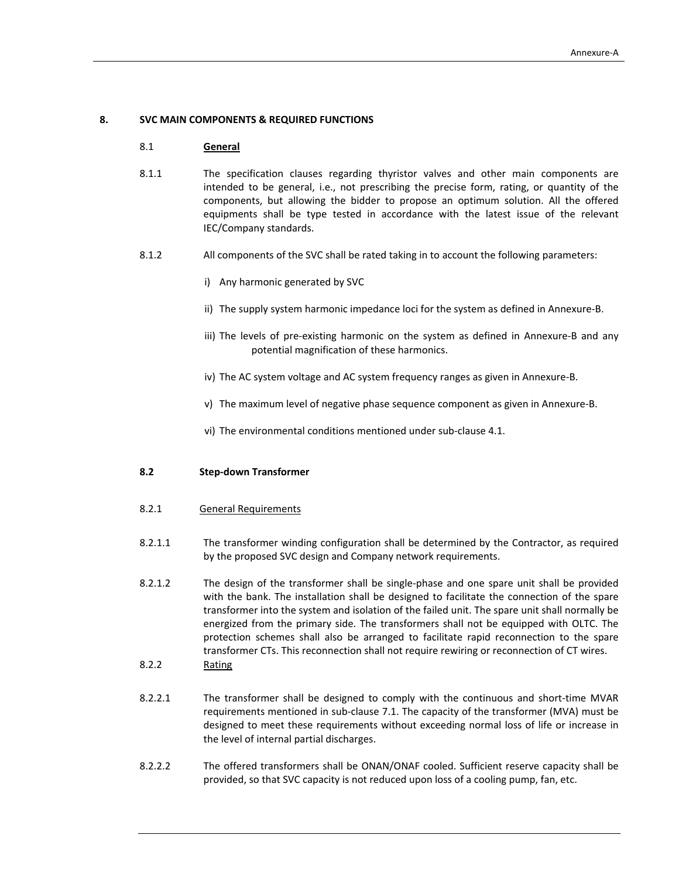## 8. SVC MAIN COMPONENTS & REQUIRED FUNCTIONS

### 8.1 General

8.1.1 The specification clauses regarding thyristor valves and other main components are intended to be general, i.e., not prescribing the precise form, rating, or quantity of the components, but allowing the bidder to propose an optimum solution. All the offered equipments shall be type tested in accordance with the latest issue of the relevant IEC/Company standards.

8.1.2 All components of the SVC shall be rated taking in to account the following parameters:

i) Any harmonic generated by SVC

ii) The supply system harmonic impedance loci for the system as defined in Annexure-B.

iii) The levels of pre-existing harmonic on the system as defined in Annexure-B and any potential magnification of these harmonics.

iv) The AC system voltage and AC system frequency ranges as given in Annexure-B.

v) The maximum level of negative phase sequence component as given in Annexure-B.

vi) The environmental conditions mentioned under sub-clause 4.1.

### 8.2 Step-down Transformer

#### 8.2.1 General Requirements

8.2.1.1 The transformer winding configuration shall be determined by the Contractor, as required by the proposed SVC design and Company network requirements.

8.2.1.2 The design of the transformer shall be single-phase and one spare unit shall be provided with the bank. The installation shall be designed to facilitate the connection of the spare transformer into the system and isolation of the failed unit. The spare unit shall normally be energized from the primary side. The transformers shall not be equipped with OLTC. The protection schemes shall also be arranged to facilitate rapid reconnection to the spare transformer CTs. This reconnection shall not require rewiring or reconnection of CT wires.

#### 8.2.2 Rating

8.2.2.1 The transformer shall be designed to comply with the continuous and short-time MVAR requirements mentioned in sub-clause 7.1. The capacity of the transformer (MVA) must be designed to meet these requirements without exceeding normal loss of life or increase in the level of internal partial discharges.

8.2.2.2 The offered transformers shall be ONAN/ONAF cooled. Sufficient reserve capacity shall be provided, so that SVC capacity is not reduced upon loss of a cooling pump, fan, etc.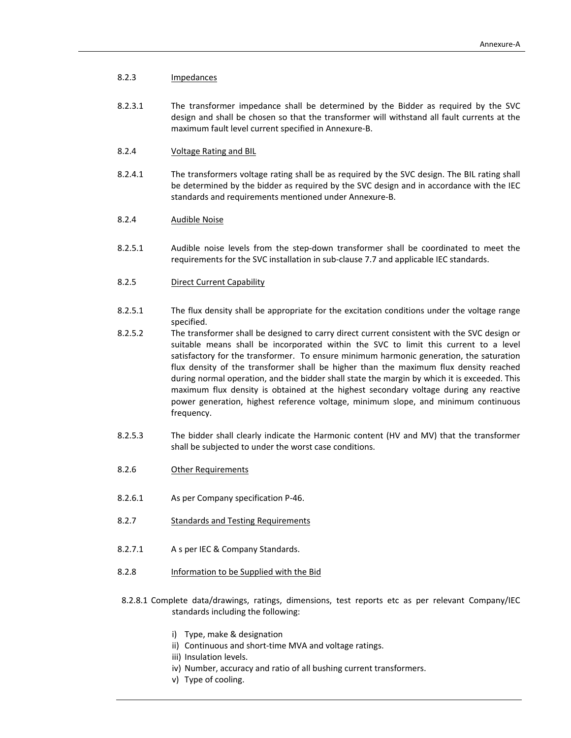#### 8.2.3 Impedances

8.2.3.1 The transformer impedance shall be determined by the Bidder as required by the SVC design and shall be chosen so that the transformer will withstand all fault currents at the maximum fault level current specified in Annexure-B.

#### 8.2.4 Voltage Rating and BIL

8.2.4.1 The transformers voltage rating shall be as required by the SVC design. The BIL rating shall be determined by the bidder as required by the SVC design and in accordance with the IEC standards and requirements mentioned under Annexure-B.

#### 8.2.4 Audible Noise

8.2.5.1 Audible noise levels from the step-down transformer shall be coordinated to meet the requirements for the SVC installation in sub-clause 7.7 and applicable IEC standards.

#### 8.2.5 Direct Current Capability

8.2.5.1 The flux density shall be appropriate for the excitation conditions under the voltage range specified.

8.2.5.2 The transformer shall be designed to carry direct current consistent with the SVC design or suitable means shall be incorporated within the SVC to limit this current to a level satisfactory for the transformer. To ensure minimum harmonic generation, the saturation flux density of the transformer shall be higher than the maximum flux density reached during normal operation, and the bidder shall state the margin by which it is exceeded. This maximum flux density is obtained at the highest secondary voltage during any reactive power generation, highest reference voltage, minimum slope, and minimum continuous frequency.

8.2.5.3 The bidder shall clearly indicate the Harmonic content (HV and MV) that the transformer shall be subjected to under the worst case conditions.

#### 8.2.6 Other Requirements

8.2.6.1 As per Company specification P-46.

#### 8.2.7 Standards and Testing Requirements

8.2.7.1 A s per IEC & Company Standards.

#### 8.2.8 Information to be Supplied with the Bid

8.2.8.1 Complete data/drawings, ratings, dimensions, test reports etc as per relevant Company/IEC standards including the following:

i) Type, make & designation
ii) Continuous and short-time MVA and voltage ratings.
iii) Insulation levels.
iv) Number, accuracy and ratio of all bushing current transformers.
v) Type of cooling.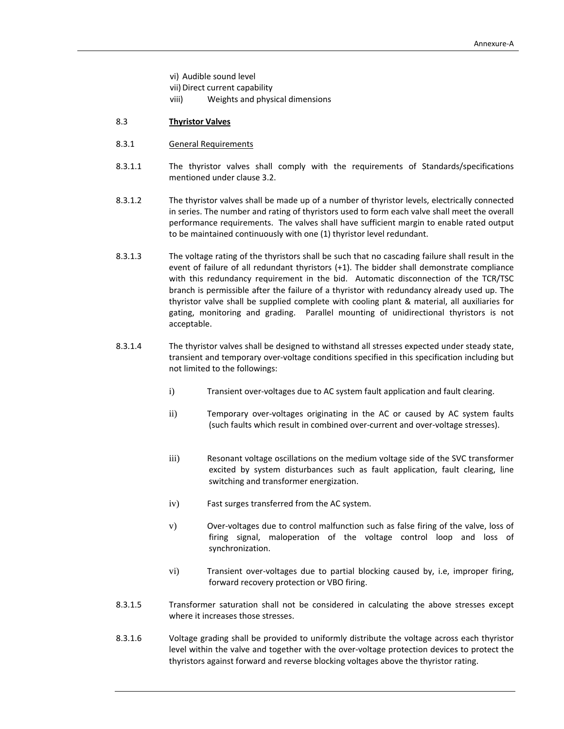vi) Audible sound level

vii) Direct current capability

viii) Weights and physical dimensions

8.3 **Thyristor Valves**

8.3.1 General Requirements

8.3.1.1 The thyristor valves shall comply with the requirements of Standards/specifications mentioned under clause 3.2.

8.3.1.2 The thyristor valves shall be made up of a number of thyristor levels, electrically connected in series. The number and rating of thyristors used to form each valve shall meet the overall performance requirements. The valves shall have sufficient margin to enable rated output to be maintained continuously with one (1) thyristor level redundant.

8.3.1.3 The voltage rating of the thyristors shall be such that no cascading failure shall result in the event of failure of all redundant thyristors (+1). The bidder shall demonstrate compliance with this redundancy requirement in the bid. Automatic disconnection of the TCR/TSC branch is permissible after the failure of a thyristor with redundancy already used up. The thyristor valve shall be supplied complete with cooling plant & material, all auxiliaries for gating, monitoring and grading. Parallel mounting of unidirectional thyristors is not acceptable.

8.3.1.4 The thyristor valves shall be designed to withstand all stresses expected under steady state, transient and temporary over-voltage conditions specified in this specification including but not limited to the followings:

i) Transient over-voltages due to AC system fault application and fault clearing.

ii) Temporary over-voltages originating in the AC or caused by AC system faults (such faults which result in combined over-current and over-voltage stresses).

iii) Resonant voltage oscillations on the medium voltage side of the SVC transformer excited by system disturbances such as fault application, fault clearing, line switching and transformer energization.

iv) Fast surges transferred from the AC system.

v) Over-voltages due to control malfunction such as false firing of the valve, loss of firing signal, maloperation of the voltage control loop and loss of synchronization.

vi) Transient over-voltages due to partial blocking caused by, i.e, improper firing, forward recovery protection or VBO firing.

8.3.1.5 Transformer saturation shall not be considered in calculating the above stresses except where it increases those stresses.

8.3.1.6 Voltage grading shall be provided to uniformly distribute the voltage across each thyristor level within the valve and together with the over-voltage protection devices to protect the thyristors against forward and reverse blocking voltages above the thyristor rating.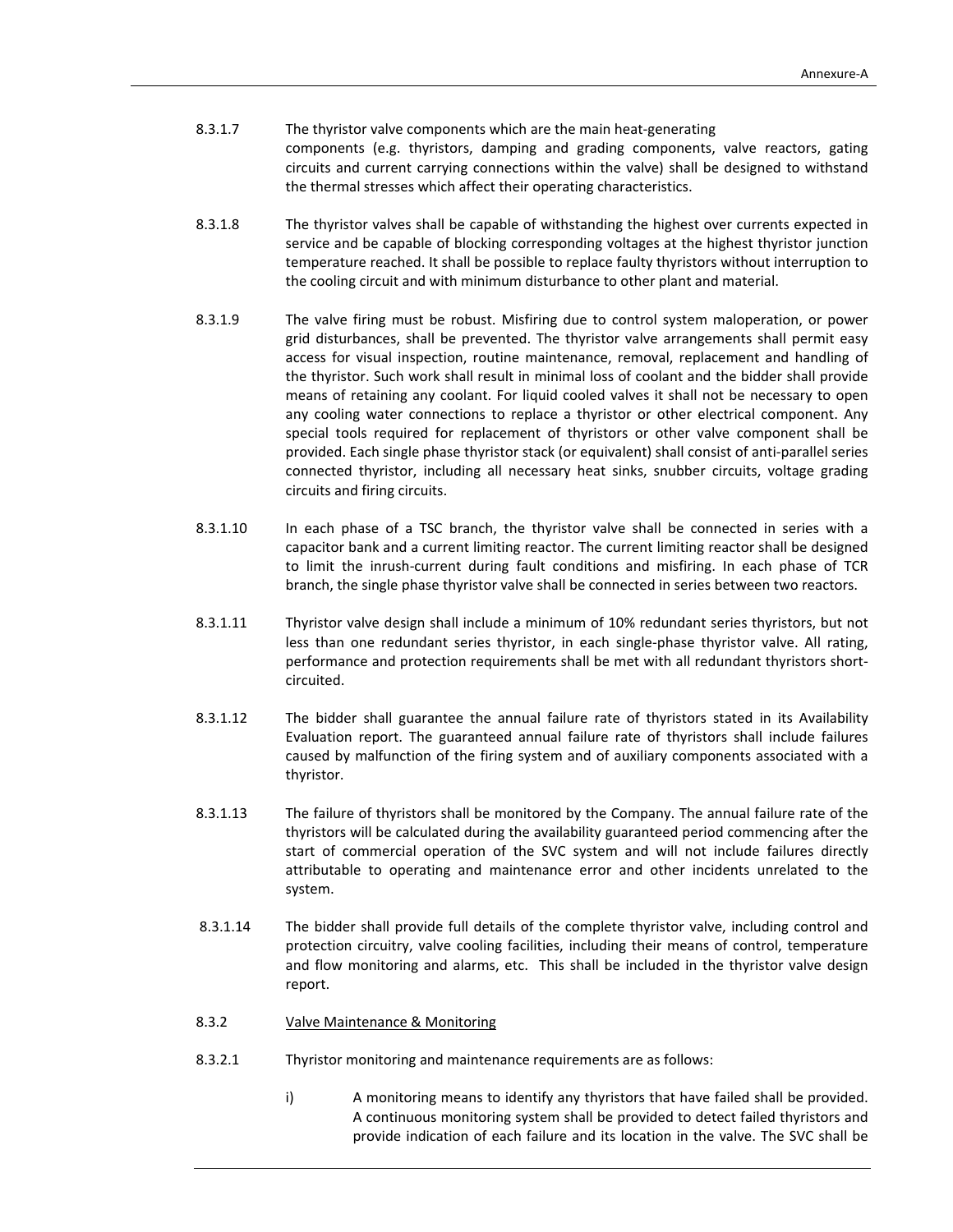8.3.1.7 The thyristor valve components which are the main heat-generating components (e.g. thyristors, damping and grading components, valve reactors, gating circuits and current carrying connections within the valve) shall be designed to withstand the thermal stresses which affect their operating characteristics.

8.3.1.8 The thyristor valves shall be capable of withstanding the highest over currents expected in service and be capable of blocking corresponding voltages at the highest thyristor junction temperature reached. It shall be possible to replace faulty thyristors without interruption to the cooling circuit and with minimum disturbance to other plant and material.

8.3.1.9 The valve firing must be robust. Misfiring due to control system maloperation, or power grid disturbances, shall be prevented. The thyristor valve arrangements shall permit easy access for visual inspection, routine maintenance, removal, replacement and handling of the thyristor. Such work shall result in minimal loss of coolant and the bidder shall provide means of retaining any coolant. For liquid cooled valves it shall not be necessary to open any cooling water connections to replace a thyristor or other electrical component. Any special tools required for replacement of thyristors or other valve component shall be provided. Each single phase thyristor stack (or equivalent) shall consist of anti-parallel series connected thyristor, including all necessary heat sinks, snubber circuits, voltage grading circuits and firing circuits.

8.3.1.10 In each phase of a TSC branch, the thyristor valve shall be connected in series with a capacitor bank and a current limiting reactor. The current limiting reactor shall be designed to limit the inrush-current during fault conditions and misfiring. In each phase of TCR branch, the single phase thyristor valve shall be connected in series between two reactors.

8.3.1.11 Thyristor valve design shall include a minimum of 10% redundant series thyristors, but not less than one redundant series thyristor, in each single-phase thyristor valve. All rating, performance and protection requirements shall be met with all redundant thyristors short-circuited.

8.3.1.12 The bidder shall guarantee the annual failure rate of thyristors stated in its Availability Evaluation report. The guaranteed annual failure rate of thyristors shall include failures caused by malfunction of the firing system and of auxiliary components associated with a thyristor.

8.3.1.13 The failure of thyristors shall be monitored by the Company. The annual failure rate of the thyristors will be calculated during the availability guaranteed period commencing after the start of commercial operation of the SVC system and will not include failures directly attributable to operating and maintenance error and other incidents unrelated to the system.

8.3.1.14 The bidder shall provide full details of the complete thyristor valve, including control and protection circuitry, valve cooling facilities, including their means of control, temperature and flow monitoring and alarms, etc. This shall be included in the thyristor valve design report.

8.3.2 <u>Valve Maintenance & Monitoring</u>

8.3.2.1 Thyristor monitoring and maintenance requirements are as follows:

i) A monitoring means to identify any thyristors that have failed shall be provided. A continuous monitoring system shall be provided to detect failed thyristors and provide indication of each failure and its location in the valve. The SVC shall be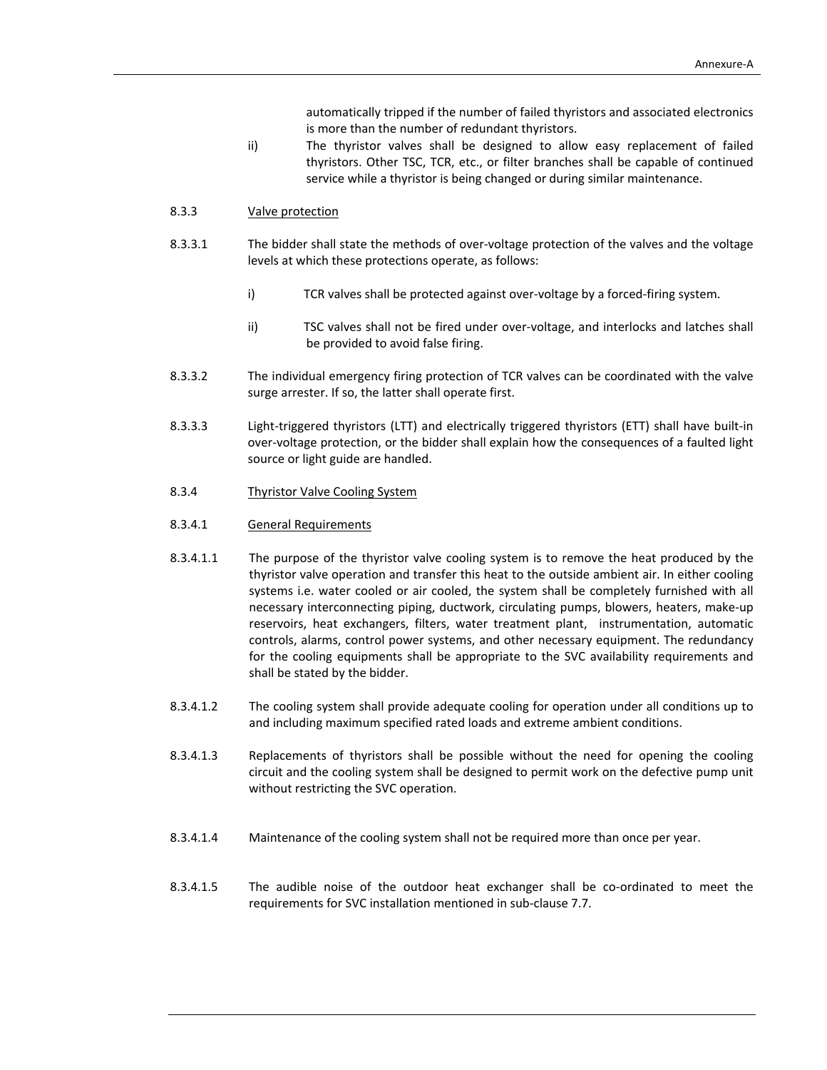automatically tripped if the number of failed thyristors and associated electronics is more than the number of redundant thyristors.

ii) The thyristor valves shall be designed to allow easy replacement of failed thyristors. Other TSC, TCR, etc., or filter branches shall be capable of continued service while a thyristor is being changed or during similar maintenance.

8.3.3 Valve protection

8.3.3.1 The bidder shall state the methods of over-voltage protection of the valves and the voltage levels at which these protections operate, as follows:

i) TCR valves shall be protected against over-voltage by a forced-firing system.

ii) TSC valves shall not be fired under over-voltage, and interlocks and latches shall be provided to avoid false firing.

8.3.3.2 The individual emergency firing protection of TCR valves can be coordinated with the valve surge arrester. If so, the latter shall operate first.

8.3.3.3 Light-triggered thyristors (LTT) and electrically triggered thyristors (ETT) shall have built-in over-voltage protection, or the bidder shall explain how the consequences of a faulted light source or light guide are handled.

8.3.4 Thyristor Valve Cooling System

8.3.4.1 General Requirements

8.3.4.1.1 The purpose of the thyristor valve cooling system is to remove the heat produced by the thyristor valve operation and transfer this heat to the outside ambient air. In either cooling systems i.e. water cooled or air cooled, the system shall be completely furnished with all necessary interconnecting piping, ductwork, circulating pumps, blowers, heaters, make-up reservoirs, heat exchangers, filters, water treatment plant, instrumentation, automatic controls, alarms, control power systems, and other necessary equipment. The redundancy for the cooling equipments shall be appropriate to the SVC availability requirements and shall be stated by the bidder.

8.3.4.1.2 The cooling system shall provide adequate cooling for operation under all conditions up to and including maximum specified rated loads and extreme ambient conditions.

8.3.4.1.3 Replacements of thyristors shall be possible without the need for opening the cooling circuit and the cooling system shall be designed to permit work on the defective pump unit without restricting the SVC operation.

8.3.4.1.4 Maintenance of the cooling system shall not be required more than once per year.

8.3.4.1.5 The audible noise of the outdoor heat exchanger shall be co-ordinated to meet the requirements for SVC installation mentioned in sub-clause 7.7.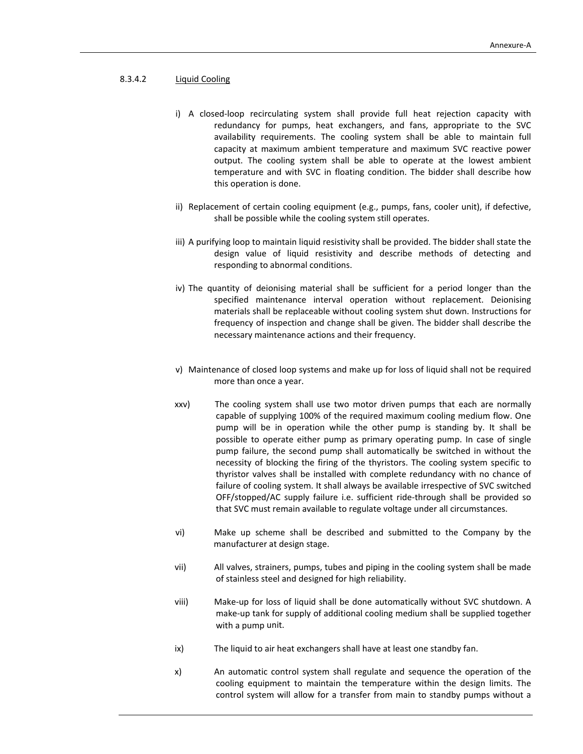### 8.3.4.2 Liquid Cooling

i) A closed-loop recirculating system shall provide full heat rejection capacity with redundancy for pumps, heat exchangers, and fans, appropriate to the SVC availability requirements. The cooling system shall be able to maintain full capacity at maximum ambient temperature and maximum SVC reactive power output. The cooling system shall be able to operate at the lowest ambient temperature and with SVC in floating condition. The bidder shall describe how this operation is done.

ii) Replacement of certain cooling equipment (e.g., pumps, fans, cooler unit), if defective, shall be possible while the cooling system still operates.

iii) A purifying loop to maintain liquid resistivity shall be provided. The bidder shall state the design value of liquid resistivity and describe methods of detecting and responding to abnormal conditions.

iv) The quantity of deionising material shall be sufficient for a period longer than the specified maintenance interval operation without replacement. Deionising materials shall be replaceable without cooling system shut down. Instructions for frequency of inspection and change shall be given. The bidder shall describe the necessary maintenance actions and their frequency.

v) Maintenance of closed loop systems and make up for loss of liquid shall not be required more than once a year.

xxv) The cooling system shall use two motor driven pumps that each are normally capable of supplying 100% of the required maximum cooling medium flow. One pump will be in operation while the other pump is standing by. It shall be possible to operate either pump as primary operating pump. In case of single pump failure, the second pump shall automatically be switched in without the necessity of blocking the firing of the thyristors. The cooling system specific to thyristor valves shall be installed with complete redundancy with no chance of failure of cooling system. It shall always be available irrespective of SVC switched OFF/stopped/AC supply failure i.e. sufficient ride-through shall be provided so that SVC must remain available to regulate voltage under all circumstances.

vi) Make up scheme shall be described and submitted to the Company by the manufacturer at design stage.

vii) All valves, strainers, pumps, tubes and piping in the cooling system shall be made of stainless steel and designed for high reliability.

viii) Make-up for loss of liquid shall be done automatically without SVC shutdown. A make-up tank for supply of additional cooling medium shall be supplied together with a pump unit.

ix) The liquid to air heat exchangers shall have at least one standby fan.

x) An automatic control system shall regulate and sequence the operation of the cooling equipment to maintain the temperature within the design limits. The control system will allow for a transfer from main to standby pumps without a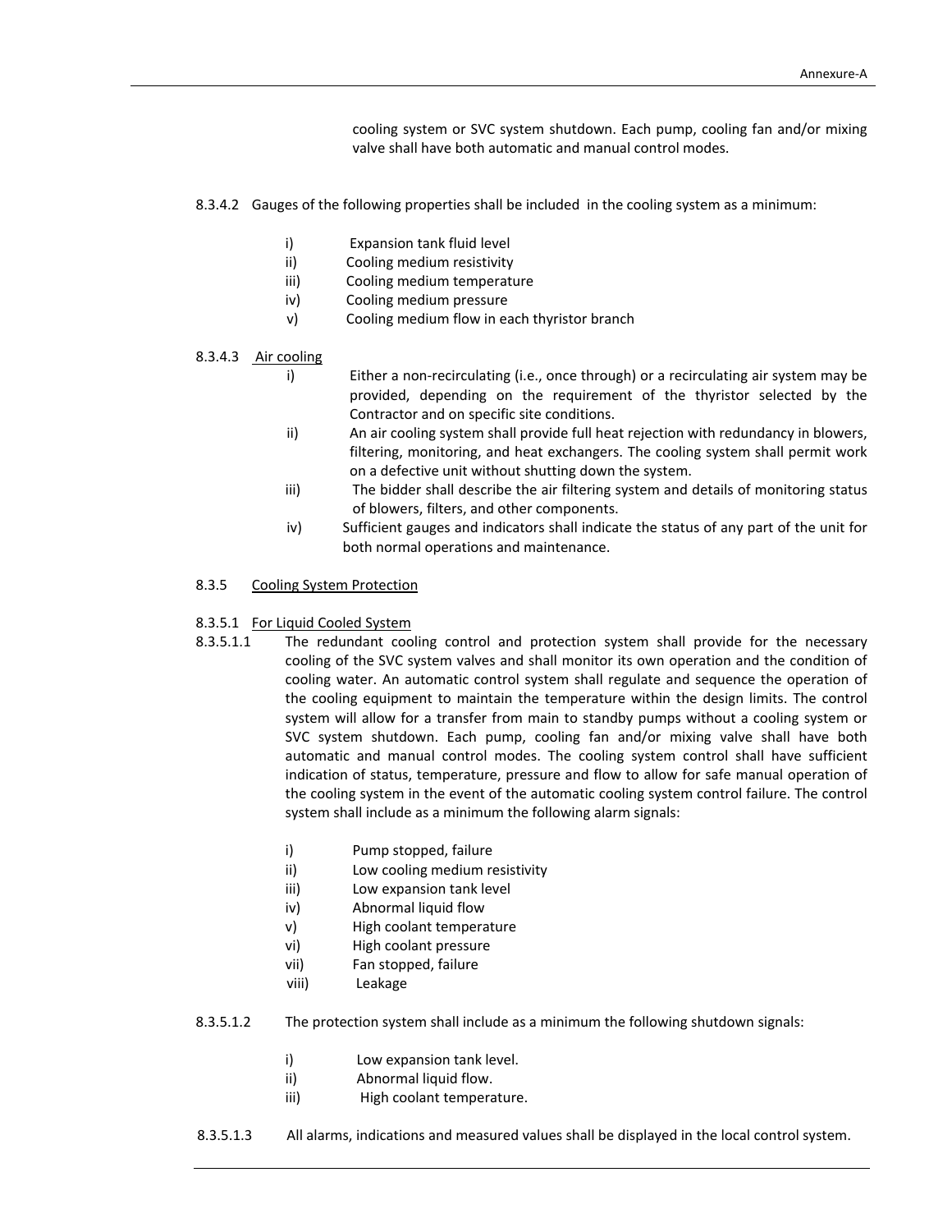cooling system or SVC system shutdown. Each pump, cooling fan and/or mixing valve shall have both automatic and manual control modes.

8.3.4.2 Gauges of the following properties shall be included in the cooling system as a minimum:

- i) Expansion tank fluid level
- ii) Cooling medium resistivity
- iii) Cooling medium temperature
- iv) Cooling medium pressure
- v) Cooling medium flow in each thyristor branch

8.3.4.3 Air cooling

- i) Either a non-recirculating (i.e., once through) or a recirculating air system may be provided, depending on the requirement of the thyristor selected by the Contractor and on specific site conditions.
- ii) An air cooling system shall provide full heat rejection with redundancy in blowers, filtering, monitoring, and heat exchangers. The cooling system shall permit work on a defective unit without shutting down the system.
- iii) The bidder shall describe the air filtering system and details of monitoring status of blowers, filters, and other components.
- iv) Sufficient gauges and indicators shall indicate the status of any part of the unit for both normal operations and maintenance.

8.3.5 Cooling System Protection

8.3.5.1 For Liquid Cooled System

8.3.5.1.1 The redundant cooling control and protection system shall provide for the necessary cooling of the SVC system valves and shall monitor its own operation and the condition of cooling water. An automatic control system shall regulate and sequence the operation of the cooling equipment to maintain the temperature within the design limits. The control system will allow for a transfer from main to standby pumps without a cooling system or SVC system shutdown. Each pump, cooling fan and/or mixing valve shall have both automatic and manual control modes. The cooling system control shall have sufficient indication of status, temperature, pressure and flow to allow for safe manual operation of the cooling system in the event of the automatic cooling system control failure. The control system shall include as a minimum the following alarm signals:

- i) Pump stopped, failure
- ii) Low cooling medium resistivity
- iii) Low expansion tank level
- iv) Abnormal liquid flow
- v) High coolant temperature
- vi) High coolant pressure
- vii) Fan stopped, failure
- viii) Leakage

8.3.5.1.2 The protection system shall include as a minimum the following shutdown signals:

- i) Low expansion tank level.
- ii) Abnormal liquid flow.
- iii) High coolant temperature.

8.3.5.1.3 All alarms, indications and measured values shall be displayed in the local control system.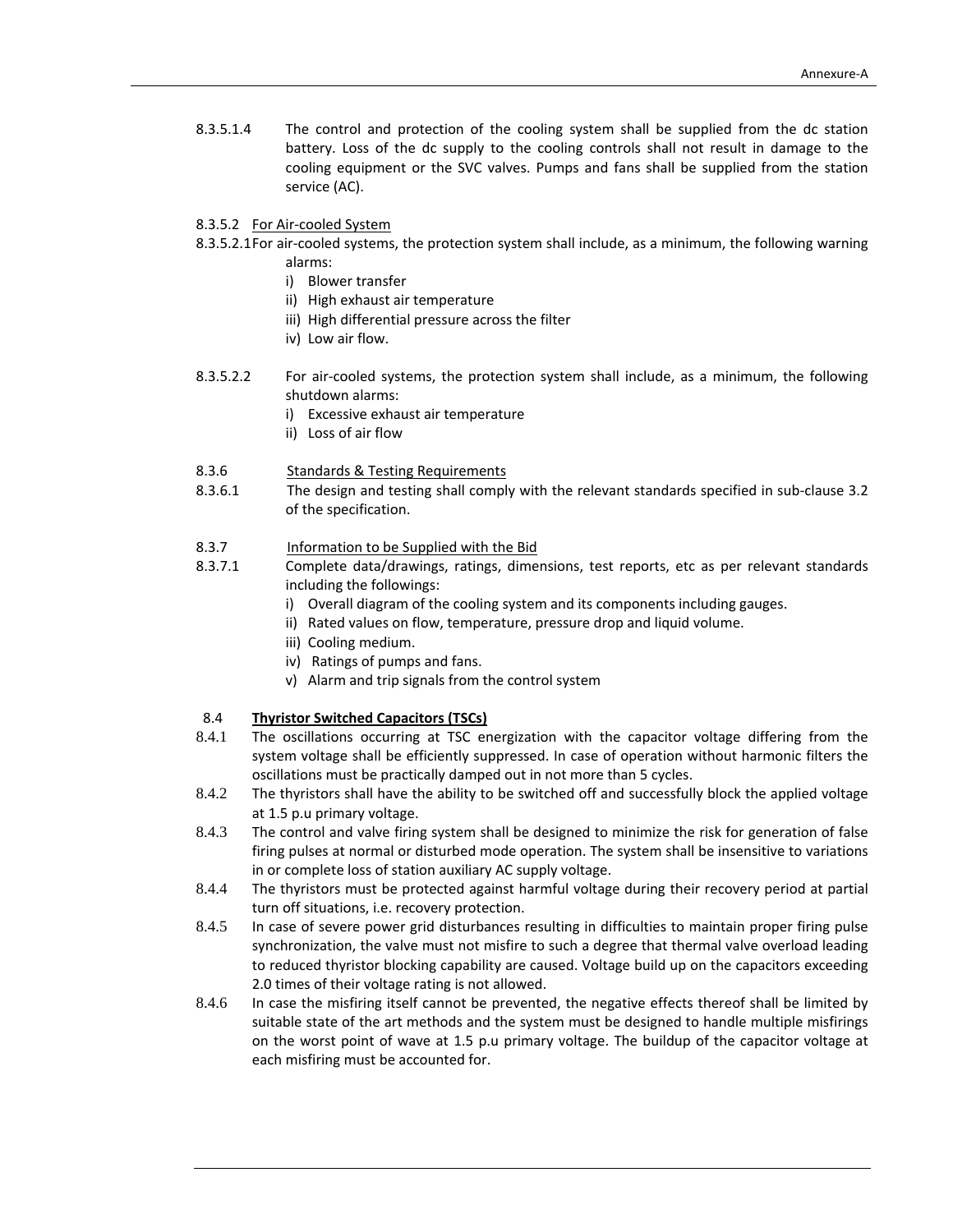8.3.5.1.4 The control and protection of the cooling system shall be supplied from the dc station battery. Loss of the dc supply to the cooling controls shall not result in damage to the cooling equipment or the SVC valves. Pumps and fans shall be supplied from the station service (AC).

8.3.5.2 <u>For Air-cooled System</u>

8.3.5.2.1 For air-cooled systems, the protection system shall include, as a minimum, the following warning alarms:

i) Blower transfer
ii) High exhaust air temperature
iii) High differential pressure across the filter
iv) Low air flow.

8.3.5.2.2 For air-cooled systems, the protection system shall include, as a minimum, the following shutdown alarms:

i) Excessive exhaust air temperature
ii) Loss of air flow

8.3.6 <u>Standards & Testing Requirements</u>

8.3.6.1 The design and testing shall comply with the relevant standards specified in sub-clause 3.2 of the specification.

8.3.7 <u>Information to be Supplied with the Bid</u>

8.3.7.1 Complete data/drawings, ratings, dimensions, test reports, etc as per relevant standards including the followings:

i) Overall diagram of the cooling system and its components including gauges.
ii) Rated values on flow, temperature, pressure drop and liquid volume.
iii) Cooling medium.
iv) Ratings of pumps and fans.
v) Alarm and trip signals from the control system

8.4 **<u>Thyristor Switched Capacitors (TSCs)</u>**

8.4.1 The oscillations occurring at TSC energization with the capacitor voltage differing from the system voltage shall be efficiently suppressed. In case of operation without harmonic filters the oscillations must be practically damped out in not more than 5 cycles.

8.4.2 The thyristors shall have the ability to be switched off and successfully block the applied voltage at 1.5 p.u primary voltage.

8.4.3 The control and valve firing system shall be designed to minimize the risk for generation of false firing pulses at normal or disturbed mode operation. The system shall be insensitive to variations in or complete loss of station auxiliary AC supply voltage.

8.4.4 The thyristors must be protected against harmful voltage during their recovery period at partial turn off situations, i.e. recovery protection.

8.4.5 In case of severe power grid disturbances resulting in difficulties to maintain proper firing pulse synchronization, the valve must not misfire to such a degree that thermal valve overload leading to reduced thyristor blocking capability are caused. Voltage build up on the capacitors exceeding 2.0 times of their voltage rating is not allowed.

8.4.6 In case the misfiring itself cannot be prevented, the negative effects thereof shall be limited by suitable state of the art methods and the system must be designed to handle multiple misfirings on the worst point of wave at 1.5 p.u primary voltage. The buildup of the capacitor voltage at each misfiring must be accounted for.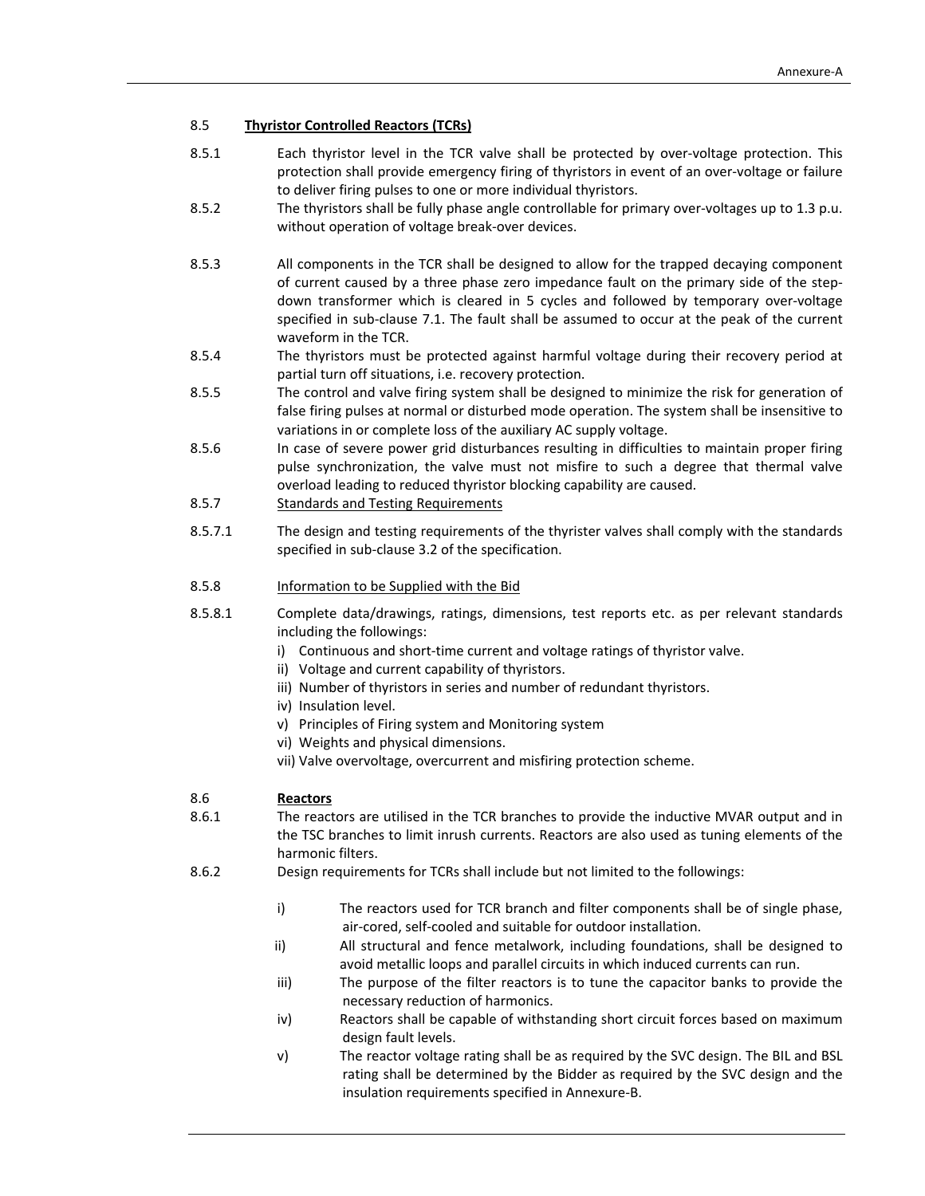### 8.5 Thyristor Controlled Reactors (TCRs)

8.5.1 Each thyristor level in the TCR valve shall be protected by over-voltage protection. This protection shall provide emergency firing of thyristors in event of an over-voltage or failure to deliver firing pulses to one or more individual thyristors.

8.5.2 The thyristors shall be fully phase angle controllable for primary over-voltages up to 1.3 p.u. without operation of voltage break-over devices.

8.5.3 All components in the TCR shall be designed to allow for the trapped decaying component of current caused by a three phase zero impedance fault on the primary side of the step-down transformer which is cleared in 5 cycles and followed by temporary over-voltage specified in sub-clause 7.1. The fault shall be assumed to occur at the peak of the current waveform in the TCR.

8.5.4 The thyristors must be protected against harmful voltage during their recovery period at partial turn off situations, i.e. recovery protection.

8.5.5 The control and valve firing system shall be designed to minimize the risk for generation of false firing pulses at normal or disturbed mode operation. The system shall be insensitive to variations in or complete loss of the auxiliary AC supply voltage.

8.5.6 In case of severe power grid disturbances resulting in difficulties to maintain proper firing pulse synchronization, the valve must not misfire to such a degree that thermal valve overload leading to reduced thyristor blocking capability are caused.

8.5.7 Standards and Testing Requirements

8.5.7.1 The design and testing requirements of the thyrister valves shall comply with the standards specified in sub-clause 3.2 of the specification.

8.5.8 Information to be Supplied with the Bid

8.5.8.1 Complete data/drawings, ratings, dimensions, test reports etc. as per relevant standards including the followings:

i) Continuous and short-time current and voltage ratings of thyristor valve.
ii) Voltage and current capability of thyristors.
iii) Number of thyristors in series and number of redundant thyristors.
iv) Insulation level.
v) Principles of Firing system and Monitoring system
vi) Weights and physical dimensions.
vii) Valve overvoltage, overcurrent and misfiring protection scheme.

### 8.6 Reactors

8.6.1 The reactors are utilised in the TCR branches to provide the inductive MVAR output and in the TSC branches to limit inrush currents. Reactors are also used as tuning elements of the harmonic filters.

8.6.2 Design requirements for TCRs shall include but not limited to the followings:

i) The reactors used for TCR branch and filter components shall be of single phase, air-cored, self-cooled and suitable for outdoor installation.

ii) All structural and fence metalwork, including foundations, shall be designed to avoid metallic loops and parallel circuits in which induced currents can run.

iii) The purpose of the filter reactors is to tune the capacitor banks to provide the necessary reduction of harmonics.

iv) Reactors shall be capable of withstanding short circuit forces based on maximum design fault levels.

v) The reactor voltage rating shall be as required by the SVC design. The BIL and BSL rating shall be determined by the Bidder as required by the SVC design and the insulation requirements specified in Annexure-B.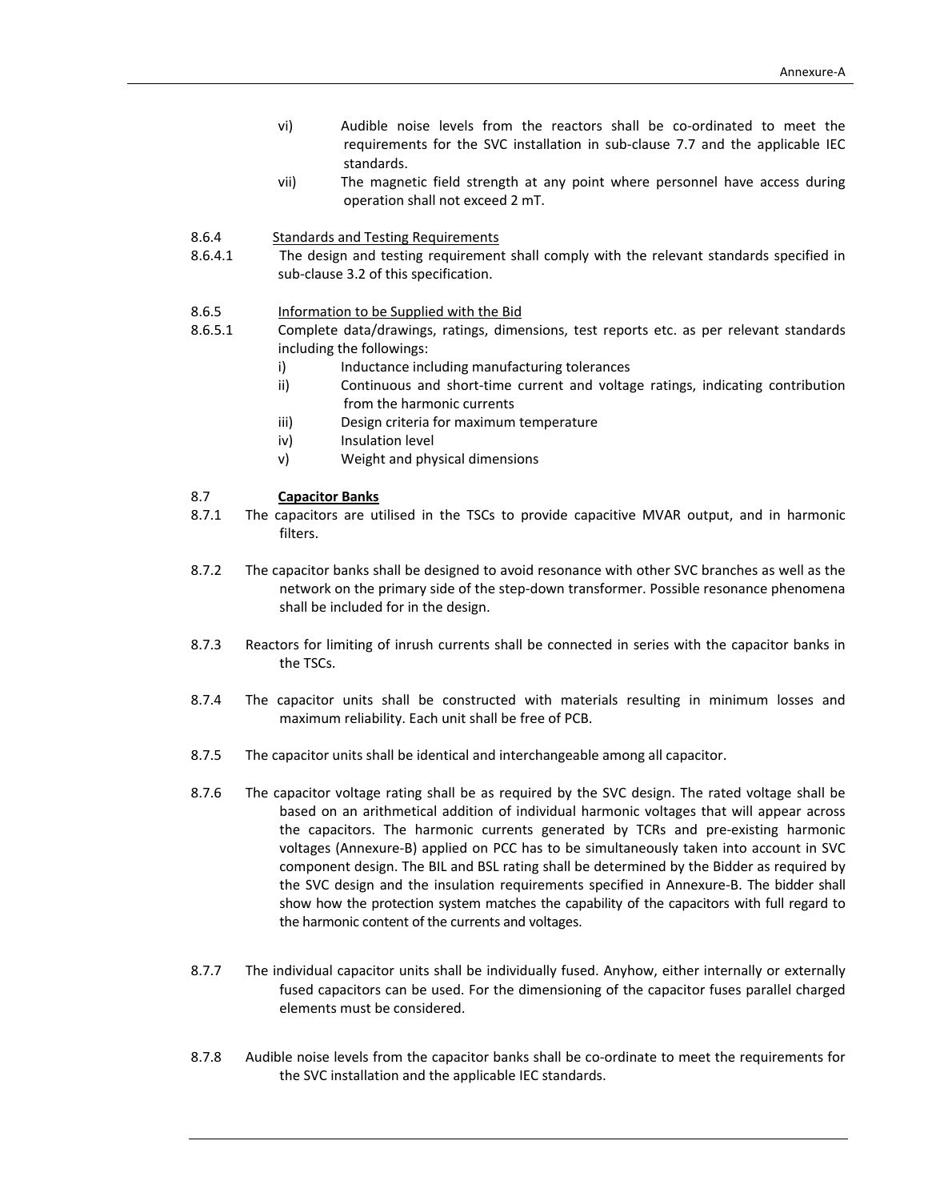vi) Audible noise levels from the reactors shall be co-ordinated to meet the requirements for the SVC installation in sub-clause 7.7 and the applicable IEC standards.

vii) The magnetic field strength at any point where personnel have access during operation shall not exceed 2 mT.

8.6.4 Standards and Testing Requirements

8.6.4.1 The design and testing requirement shall comply with the relevant standards specified in sub-clause 3.2 of this specification.

8.6.5 Information to be Supplied with the Bid

8.6.5.1 Complete data/drawings, ratings, dimensions, test reports etc. as per relevant standards including the followings:

i) Inductance including manufacturing tolerances
ii) Continuous and short-time current and voltage ratings, indicating contribution from the harmonic currents
iii) Design criteria for maximum temperature
iv) Insulation level
v) Weight and physical dimensions

## 8.7 **Capacitor Banks**

8.7.1 The capacitors are utilised in the TSCs to provide capacitive MVAR output, and in harmonic filters.

8.7.2 The capacitor banks shall be designed to avoid resonance with other SVC branches as well as the network on the primary side of the step-down transformer. Possible resonance phenomena shall be included for in the design.

8.7.3 Reactors for limiting of inrush currents shall be connected in series with the capacitor banks in the TSCs.

8.7.4 The capacitor units shall be constructed with materials resulting in minimum losses and maximum reliability. Each unit shall be free of PCB.

8.7.5 The capacitor units shall be identical and interchangeable among all capacitor.

8.7.6 The capacitor voltage rating shall be as required by the SVC design. The rated voltage shall be based on an arithmetical addition of individual harmonic voltages that will appear across the capacitors. The harmonic currents generated by TCRs and pre-existing harmonic voltages (Annexure-B) applied on PCC has to be simultaneously taken into account in SVC component design. The BIL and BSL rating shall be determined by the Bidder as required by the SVC design and the insulation requirements specified in Annexure-B. The bidder shall show how the protection system matches the capability of the capacitors with full regard to the harmonic content of the currents and voltages.

8.7.7 The individual capacitor units shall be individually fused. Anyhow, either internally or externally fused capacitors can be used. For the dimensioning of the capacitor fuses parallel charged elements must be considered.

8.7.8 Audible noise levels from the capacitor banks shall be co-ordinate to meet the requirements for the SVC installation and the applicable IEC standards.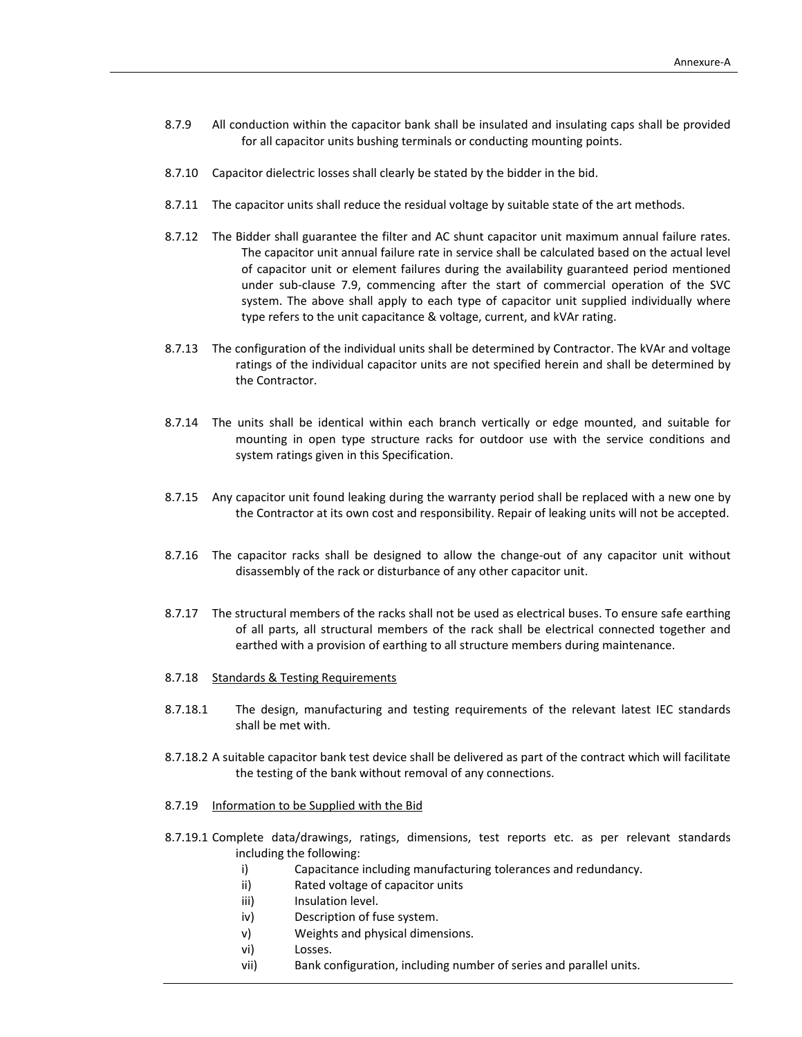8.7.9 All conduction within the capacitor bank shall be insulated and insulating caps shall be provided for all capacitor units bushing terminals or conducting mounting points.

8.7.10 Capacitor dielectric losses shall clearly be stated by the bidder in the bid.

8.7.11 The capacitor units shall reduce the residual voltage by suitable state of the art methods.

8.7.12 The Bidder shall guarantee the filter and AC shunt capacitor unit maximum annual failure rates. The capacitor unit annual failure rate in service shall be calculated based on the actual level of capacitor unit or element failures during the availability guaranteed period mentioned under sub-clause 7.9, commencing after the start of commercial operation of the SVC system. The above shall apply to each type of capacitor unit supplied individually where type refers to the unit capacitance & voltage, current, and kVAr rating.

8.7.13 The configuration of the individual units shall be determined by Contractor. The kVAr and voltage ratings of the individual capacitor units are not specified herein and shall be determined by the Contractor.

8.7.14 The units shall be identical within each branch vertically or edge mounted, and suitable for mounting in open type structure racks for outdoor use with the service conditions and system ratings given in this Specification.

8.7.15 Any capacitor unit found leaking during the warranty period shall be replaced with a new one by the Contractor at its own cost and responsibility. Repair of leaking units will not be accepted.

8.7.16 The capacitor racks shall be designed to allow the change-out of any capacitor unit without disassembly of the rack or disturbance of any other capacitor unit.

8.7.17 The structural members of the racks shall not be used as electrical buses. To ensure safe earthing of all parts, all structural members of the rack shall be electrical connected together and earthed with a provision of earthing to all structure members during maintenance.

8.7.18 Standards & Testing Requirements

8.7.18.1 The design, manufacturing and testing requirements of the relevant latest IEC standards shall be met with.

8.7.18.2 A suitable capacitor bank test device shall be delivered as part of the contract which will facilitate the testing of the bank without removal of any connections.

8.7.19 Information to be Supplied with the Bid

8.7.19.1 Complete data/drawings, ratings, dimensions, test reports etc. as per relevant standards including the following:

i) Capacitance including manufacturing tolerances and redundancy.
ii) Rated voltage of capacitor units
iii) Insulation level.
iv) Description of fuse system.
v) Weights and physical dimensions.
vi) Losses.
vii) Bank configuration, including number of series and parallel units.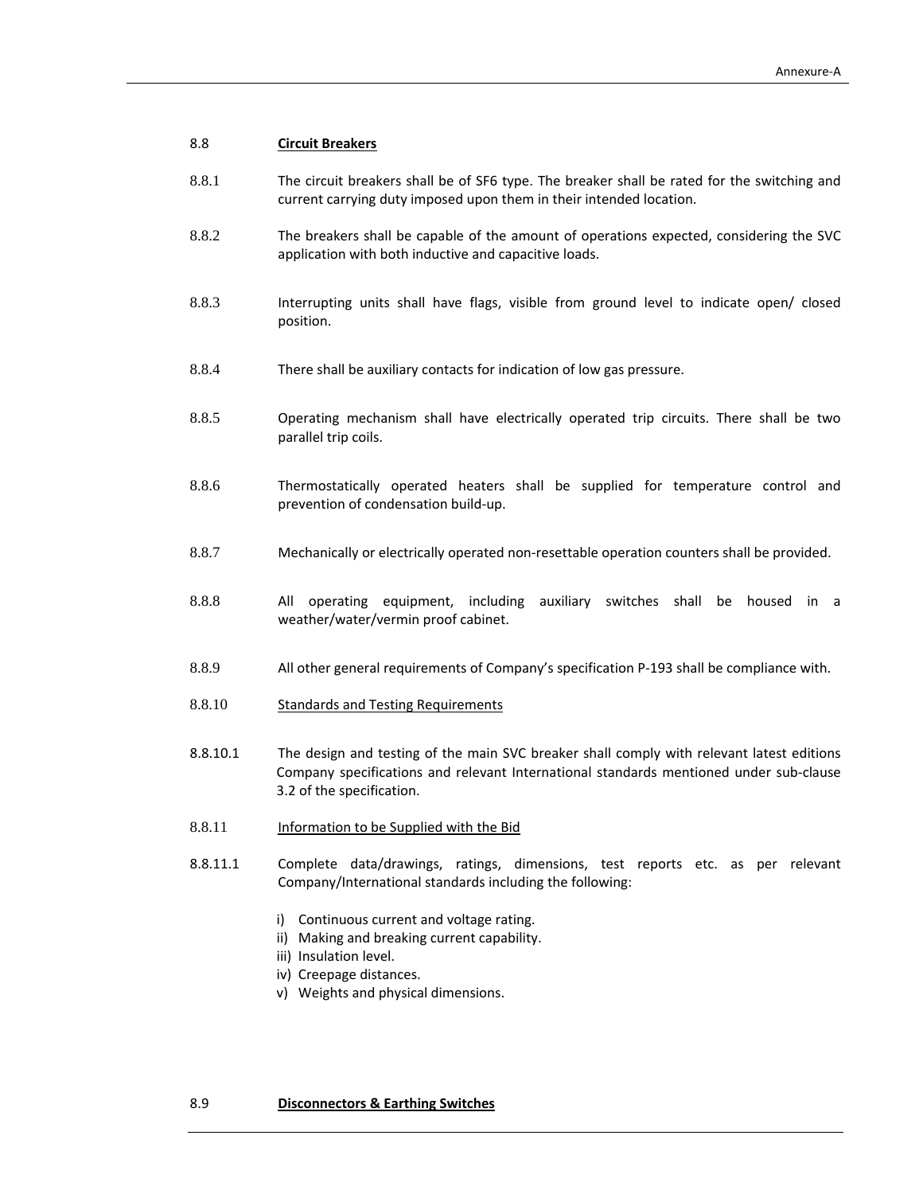## 8.8 **Circuit Breakers**

8.8.1 The circuit breakers shall be of SF6 type. The breaker shall be rated for the switching and current carrying duty imposed upon them in their intended location.

8.8.2 The breakers shall be capable of the amount of operations expected, considering the SVC application with both inductive and capacitive loads.

8.8.3 Interrupting units shall have flags, visible from ground level to indicate open/ closed position.

8.8.4 There shall be auxiliary contacts for indication of low gas pressure.

8.8.5 Operating mechanism shall have electrically operated trip circuits. There shall be two parallel trip coils.

8.8.6 Thermostatically operated heaters shall be supplied for temperature control and prevention of condensation build-up.

8.8.7 Mechanically or electrically operated non-resettable operation counters shall be provided.

8.8.8 All operating equipment, including auxiliary switches shall be housed in a weather/water/vermin proof cabinet.

8.8.9 All other general requirements of Company's specification P-193 shall be compliance with.

### 8.8.10 Standards and Testing Requirements

8.8.10.1 The design and testing of the main SVC breaker shall comply with relevant latest editions Company specifications and relevant International standards mentioned under sub-clause 3.2 of the specification.

### 8.8.11 Information to be Supplied with the Bid

8.8.11.1 Complete data/drawings, ratings, dimensions, test reports etc. as per relevant Company/International standards including the following:

i) Continuous current and voltage rating.
ii) Making and breaking current capability.
iii) Insulation level.
iv) Creepage distances.
v) Weights and physical dimensions.

## 8.9 **Disconnectors & Earthing Switches**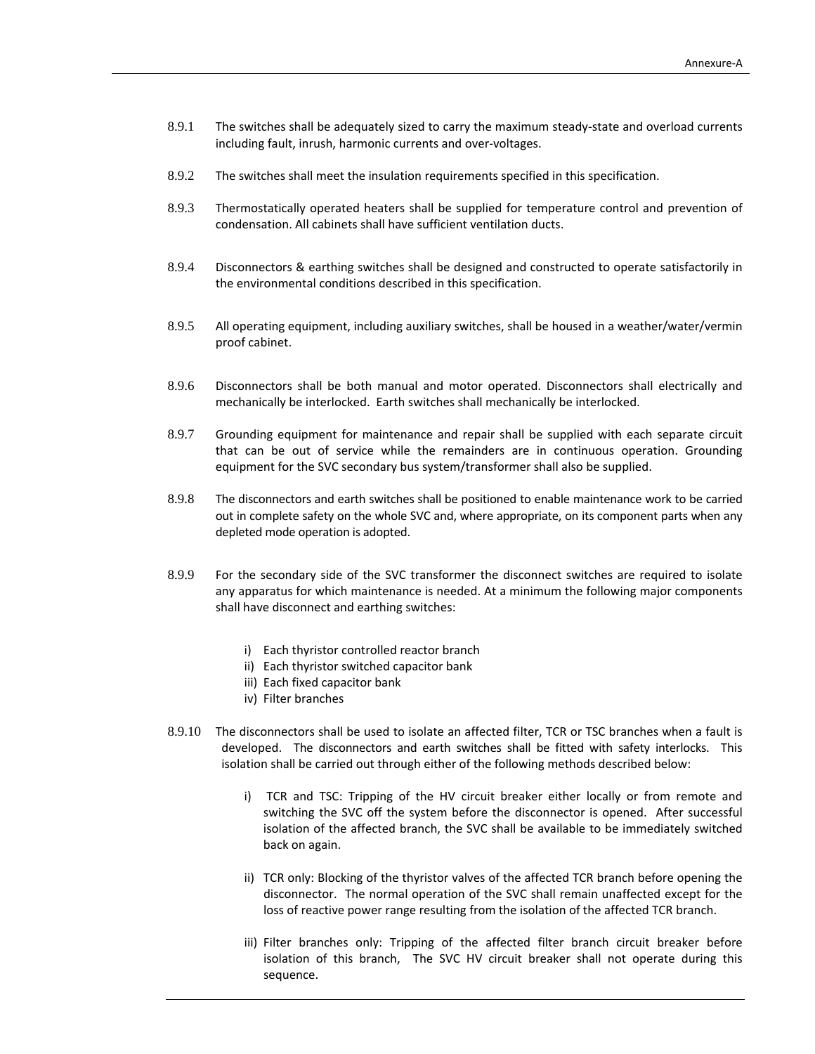8.9.1 The switches shall be adequately sized to carry the maximum steady-state and overload currents including fault, inrush, harmonic currents and over-voltages.

8.9.2 The switches shall meet the insulation requirements specified in this specification.

8.9.3 Thermostatically operated heaters shall be supplied for temperature control and prevention of condensation. All cabinets shall have sufficient ventilation ducts.

8.9.4 Disconnectors & earthing switches shall be designed and constructed to operate satisfactorily in the environmental conditions described in this specification.

8.9.5 All operating equipment, including auxiliary switches, shall be housed in a weather/water/vermin proof cabinet.

8.9.6 Disconnectors shall be both manual and motor operated. Disconnectors shall electrically and mechanically be interlocked. Earth switches shall mechanically be interlocked.

8.9.7 Grounding equipment for maintenance and repair shall be supplied with each separate circuit that can be out of service while the remainders are in continuous operation. Grounding equipment for the SVC secondary bus system/transformer shall also be supplied.

8.9.8 The disconnectors and earth switches shall be positioned to enable maintenance work to be carried out in complete safety on the whole SVC and, where appropriate, on its component parts when any depleted mode operation is adopted.

8.9.9 For the secondary side of the SVC transformer the disconnect switches are required to isolate any apparatus for which maintenance is needed. At a minimum the following major components shall have disconnect and earthing switches:

i) Each thyristor controlled reactor branch
ii) Each thyristor switched capacitor bank
iii) Each fixed capacitor bank
iv) Filter branches

8.9.10 The disconnectors shall be used to isolate an affected filter, TCR or TSC branches when a fault is developed. The disconnectors and earth switches shall be fitted with safety interlocks. This isolation shall be carried out through either of the following methods described below:

i) TCR and TSC: Tripping of the HV circuit breaker either locally or from remote and switching the SVC off the system before the disconnector is opened. After successful isolation of the affected branch, the SVC shall be available to be immediately switched back on again.

ii) TCR only: Blocking of the thyristor valves of the affected TCR branch before opening the disconnector. The normal operation of the SVC shall remain unaffected except for the loss of reactive power range resulting from the isolation of the affected TCR branch.

iii) Filter branches only: Tripping of the affected filter branch circuit breaker before isolation of this branch, The SVC HV circuit breaker shall not operate during this sequence.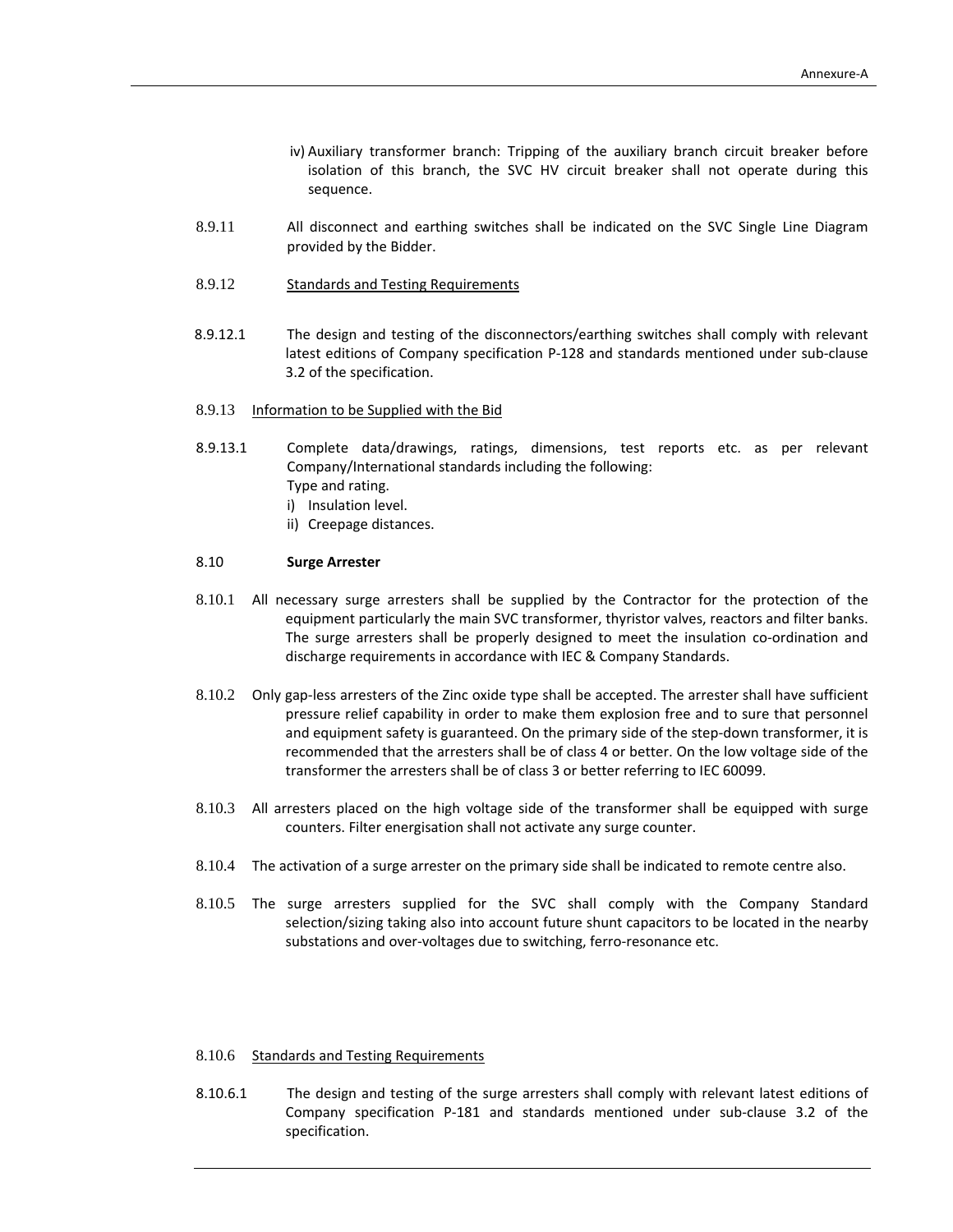iv) Auxiliary transformer branch: Tripping of the auxiliary branch circuit breaker before isolation of this branch, the SVC HV circuit breaker shall not operate during this sequence.

8.9.11 All disconnect and earthing switches shall be indicated on the SVC Single Line Diagram provided by the Bidder.

8.9.12 Standards and Testing Requirements

8.9.12.1 The design and testing of the disconnectors/earthing switches shall comply with relevant latest editions of Company specification P-128 and standards mentioned under sub-clause 3.2 of the specification.

8.9.13 Information to be Supplied with the Bid

8.9.13.1 Complete data/drawings, ratings, dimensions, test reports etc. as per relevant Company/International standards including the following:

Type and rating.

i) Insulation level.
ii) Creepage distances.

### 8.10 Surge Arrester

8.10.1 All necessary surge arresters shall be supplied by the Contractor for the protection of the equipment particularly the main SVC transformer, thyristor valves, reactors and filter banks. The surge arresters shall be properly designed to meet the insulation co-ordination and discharge requirements in accordance with IEC & Company Standards.

8.10.2 Only gap-less arresters of the Zinc oxide type shall be accepted. The arrester shall have sufficient pressure relief capability in order to make them explosion free and to sure that personnel and equipment safety is guaranteed. On the primary side of the step-down transformer, it is recommended that the arresters shall be of class 4 or better. On the low voltage side of the transformer the arresters shall be of class 3 or better referring to IEC 60099.

8.10.3 All arresters placed on the high voltage side of the transformer shall be equipped with surge counters. Filter energisation shall not activate any surge counter.

8.10.4 The activation of a surge arrester on the primary side shall be indicated to remote centre also.

8.10.5 The surge arresters supplied for the SVC shall comply with the Company Standard selection/sizing taking also into account future shunt capacitors to be located in the nearby substations and over-voltages due to switching, ferro-resonance etc.

8.10.6 Standards and Testing Requirements

8.10.6.1 The design and testing of the surge arresters shall comply with relevant latest editions of Company specification P-181 and standards mentioned under sub-clause 3.2 of the specification.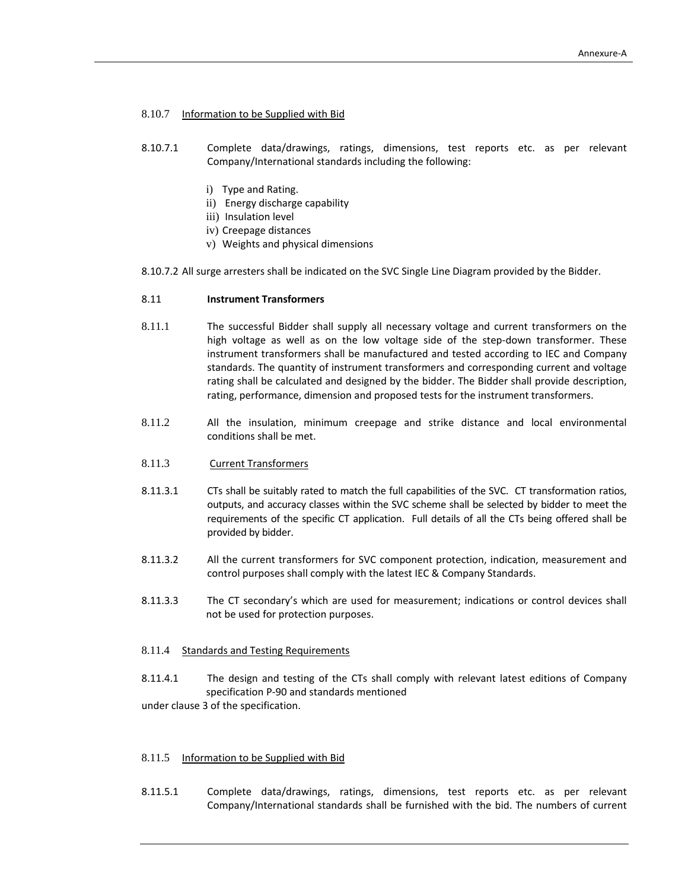8.10.7 Information to be Supplied with Bid

8.10.7.1 Complete data/drawings, ratings, dimensions, test reports etc. as per relevant Company/International standards including the following:

i) Type and Rating.
ii) Energy discharge capability
iii) Insulation level
iv) Creepage distances
v) Weights and physical dimensions

8.10.7.2 All surge arresters shall be indicated on the SVC Single Line Diagram provided by the Bidder.

## 8.11 Instrument Transformers

8.11.1 The successful Bidder shall supply all necessary voltage and current transformers on the high voltage as well as on the low voltage side of the step-down transformer. These instrument transformers shall be manufactured and tested according to IEC and Company standards. The quantity of instrument transformers and corresponding current and voltage rating shall be calculated and designed by the bidder. The Bidder shall provide description, rating, performance, dimension and proposed tests for the instrument transformers.

8.11.2 All the insulation, minimum creepage and strike distance and local environmental conditions shall be met.

8.11.3 Current Transformers

8.11.3.1 CTs shall be suitably rated to match the full capabilities of the SVC. CT transformation ratios, outputs, and accuracy classes within the SVC scheme shall be selected by bidder to meet the requirements of the specific CT application. Full details of all the CTs being offered shall be provided by bidder.

8.11.3.2 All the current transformers for SVC component protection, indication, measurement and control purposes shall comply with the latest IEC & Company Standards.

8.11.3.3 The CT secondary's which are used for measurement; indications or control devices shall not be used for protection purposes.

8.11.4 Standards and Testing Requirements

8.11.4.1 The design and testing of the CTs shall comply with relevant latest editions of Company specification P-90 and standards mentioned under clause 3 of the specification.

8.11.5 Information to be Supplied with Bid

8.11.5.1 Complete data/drawings, ratings, dimensions, test reports etc. as per relevant Company/International standards shall be furnished with the bid. The numbers of current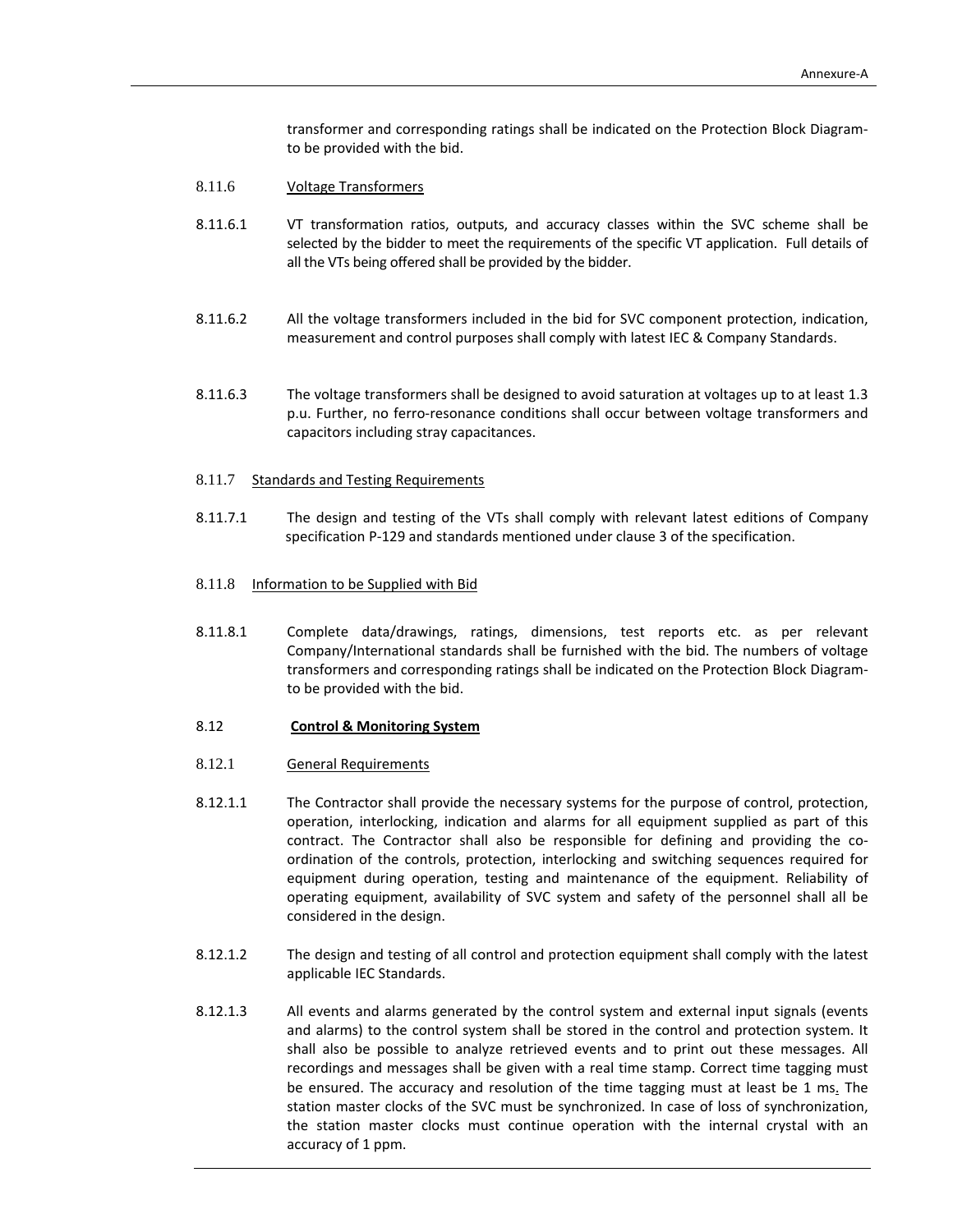transformer and corresponding ratings shall be indicated on the Protection Block Diagram-to be provided with the bid.

8.11.6 Voltage Transformers

8.11.6.1 VT transformation ratios, outputs, and accuracy classes within the SVC scheme shall be selected by the bidder to meet the requirements of the specific VT application. Full details of all the VTs being offered shall be provided by the bidder.

8.11.6.2 All the voltage transformers included in the bid for SVC component protection, indication, measurement and control purposes shall comply with latest IEC & Company Standards.

8.11.6.3 The voltage transformers shall be designed to avoid saturation at voltages up to at least 1.3 p.u. Further, no ferro-resonance conditions shall occur between voltage transformers and capacitors including stray capacitances.

8.11.7 Standards and Testing Requirements

8.11.7.1 The design and testing of the VTs shall comply with relevant latest editions of Company specification P-129 and standards mentioned under clause 3 of the specification.

8.11.8 Information to be Supplied with Bid

8.11.8.1 Complete data/drawings, ratings, dimensions, test reports etc. as per relevant Company/International standards shall be furnished with the bid. The numbers of voltage transformers and corresponding ratings shall be indicated on the Protection Block Diagram-to be provided with the bid.

## 8.12 **Control & Monitoring System**

8.12.1 General Requirements

8.12.1.1 The Contractor shall provide the necessary systems for the purpose of control, protection, operation, interlocking, indication and alarms for all equipment supplied as part of this contract. The Contractor shall also be responsible for defining and providing the co-ordination of the controls, protection, interlocking and switching sequences required for equipment during operation, testing and maintenance of the equipment. Reliability of operating equipment, availability of SVC system and safety of the personnel shall all be considered in the design.

8.12.1.2 The design and testing of all control and protection equipment shall comply with the latest applicable IEC Standards.

8.12.1.3 All events and alarms generated by the control system and external input signals (events and alarms) to the control system shall be stored in the control and protection system. It shall also be possible to analyze retrieved events and to print out these messages. All recordings and messages shall be given with a real time stamp. Correct time tagging must be ensured. The accuracy and resolution of the time tagging must at least be 1 ms. The station master clocks of the SVC must be synchronized. In case of loss of synchronization, the station master clocks must continue operation with the internal crystal with an accuracy of 1 ppm.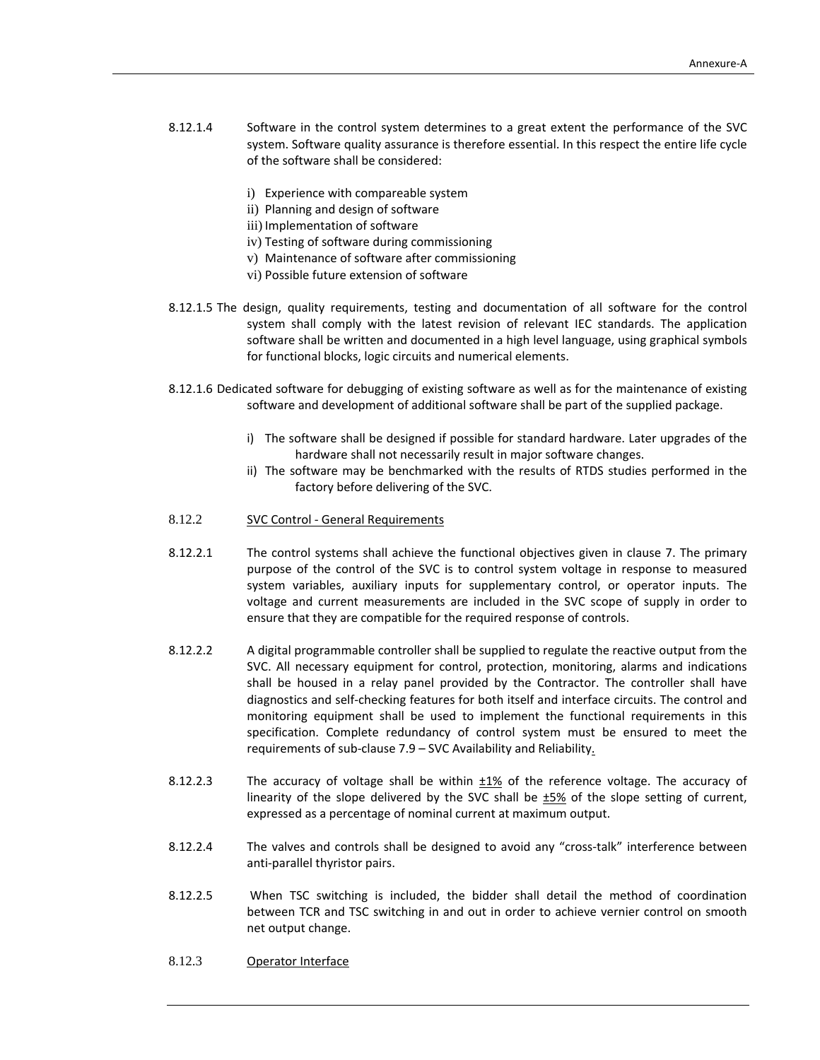8.12.1.4 Software in the control system determines to a great extent the performance of the SVC system. Software quality assurance is therefore essential. In this respect the entire life cycle of the software shall be considered:

i) Experience with compareable system
ii) Planning and design of software
iii) Implementation of software
iv) Testing of software during commissioning
v) Maintenance of software after commissioning
vi) Possible future extension of software

8.12.1.5 The design, quality requirements, testing and documentation of all software for the control system shall comply with the latest revision of relevant IEC standards. The application software shall be written and documented in a high level language, using graphical symbols for functional blocks, logic circuits and numerical elements.

8.12.1.6 Dedicated software for debugging of existing software as well as for the maintenance of existing software and development of additional software shall be part of the supplied package.

i) The software shall be designed if possible for standard hardware. Later upgrades of the hardware shall not necessarily result in major software changes.
ii) The software may be benchmarked with the results of RTDS studies performed in the factory before delivering of the SVC.

8.12.2 <u>SVC Control - General Requirements</u>

8.12.2.1 The control systems shall achieve the functional objectives given in clause 7. The primary purpose of the control of the SVC is to control system voltage in response to measured system variables, auxiliary inputs for supplementary control, or operator inputs. The voltage and current measurements are included in the SVC scope of supply in order to ensure that they are compatible for the required response of controls.

8.12.2.2 A digital programmable controller shall be supplied to regulate the reactive output from the SVC. All necessary equipment for control, protection, monitoring, alarms and indications shall be housed in a relay panel provided by the Contractor. The controller shall have diagnostics and self-checking features for both itself and interface circuits. The control and monitoring equipment shall be used to implement the functional requirements in this specification. Complete redundancy of control system must be ensured to meet the requirements of sub-clause 7.9 – SVC Availability and Reliability.

8.12.2.3 The accuracy of voltage shall be within <u>±1%</u> of the reference voltage. The accuracy of linearity of the slope delivered by the SVC shall be <u>±5%</u> of the slope setting of current, expressed as a percentage of nominal current at maximum output.

8.12.2.4 The valves and controls shall be designed to avoid any "cross-talk" interference between anti-parallel thyristor pairs.

8.12.2.5 When TSC switching is included, the bidder shall detail the method of coordination between TCR and TSC switching in and out in order to achieve vernier control on smooth net output change.

8.12.3 <u>Operator Interface</u>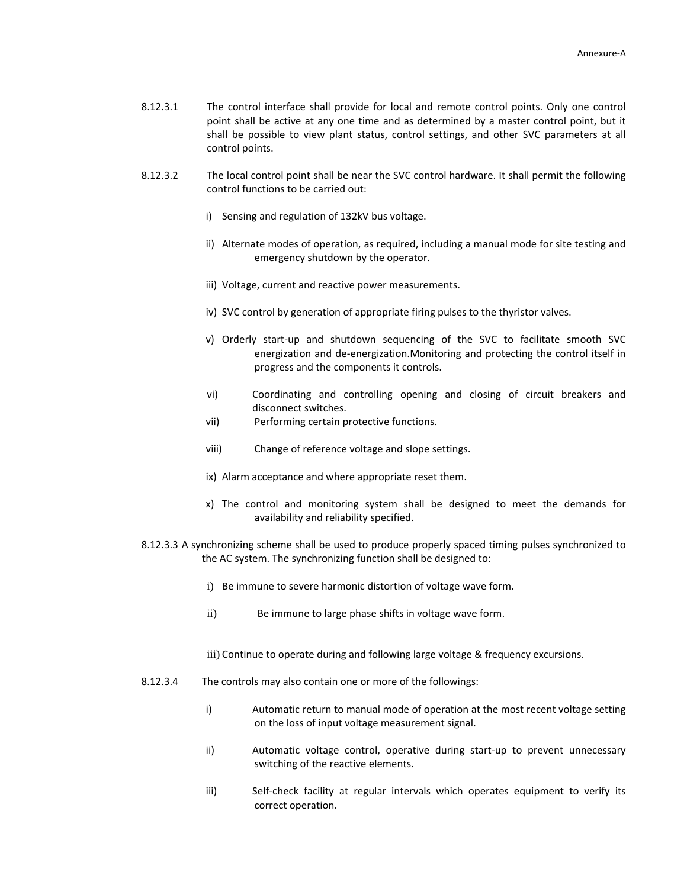8.12.3.1 The control interface shall provide for local and remote control points. Only one control point shall be active at any one time and as determined by a master control point, but it shall be possible to view plant status, control settings, and other SVC parameters at all control points.

8.12.3.2 The local control point shall be near the SVC control hardware. It shall permit the following control functions to be carried out:

i) Sensing and regulation of 132kV bus voltage.

ii) Alternate modes of operation, as required, including a manual mode for site testing and emergency shutdown by the operator.

iii) Voltage, current and reactive power measurements.

iv) SVC control by generation of appropriate firing pulses to the thyristor valves.

v) Orderly start-up and shutdown sequencing of the SVC to facilitate smooth SVC energization and de-energization.Monitoring and protecting the control itself in progress and the components it controls.

vi) Coordinating and controlling opening and closing of circuit breakers and disconnect switches.

vii) Performing certain protective functions.

viii) Change of reference voltage and slope settings.

ix) Alarm acceptance and where appropriate reset them.

x) The control and monitoring system shall be designed to meet the demands for availability and reliability specified.

8.12.3.3 A synchronizing scheme shall be used to produce properly spaced timing pulses synchronized to the AC system. The synchronizing function shall be designed to:

i) Be immune to severe harmonic distortion of voltage wave form.

ii) Be immune to large phase shifts in voltage wave form.

iii) Continue to operate during and following large voltage & frequency excursions.

8.12.3.4 The controls may also contain one or more of the followings:

i) Automatic return to manual mode of operation at the most recent voltage setting on the loss of input voltage measurement signal.

ii) Automatic voltage control, operative during start-up to prevent unnecessary switching of the reactive elements.

iii) Self-check facility at regular intervals which operates equipment to verify its correct operation.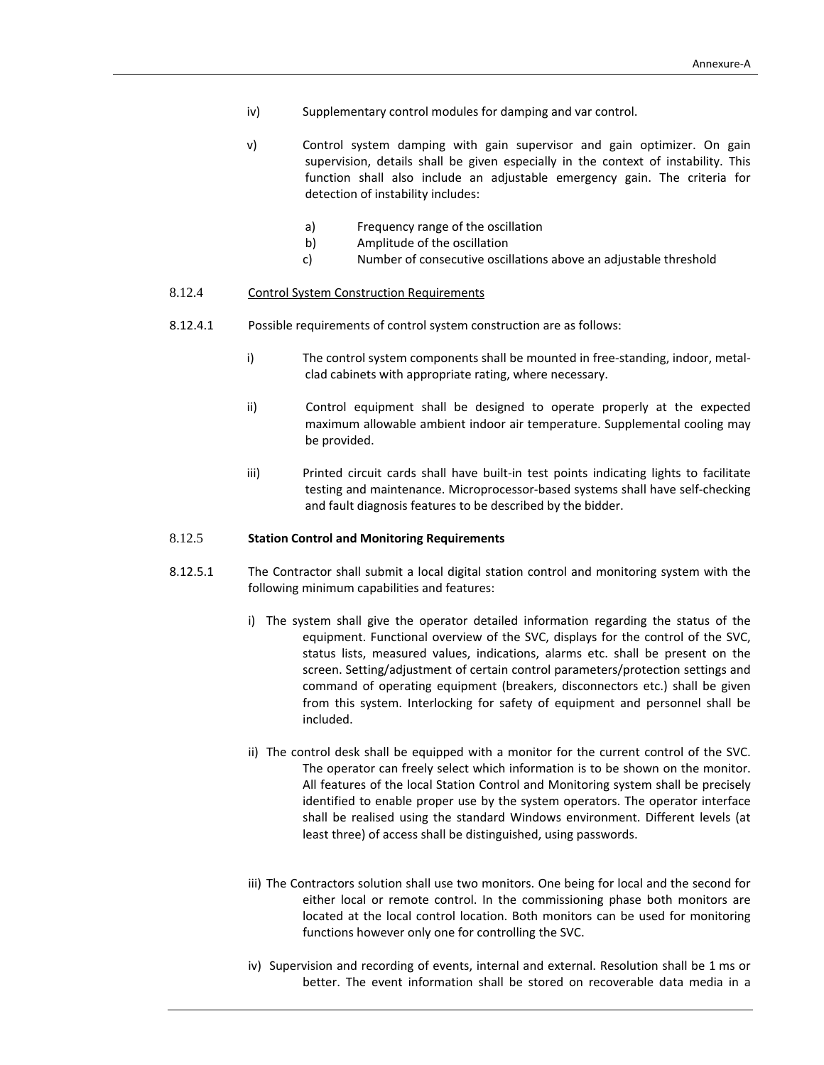iv) Supplementary control modules for damping and var control.

v) Control system damping with gain supervisor and gain optimizer. On gain supervision, details shall be given especially in the context of instability. This function shall also include an adjustable emergency gain. The criteria for detection of instability includes:

   a) Frequency range of the oscillation
   b) Amplitude of the oscillation
   c) Number of consecutive oscillations above an adjustable threshold

8.12.4 Control System Construction Requirements

8.12.4.1 Possible requirements of control system construction are as follows:

i) The control system components shall be mounted in free-standing, indoor, metal-clad cabinets with appropriate rating, where necessary.

ii) Control equipment shall be designed to operate properly at the expected maximum allowable ambient indoor air temperature. Supplemental cooling may be provided.

iii) Printed circuit cards shall have built-in test points indicating lights to facilitate testing and maintenance. Microprocessor-based systems shall have self-checking and fault diagnosis features to be described by the bidder.

8.12.5 **Station Control and Monitoring Requirements**

8.12.5.1 The Contractor shall submit a local digital station control and monitoring system with the following minimum capabilities and features:

i) The system shall give the operator detailed information regarding the status of the equipment. Functional overview of the SVC, displays for the control of the SVC, status lists, measured values, indications, alarms etc. shall be present on the screen. Setting/adjustment of certain control parameters/protection settings and command of operating equipment (breakers, disconnectors etc.) shall be given from this system. Interlocking for safety of equipment and personnel shall be included.

ii) The control desk shall be equipped with a monitor for the current control of the SVC. The operator can freely select which information is to be shown on the monitor. All features of the local Station Control and Monitoring system shall be precisely identified to enable proper use by the system operators. The operator interface shall be realised using the standard Windows environment. Different levels (at least three) of access shall be distinguished, using passwords.

iii) The Contractors solution shall use two monitors. One being for local and the second for either local or remote control. In the commissioning phase both monitors are located at the local control location. Both monitors can be used for monitoring functions however only one for controlling the SVC.

iv) Supervision and recording of events, internal and external. Resolution shall be 1 ms or better. The event information shall be stored on recoverable data media in a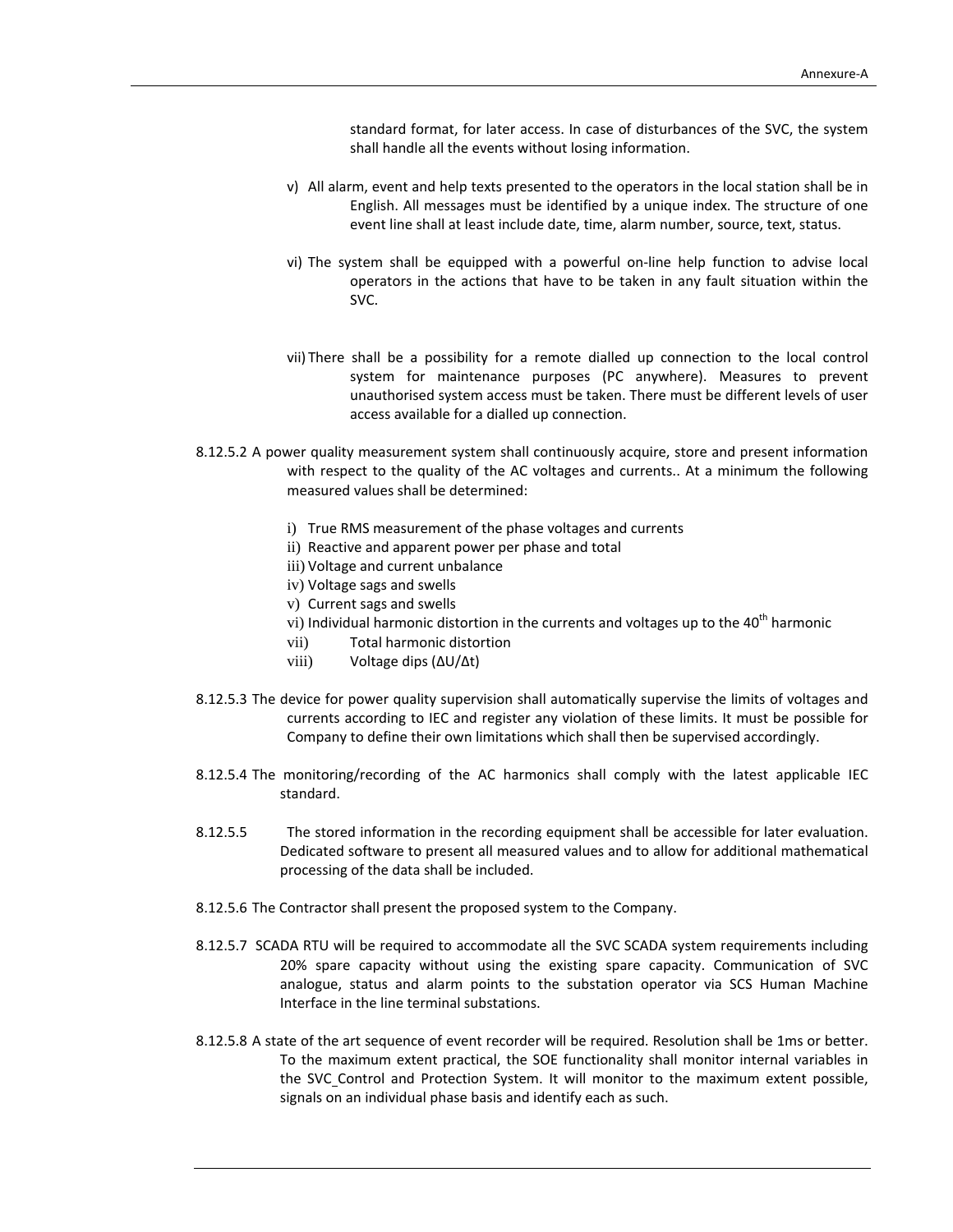standard format, for later access. In case of disturbances of the SVC, the system shall handle all the events without losing information.

v) All alarm, event and help texts presented to the operators in the local station shall be in English. All messages must be identified by a unique index. The structure of one event line shall at least include date, time, alarm number, source, text, status.

vi) The system shall be equipped with a powerful on-line help function to advise local operators in the actions that have to be taken in any fault situation within the SVC.

vii) There shall be a possibility for a remote dialled up connection to the local control system for maintenance purposes (PC anywhere). Measures to prevent unauthorised system access must be taken. There must be different levels of user access available for a dialled up connection.

8.12.5.2 A power quality measurement system shall continuously acquire, store and present information with respect to the quality of the AC voltages and currents.. At a minimum the following measured values shall be determined:

i) True RMS measurement of the phase voltages and currents
ii) Reactive and apparent power per phase and total
iii) Voltage and current unbalance
iv) Voltage sags and swells
v) Current sags and swells
vi) Individual harmonic distortion in the currents and voltages up to the 40th harmonic
vii) Total harmonic distortion
viii) Voltage dips ($\Delta U/\Delta t$)

8.12.5.3 The device for power quality supervision shall automatically supervise the limits of voltages and currents according to IEC and register any violation of these limits. It must be possible for Company to define their own limitations which shall then be supervised accordingly.

8.12.5.4 The monitoring/recording of the AC harmonics shall comply with the latest applicable IEC standard.

8.12.5.5 The stored information in the recording equipment shall be accessible for later evaluation. Dedicated software to present all measured values and to allow for additional mathematical processing of the data shall be included.

8.12.5.6 The Contractor shall present the proposed system to the Company.

8.12.5.7 SCADA RTU will be required to accommodate all the SVC SCADA system requirements including 20% spare capacity without using the existing spare capacity. Communication of SVC analogue, status and alarm points to the substation operator via SCS Human Machine Interface in the line terminal substations.

8.12.5.8 A state of the art sequence of event recorder will be required. Resolution shall be 1ms or better. To the maximum extent practical, the SOE functionality shall monitor internal variables in the SVC_Control and Protection System. It will monitor to the maximum extent possible, signals on an individual phase basis and identify each as such.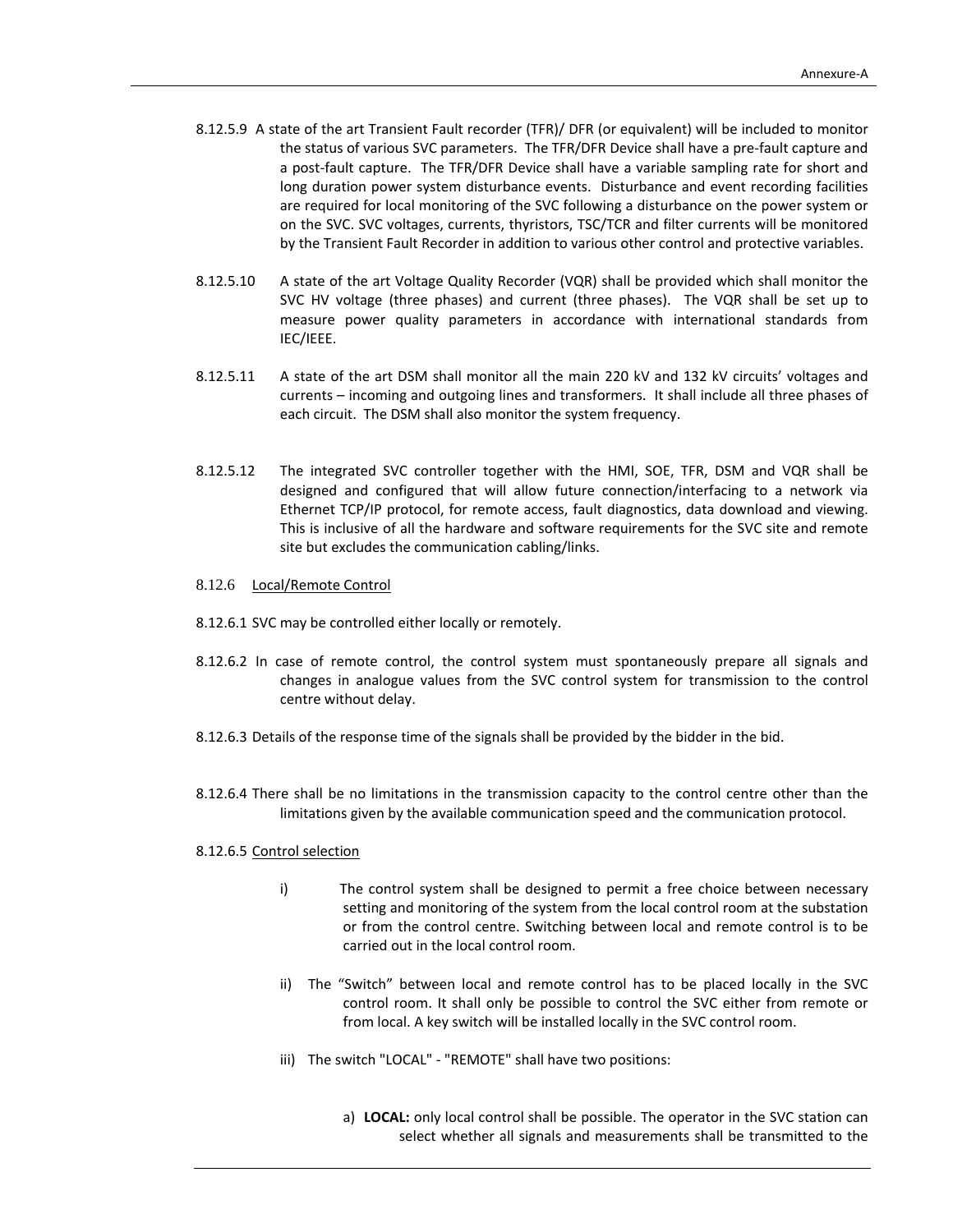8.12.5.9 A state of the art Transient Fault recorder (TFR)/ DFR (or equivalent) will be included to monitor the status of various SVC parameters. The TFR/DFR Device shall have a pre-fault capture and a post-fault capture. The TFR/DFR Device shall have a variable sampling rate for short and long duration power system disturbance events. Disturbance and event recording facilities are required for local monitoring of the SVC following a disturbance on the power system or on the SVC. SVC voltages, currents, thyristors, TSC/TCR and filter currents will be monitored by the Transient Fault Recorder in addition to various other control and protective variables.

8.12.5.10 A state of the art Voltage Quality Recorder (VQR) shall be provided which shall monitor the SVC HV voltage (three phases) and current (three phases). The VQR shall be set up to measure power quality parameters in accordance with international standards from IEC/IEEE.

8.12.5.11 A state of the art DSM shall monitor all the main 220 kV and 132 kV circuits' voltages and currents – incoming and outgoing lines and transformers. It shall include all three phases of each circuit. The DSM shall also monitor the system frequency.

8.12.5.12 The integrated SVC controller together with the HMI, SOE, TFR, DSM and VQR shall be designed and configured that will allow future connection/interfacing to a network via Ethernet TCP/IP protocol, for remote access, fault diagnostics, data download and viewing. This is inclusive of all the hardware and software requirements for the SVC site and remote site but excludes the communication cabling/links.

8.12.6 Local/Remote Control

8.12.6.1 SVC may be controlled either locally or remotely.

8.12.6.2 In case of remote control, the control system must spontaneously prepare all signals and changes in analogue values from the SVC control system for transmission to the control centre without delay.

8.12.6.3 Details of the response time of the signals shall be provided by the bidder in the bid.

8.12.6.4 There shall be no limitations in the transmission capacity to the control centre other than the limitations given by the available communication speed and the communication protocol.

8.12.6.5 Control selection

i) The control system shall be designed to permit a free choice between necessary setting and monitoring of the system from the local control room at the substation or from the control centre. Switching between local and remote control is to be carried out in the local control room.

ii) The "Switch" between local and remote control has to be placed locally in the SVC control room. It shall only be possible to control the SVC either from remote or from local. A key switch will be installed locally in the SVC control room.

iii) The switch "LOCAL" - "REMOTE" shall have two positions:

a) **LOCAL:** only local control shall be possible. The operator in the SVC station can select whether all signals and measurements shall be transmitted to the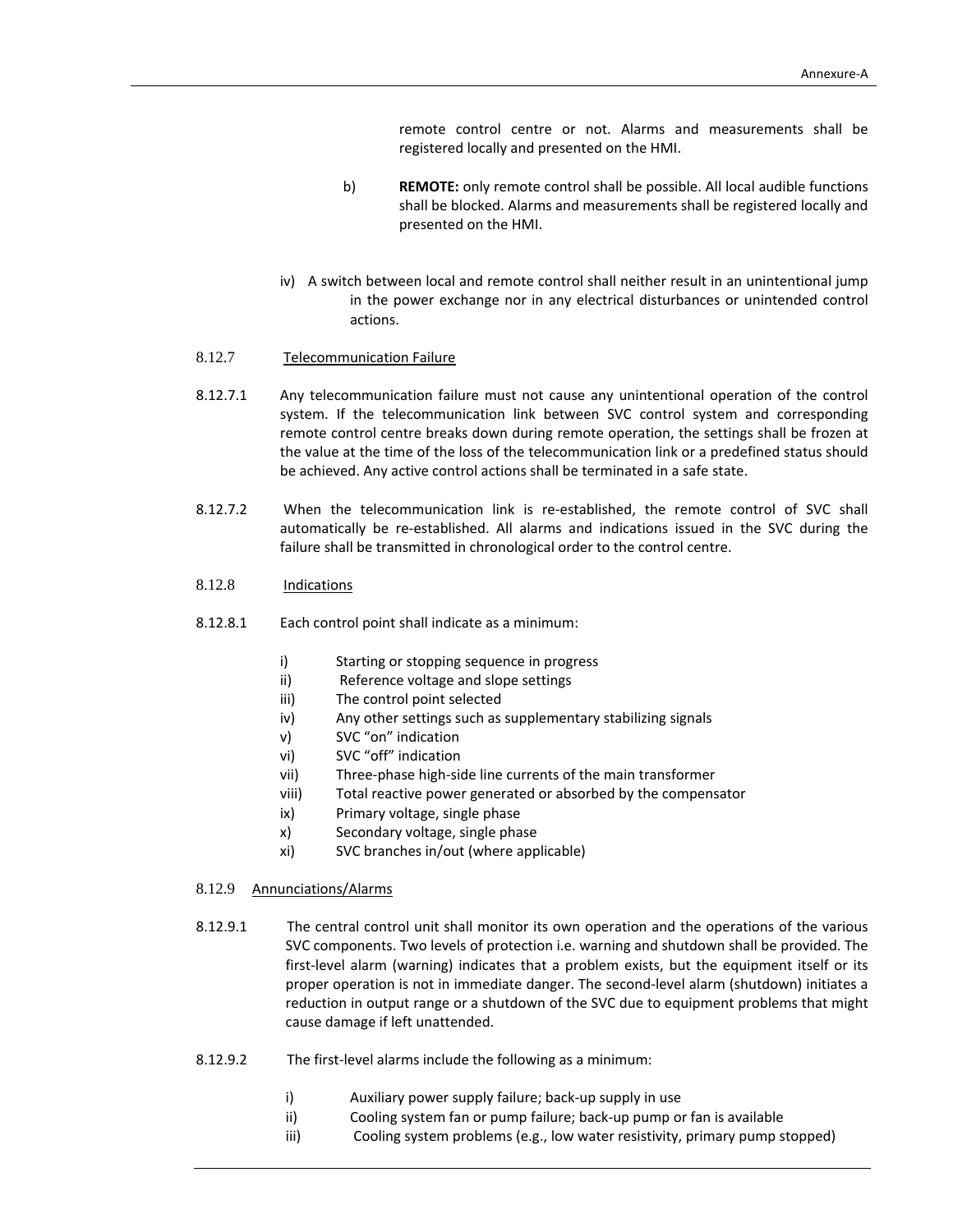remote control centre or not. Alarms and measurements shall be registered locally and presented on the HMI.

b) **REMOTE:** only remote control shall be possible. All local audible functions shall be blocked. Alarms and measurements shall be registered locally and presented on the HMI.

iv) A switch between local and remote control shall neither result in an unintentional jump in the power exchange nor in any electrical disturbances or unintended control actions.

8.12.7 Telecommunication Failure

8.12.7.1 Any telecommunication failure must not cause any unintentional operation of the control system. If the telecommunication link between SVC control system and corresponding remote control centre breaks down during remote operation, the settings shall be frozen at the value at the time of the loss of the telecommunication link or a predefined status should be achieved. Any active control actions shall be terminated in a safe state.

8.12.7.2 When the telecommunication link is re-established, the remote control of SVC shall automatically be re-established. All alarms and indications issued in the SVC during the failure shall be transmitted in chronological order to the control centre.

8.12.8 Indications

8.12.8.1 Each control point shall indicate as a minimum:

i) Starting or stopping sequence in progress
ii) Reference voltage and slope settings
iii) The control point selected
iv) Any other settings such as supplementary stabilizing signals
v) SVC "on" indication
vi) SVC "off" indication
vii) Three-phase high-side line currents of the main transformer
viii) Total reactive power generated or absorbed by the compensator
ix) Primary voltage, single phase
x) Secondary voltage, single phase
xi) SVC branches in/out (where applicable)

8.12.9 Annunciations/Alarms

8.12.9.1 The central control unit shall monitor its own operation and the operations of the various SVC components. Two levels of protection i.e. warning and shutdown shall be provided. The first-level alarm (warning) indicates that a problem exists, but the equipment itself or its proper operation is not in immediate danger. The second-level alarm (shutdown) initiates a reduction in output range or a shutdown of the SVC due to equipment problems that might cause damage if left unattended.

8.12.9.2 The first-level alarms include the following as a minimum:

i) Auxiliary power supply failure; back-up supply in use
ii) Cooling system fan or pump failure; back-up pump or fan is available
iii) Cooling system problems (e.g., low water resistivity, primary pump stopped)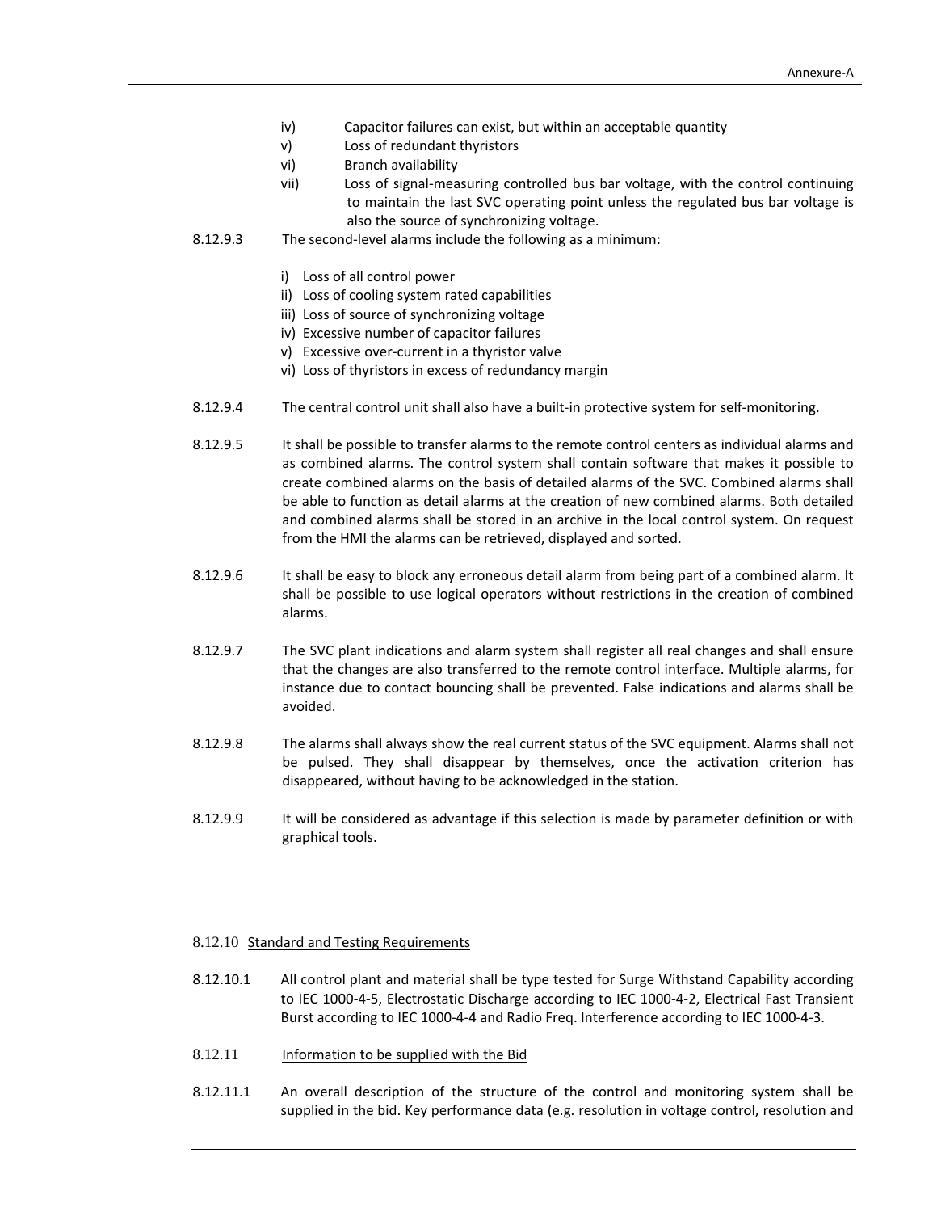iv) Capacitor failures can exist, but within an acceptable quantity

v) Loss of redundant thyristors

vi) Branch availability

vii) Loss of signal-measuring controlled bus bar voltage, with the control continuing to maintain the last SVC operating point unless the regulated bus bar voltage is also the source of synchronizing voltage.

8.12.9.3 The second-level alarms include the following as a minimum:

i) Loss of all control power
ii) Loss of cooling system rated capabilities
iii) Loss of source of synchronizing voltage
iv) Excessive number of capacitor failures
v) Excessive over-current in a thyristor valve
vi) Loss of thyristors in excess of redundancy margin

8.12.9.4 The central control unit shall also have a built-in protective system for self-monitoring.

8.12.9.5 It shall be possible to transfer alarms to the remote control centers as individual alarms and as combined alarms. The control system shall contain software that makes it possible to create combined alarms on the basis of detailed alarms of the SVC. Combined alarms shall be able to function as detail alarms at the creation of new combined alarms. Both detailed and combined alarms shall be stored in an archive in the local control system. On request from the HMI the alarms can be retrieved, displayed and sorted.

8.12.9.6 It shall be easy to block any erroneous detail alarm from being part of a combined alarm. It shall be possible to use logical operators without restrictions in the creation of combined alarms.

8.12.9.7 The SVC plant indications and alarm system shall register all real changes and shall ensure that the changes are also transferred to the remote control interface. Multiple alarms, for instance due to contact bouncing shall be prevented. False indications and alarms shall be avoided.

8.12.9.8 The alarms shall always show the real current status of the SVC equipment. Alarms shall not be pulsed. They shall disappear by themselves, once the activation criterion has disappeared, without having to be acknowledged in the station.

8.12.9.9 It will be considered as advantage if this selection is made by parameter definition or with graphical tools.

### 8.12.10 Standard and Testing Requirements

8.12.10.1 All control plant and material shall be type tested for Surge Withstand Capability according to IEC 1000-4-5, Electrostatic Discharge according to IEC 1000-4-2, Electrical Fast Transient Burst according to IEC 1000-4-4 and Radio Freq. Interference according to IEC 1000-4-3.

### 8.12.11 Information to be supplied with the Bid

8.12.11.1 An overall description of the structure of the control and monitoring system shall be supplied in the bid. Key performance data (e.g. resolution in voltage control, resolution and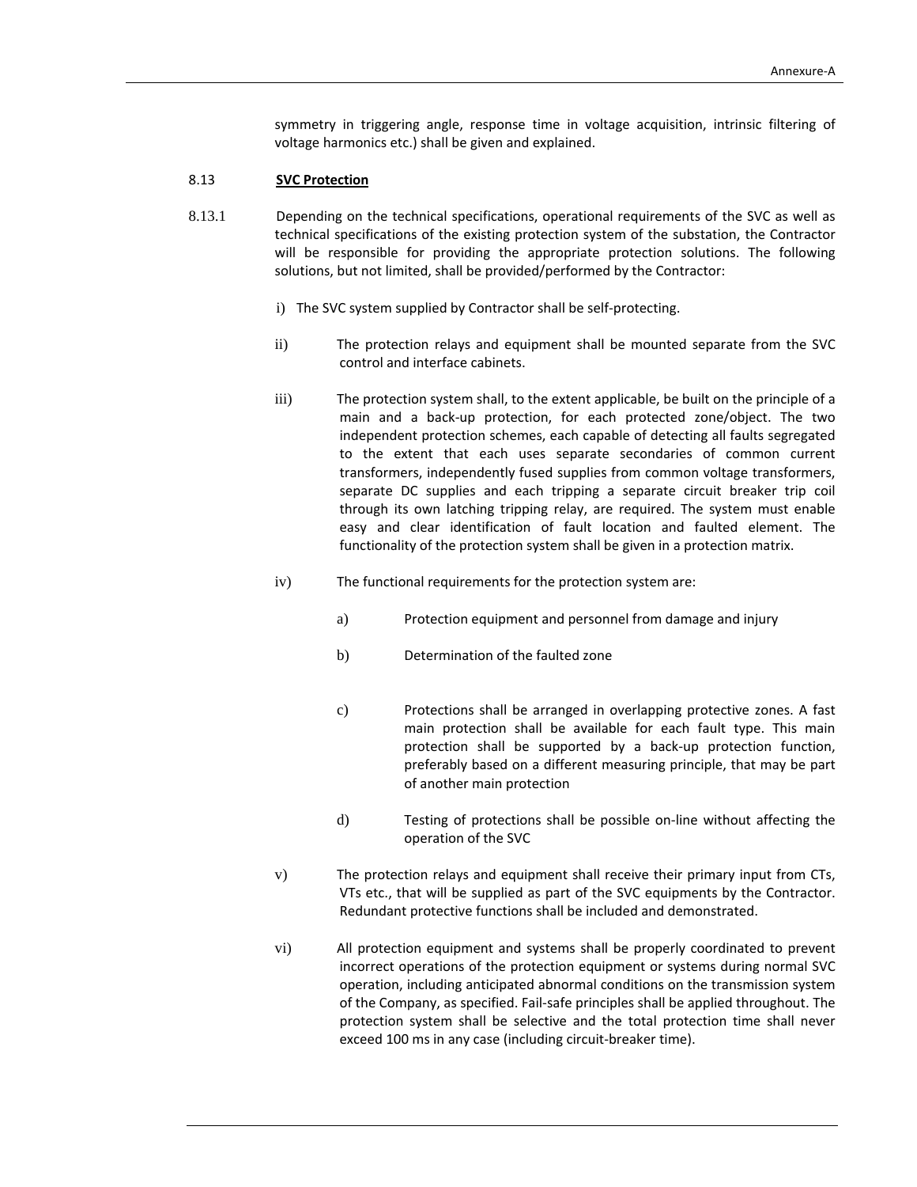symmetry in triggering angle, response time in voltage acquisition, intrinsic filtering of voltage harmonics etc.) shall be given and explained.

## 8.13 SVC Protection

8.13.1 Depending on the technical specifications, operational requirements of the SVC as well as technical specifications of the existing protection system of the substation, the Contractor will be responsible for providing the appropriate protection solutions. The following solutions, but not limited, shall be provided/performed by the Contractor:

i) The SVC system supplied by Contractor shall be self-protecting.

ii) The protection relays and equipment shall be mounted separate from the SVC control and interface cabinets.

iii) The protection system shall, to the extent applicable, be built on the principle of a main and a back-up protection, for each protected zone/object. The two independent protection schemes, each capable of detecting all faults segregated to the extent that each uses separate secondaries of common current transformers, independently fused supplies from common voltage transformers, separate DC supplies and each tripping a separate circuit breaker trip coil through its own latching tripping relay, are required. The system must enable easy and clear identification of fault location and faulted element. The functionality of the protection system shall be given in a protection matrix.

iv) The functional requirements for the protection system are:

a) Protection equipment and personnel from damage and injury

b) Determination of the faulted zone

c) Protections shall be arranged in overlapping protective zones. A fast main protection shall be available for each fault type. This main protection shall be supported by a back-up protection function, preferably based on a different measuring principle, that may be part of another main protection

d) Testing of protections shall be possible on-line without affecting the operation of the SVC

v) The protection relays and equipment shall receive their primary input from CTs, VTs etc., that will be supplied as part of the SVC equipments by the Contractor. Redundant protective functions shall be included and demonstrated.

vi) All protection equipment and systems shall be properly coordinated to prevent incorrect operations of the protection equipment or systems during normal SVC operation, including anticipated abnormal conditions on the transmission system of the Company, as specified. Fail-safe principles shall be applied throughout. The protection system shall be selective and the total protection time shall never exceed 100 ms in any case (including circuit-breaker time).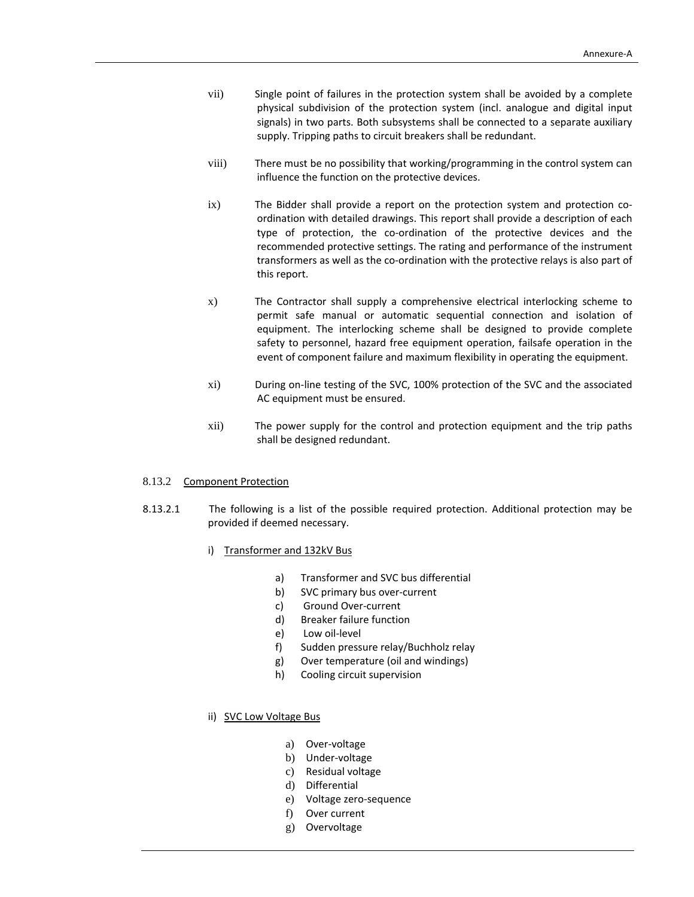vii) Single point of failures in the protection system shall be avoided by a complete physical subdivision of the protection system (incl. analogue and digital input signals) in two parts. Both subsystems shall be connected to a separate auxiliary supply. Tripping paths to circuit breakers shall be redundant.

viii) There must be no possibility that working/programming in the control system can influence the function on the protective devices.

ix) The Bidder shall provide a report on the protection system and protection co-ordination with detailed drawings. This report shall provide a description of each type of protection, the co-ordination of the protective devices and the recommended protective settings. The rating and performance of the instrument transformers as well as the co-ordination with the protective relays is also part of this report.

x) The Contractor shall supply a comprehensive electrical interlocking scheme to permit safe manual or automatic sequential connection and isolation of equipment. The interlocking scheme shall be designed to provide complete safety to personnel, hazard free equipment operation, failsafe operation in the event of component failure and maximum flexibility in operating the equipment.

xi) During on-line testing of the SVC, 100% protection of the SVC and the associated AC equipment must be ensured.

xii) The power supply for the control and protection equipment and the trip paths shall be designed redundant.

### 8.13.2 Component Protection

8.13.2.1 The following is a list of the possible required protection. Additional protection may be provided if deemed necessary.

i) Transformer and 132kV Bus

a) Transformer and SVC bus differential
b) SVC primary bus over-current
c) Ground Over-current
d) Breaker failure function
e) Low oil-level
f) Sudden pressure relay/Buchholz relay
g) Over temperature (oil and windings)
h) Cooling circuit supervision

ii) SVC Low Voltage Bus

a) Over-voltage
b) Under-voltage
c) Residual voltage
d) Differential
e) Voltage zero-sequence
f) Over current
g) Overvoltage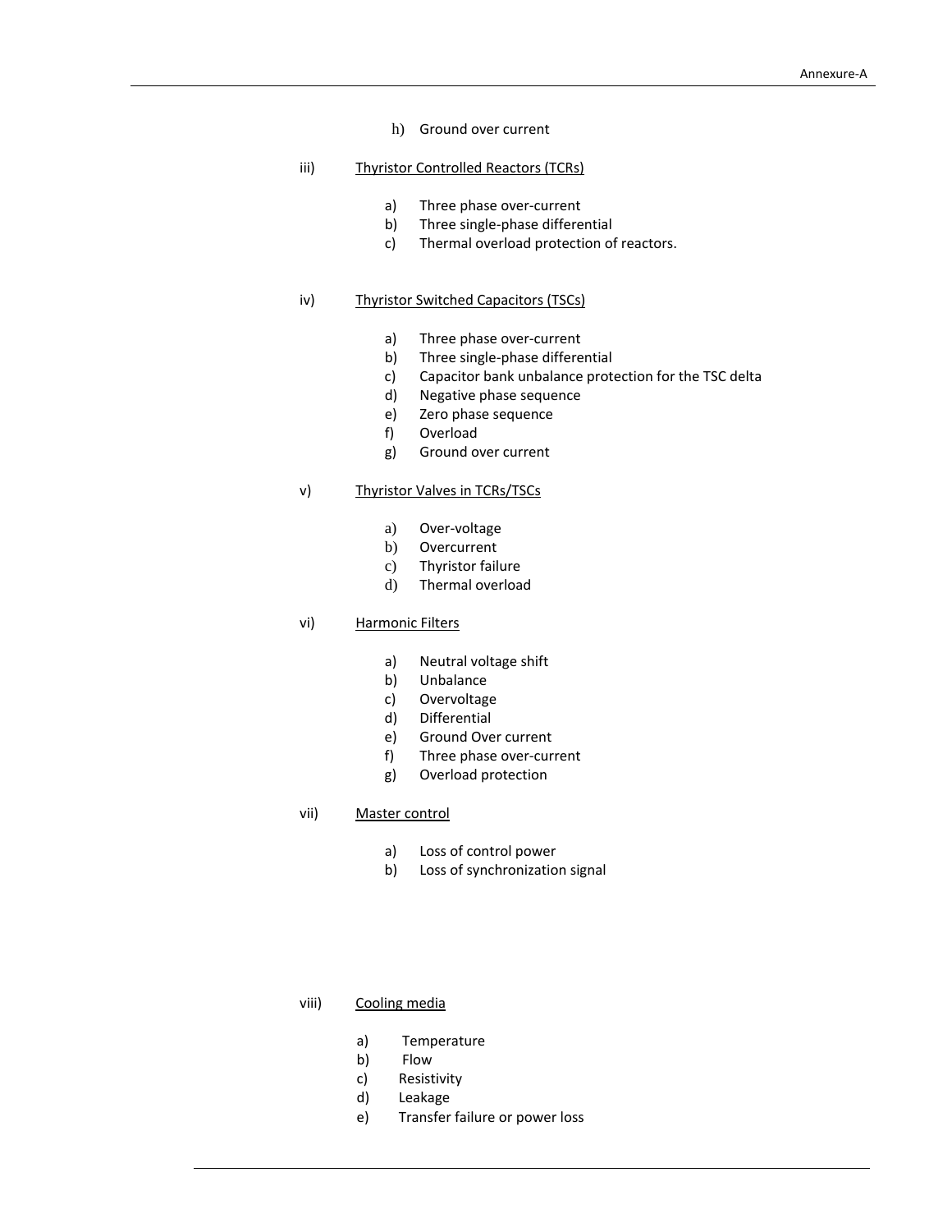h) Ground over current

iii) Thyristor Controlled Reactors (TCRs)

a) Three phase over-current
b) Three single-phase differential
c) Thermal overload protection of reactors.

iv) Thyristor Switched Capacitors (TSCs)

a) Three phase over-current
b) Three single-phase differential
c) Capacitor bank unbalance protection for the TSC delta
d) Negative phase sequence
e) Zero phase sequence
f) Overload
g) Ground over current

v) Thyristor Valves in TCRs/TSCs

a) Over-voltage
b) Overcurrent
c) Thyristor failure
d) Thermal overload

vi) Harmonic Filters

a) Neutral voltage shift
b) Unbalance
c) Overvoltage
d) Differential
e) Ground Over current
f) Three phase over-current
g) Overload protection

vii) Master control

a) Loss of control power
b) Loss of synchronization signal

viii) Cooling media

a) Temperature
b) Flow
c) Resistivity
d) Leakage
e) Transfer failure or power loss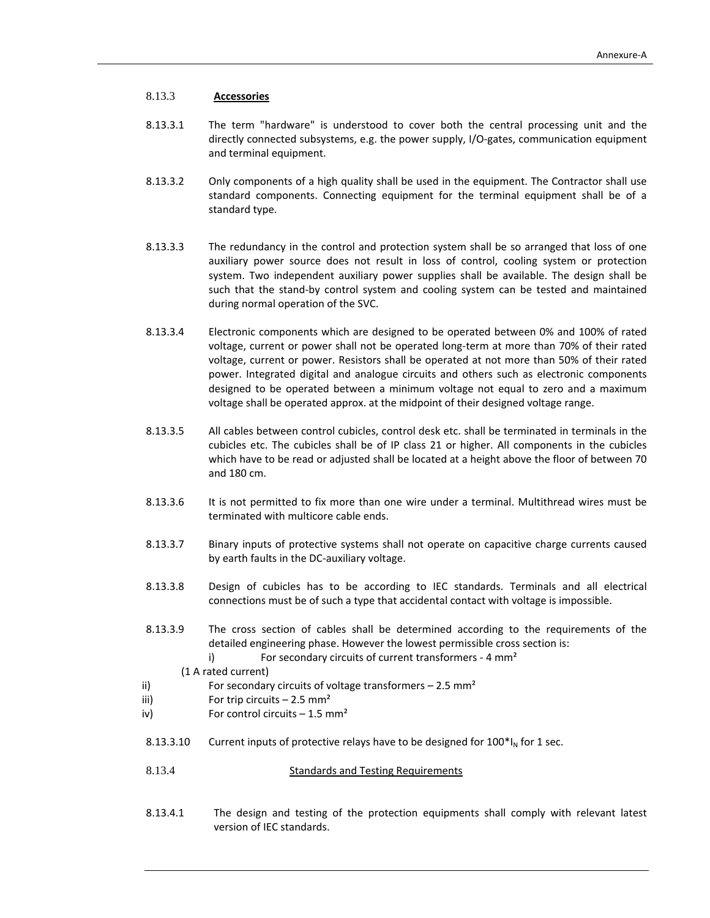### 8.13.3 **Accessories**

8.13.3.1 The term "hardware" is understood to cover both the central processing unit and the directly connected subsystems, e.g. the power supply, I/O-gates, communication equipment and terminal equipment.

8.13.3.2 Only components of a high quality shall be used in the equipment. The Contractor shall use standard components. Connecting equipment for the terminal equipment shall be of a standard type.

8.13.3.3 The redundancy in the control and protection system shall be so arranged that loss of one auxiliary power source does not result in loss of control, cooling system or protection system. Two independent auxiliary power supplies shall be available. The design shall be such that the stand-by control system and cooling system can be tested and maintained during normal operation of the SVC.

8.13.3.4 Electronic components which are designed to be operated between 0% and 100% of rated voltage, current or power shall not be operated long-term at more than 70% of their rated voltage, current or power. Resistors shall be operated at not more than 50% of their rated power. Integrated digital and analogue circuits and others such as electronic components designed to be operated between a minimum voltage not equal to zero and a maximum voltage shall be operated approx. at the midpoint of their designed voltage range.

8.13.3.5 All cables between control cubicles, control desk etc. shall be terminated in terminals in the cubicles etc. The cubicles shall be of IP class 21 or higher. All components in the cubicles which have to be read or adjusted shall be located at a height above the floor of between 70 and 180 cm.

8.13.3.6 It is not permitted to fix more than one wire under a terminal. Multithread wires must be terminated with multicore cable ends.

8.13.3.7 Binary inputs of protective systems shall not operate on capacitive charge currents caused by earth faults in the DC-auxiliary voltage.

8.13.3.8 Design of cubicles has to be according to IEC standards. Terminals and all electrical connections must be of such a type that accidental contact with voltage is impossible.

8.13.3.9 The cross section of cables shall be determined according to the requirements of the detailed engineering phase. However the lowest permissible cross section is:

i) For secondary circuits of current transformers - 4 mm² (1 A rated current)

ii) For secondary circuits of voltage transformers – 2.5 mm²

iii) For trip circuits – 2.5 mm²

iv) For control circuits – 1.5 mm²

8.13.3.10 Current inputs of protective relays have to be designed for $100*I_N$ for 1 sec.

### 8.13.4 Standards and Testing Requirements

8.13.4.1 The design and testing of the protection equipments shall comply with relevant latest version of IEC standards.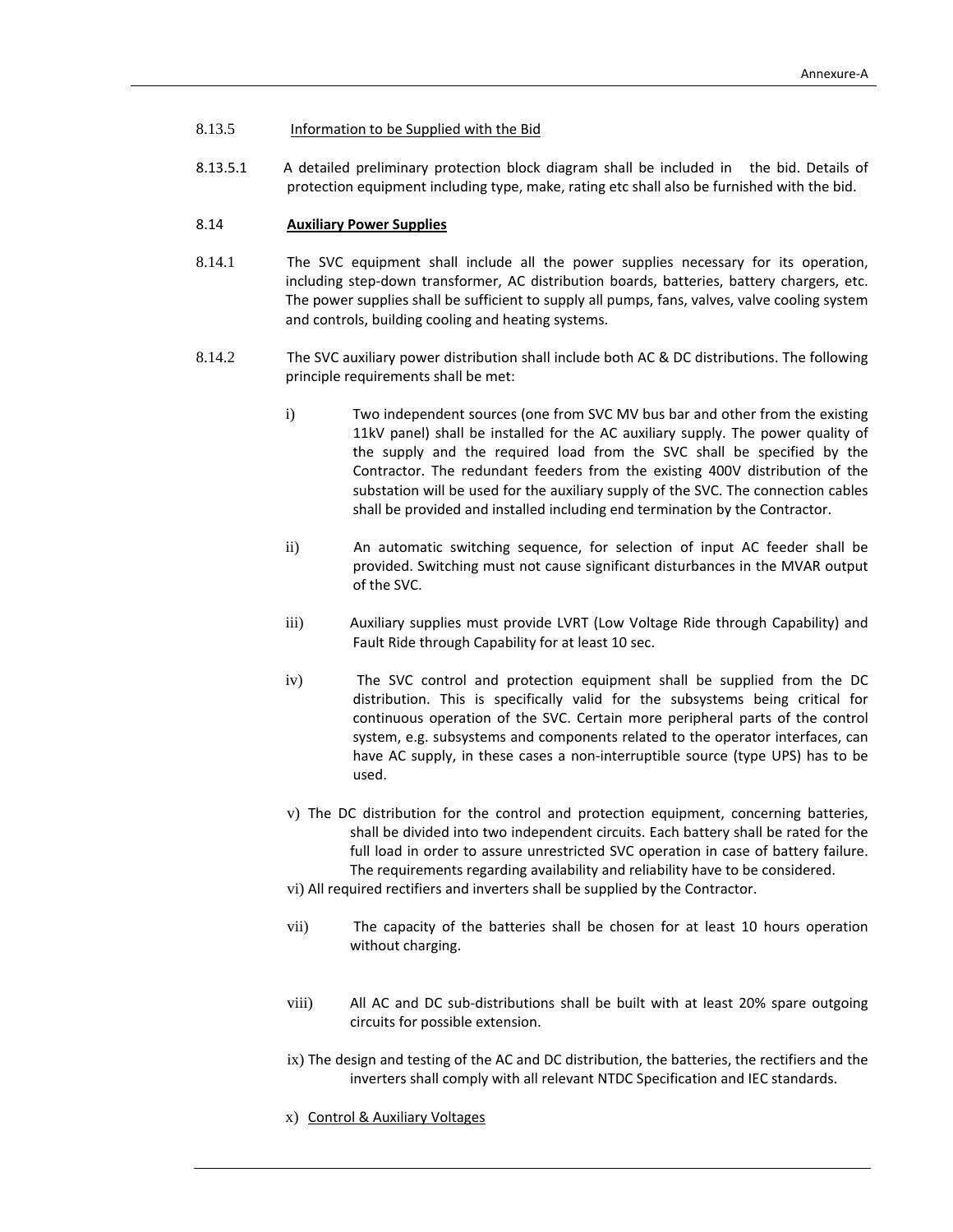8.13.5 Information to be Supplied with the Bid

8.13.5.1 A detailed preliminary protection block diagram shall be included in the bid. Details of protection equipment including type, make, rating etc shall also be furnished with the bid.

8.14 **Auxiliary Power Supplies**

8.14.1 The SVC equipment shall include all the power supplies necessary for its operation, including step-down transformer, AC distribution boards, batteries, battery chargers, etc. The power supplies shall be sufficient to supply all pumps, fans, valves, valve cooling system and controls, building cooling and heating systems.

8.14.2 The SVC auxiliary power distribution shall include both AC & DC distributions. The following principle requirements shall be met:

i) Two independent sources (one from SVC MV bus bar and other from the existing 11kV panel) shall be installed for the AC auxiliary supply. The power quality of the supply and the required load from the SVC shall be specified by the Contractor. The redundant feeders from the existing 400V distribution of the substation will be used for the auxiliary supply of the SVC. The connection cables shall be provided and installed including end termination by the Contractor.

ii) An automatic switching sequence, for selection of input AC feeder shall be provided. Switching must not cause significant disturbances in the MVAR output of the SVC.

iii) Auxiliary supplies must provide LVRT (Low Voltage Ride through Capability) and Fault Ride through Capability for at least 10 sec.

iv) The SVC control and protection equipment shall be supplied from the DC distribution. This is specifically valid for the subsystems being critical for continuous operation of the SVC. Certain more peripheral parts of the control system, e.g. subsystems and components related to the operator interfaces, can have AC supply, in these cases a non-interruptible source (type UPS) has to be used.

v) The DC distribution for the control and protection equipment, concerning batteries, shall be divided into two independent circuits. Each battery shall be rated for the full load in order to assure unrestricted SVC operation in case of battery failure. The requirements regarding availability and reliability have to be considered.

vi) All required rectifiers and inverters shall be supplied by the Contractor.

vii) The capacity of the batteries shall be chosen for at least 10 hours operation without charging.

viii) All AC and DC sub-distributions shall be built with at least 20% spare outgoing circuits for possible extension.

ix) The design and testing of the AC and DC distribution, the batteries, the rectifiers and the inverters shall comply with all relevant NTDC Specification and IEC standards.

x) Control & Auxiliary Voltages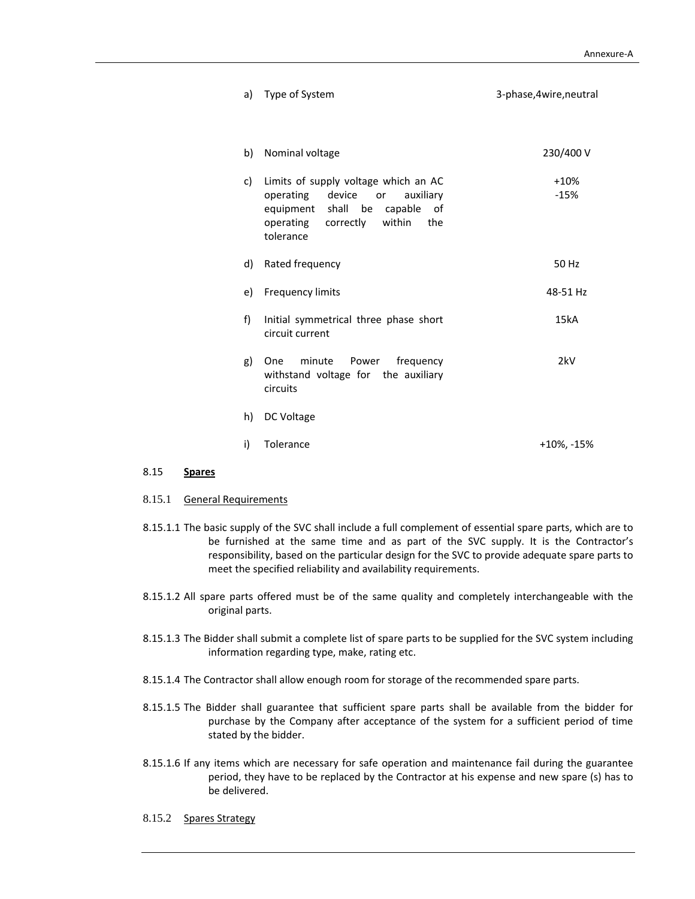| | | |
|---|---|---|
| a) | Type of System | 3-phase,4wire,neutral |
| b) | Nominal voltage | 230/400 V |
| c) | Limits of supply voltage which an AC operating device or auxiliary equipment shall be capable of operating correctly within the tolerance | +10%<br>-15% |
| d) | Rated frequency | 50 Hz |
| e) | Frequency limits | 48-51 Hz |
| f) | Initial symmetrical three phase short circuit current | 15kA |
| g) | One minute Power frequency withstand voltage for the auxiliary circuits | 2kV |
| h) | DC Voltage | |
| i) | Tolerance | +10%, -15% |

## 8.15 Spares

### 8.15.1 General Requirements

8.15.1.1 The basic supply of the SVC shall include a full complement of essential spare parts, which are to be furnished at the same time and as part of the SVC supply. It is the Contractor's responsibility, based on the particular design for the SVC to provide adequate spare parts to meet the specified reliability and availability requirements.

8.15.1.2 All spare parts offered must be of the same quality and completely interchangeable with the original parts.

8.15.1.3 The Bidder shall submit a complete list of spare parts to be supplied for the SVC system including information regarding type, make, rating etc.

8.15.1.4 The Contractor shall allow enough room for storage of the recommended spare parts.

8.15.1.5 The Bidder shall guarantee that sufficient spare parts shall be available from the bidder for purchase by the Company after acceptance of the system for a sufficient period of time stated by the bidder.

8.15.1.6 If any items which are necessary for safe operation and maintenance fail during the guarantee period, they have to be replaced by the Contractor at his expense and new spare (s) has to be delivered.

### 8.15.2 Spares Strategy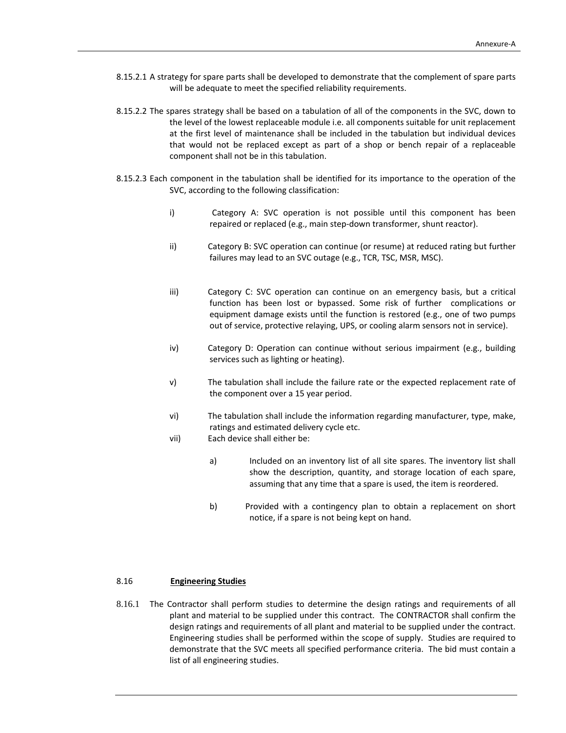8.15.2.1 A strategy for spare parts shall be developed to demonstrate that the complement of spare parts will be adequate to meet the specified reliability requirements.

8.15.2.2 The spares strategy shall be based on a tabulation of all of the components in the SVC, down to the level of the lowest replaceable module i.e. all components suitable for unit replacement at the first level of maintenance shall be included in the tabulation but individual devices that would not be replaced except as part of a shop or bench repair of a replaceable component shall not be in this tabulation.

8.15.2.3 Each component in the tabulation shall be identified for its importance to the operation of the SVC, according to the following classification:

i) Category A: SVC operation is not possible until this component has been repaired or replaced (e.g., main step-down transformer, shunt reactor).

ii) Category B: SVC operation can continue (or resume) at reduced rating but further failures may lead to an SVC outage (e.g., TCR, TSC, MSR, MSC).

iii) Category C: SVC operation can continue on an emergency basis, but a critical function has been lost or bypassed. Some risk of further complications or equipment damage exists until the function is restored (e.g., one of two pumps out of service, protective relaying, UPS, or cooling alarm sensors not in service).

iv) Category D: Operation can continue without serious impairment (e.g., building services such as lighting or heating).

v) The tabulation shall include the failure rate or the expected replacement rate of the component over a 15 year period.

vi) The tabulation shall include the information regarding manufacturer, type, make, ratings and estimated delivery cycle etc.

vii) Each device shall either be:

a) Included on an inventory list of all site spares. The inventory list shall show the description, quantity, and storage location of each spare, assuming that any time that a spare is used, the item is reordered.

b) Provided with a contingency plan to obtain a replacement on short notice, if a spare is not being kept on hand.

## 8.16 **Engineering Studies**

8.16.1 The Contractor shall perform studies to determine the design ratings and requirements of all plant and material to be supplied under this contract. The CONTRACTOR shall confirm the design ratings and requirements of all plant and material to be supplied under the contract. Engineering studies shall be performed within the scope of supply. Studies are required to demonstrate that the SVC meets all specified performance criteria. The bid must contain a list of all engineering studies.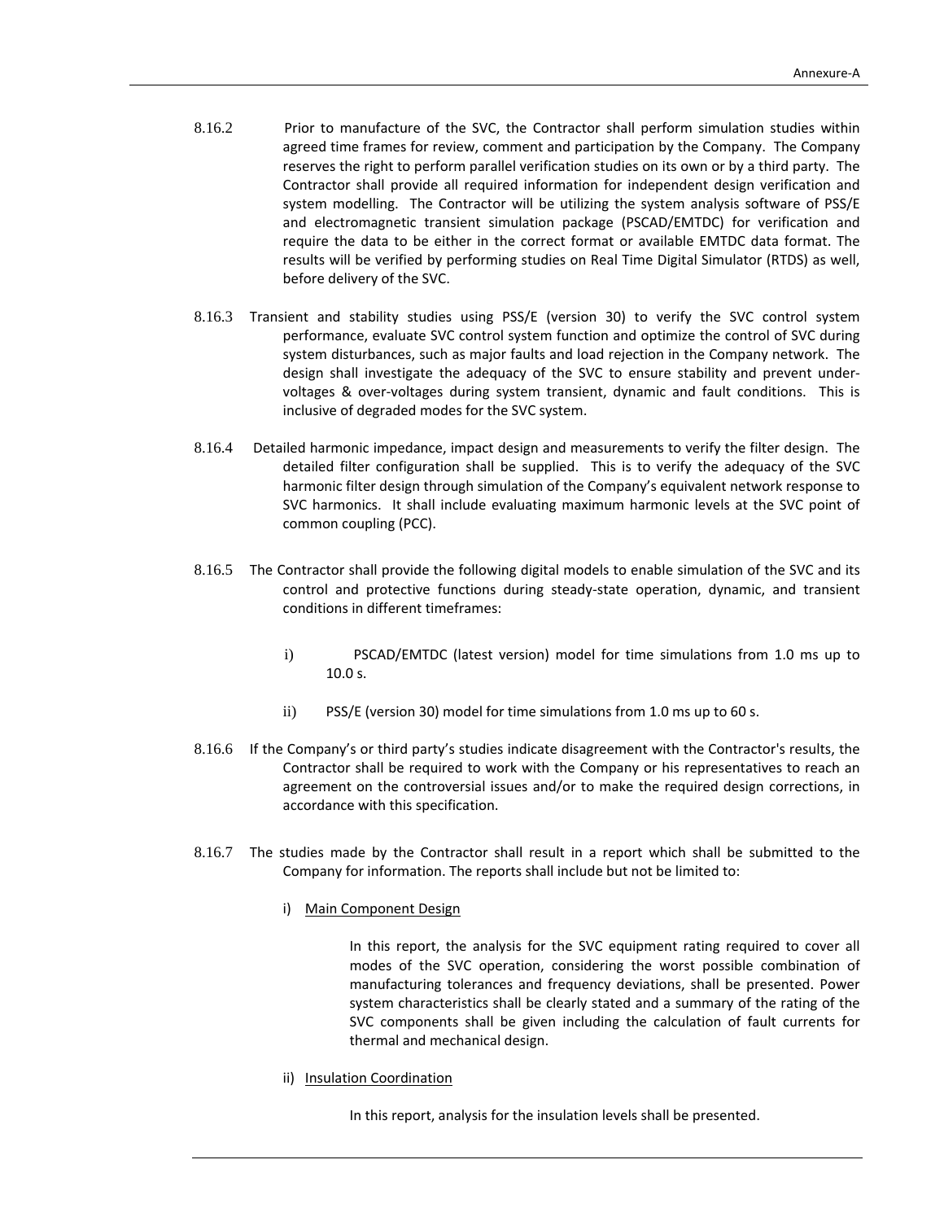8.16.2 Prior to manufacture of the SVC, the Contractor shall perform simulation studies within agreed time frames for review, comment and participation by the Company. The Company reserves the right to perform parallel verification studies on its own or by a third party. The Contractor shall provide all required information for independent design verification and system modelling. The Contractor will be utilizing the system analysis software of PSS/E and electromagnetic transient simulation package (PSCAD/EMTDC) for verification and require the data to be either in the correct format or available EMTDC data format. The results will be verified by performing studies on Real Time Digital Simulator (RTDS) as well, before delivery of the SVC.

8.16.3 Transient and stability studies using PSS/E (version 30) to verify the SVC control system performance, evaluate SVC control system function and optimize the control of SVC during system disturbances, such as major faults and load rejection in the Company network. The design shall investigate the adequacy of the SVC to ensure stability and prevent under-voltages & over-voltages during system transient, dynamic and fault conditions. This is inclusive of degraded modes for the SVC system.

8.16.4 Detailed harmonic impedance, impact design and measurements to verify the filter design. The detailed filter configuration shall be supplied. This is to verify the adequacy of the SVC harmonic filter design through simulation of the Company's equivalent network response to SVC harmonics. It shall include evaluating maximum harmonic levels at the SVC point of common coupling (PCC).

8.16.5 The Contractor shall provide the following digital models to enable simulation of the SVC and its control and protective functions during steady-state operation, dynamic, and transient conditions in different timeframes:

i) PSCAD/EMTDC (latest version) model for time simulations from 1.0 ms up to 10.0 s.

ii) PSS/E (version 30) model for time simulations from 1.0 ms up to 60 s.

8.16.6 If the Company's or third party's studies indicate disagreement with the Contractor's results, the Contractor shall be required to work with the Company or his representatives to reach an agreement on the controversial issues and/or to make the required design corrections, in accordance with this specification.

8.16.7 The studies made by the Contractor shall result in a report which shall be submitted to the Company for information. The reports shall include but not be limited to:

i) <u>Main Component Design</u>

In this report, the analysis for the SVC equipment rating required to cover all modes of the SVC operation, considering the worst possible combination of manufacturing tolerances and frequency deviations, shall be presented. Power system characteristics shall be clearly stated and a summary of the rating of the SVC components shall be given including the calculation of fault currents for thermal and mechanical design.

ii) <u>Insulation Coordination</u>

In this report, analysis for the insulation levels shall be presented.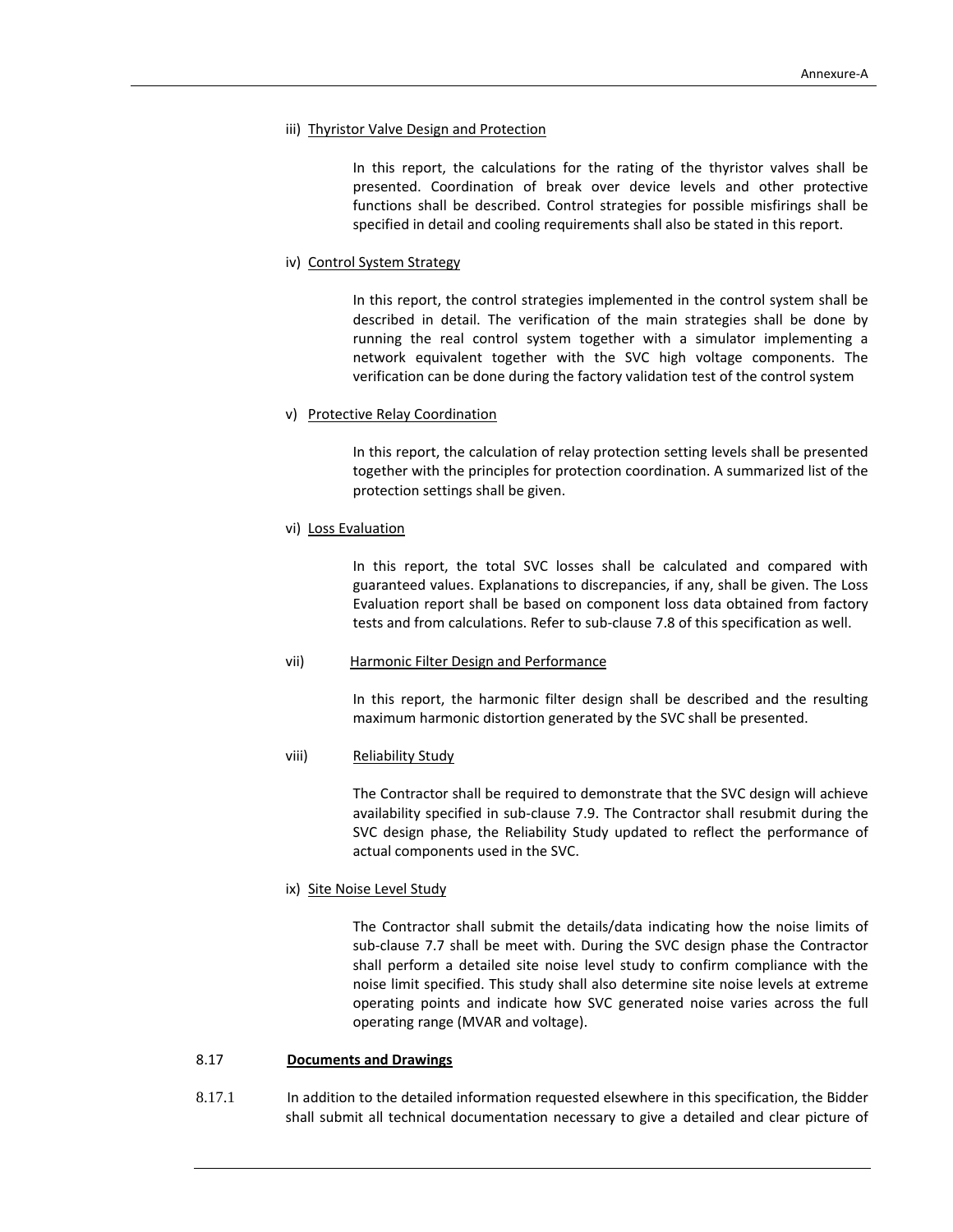iii) Thyristor Valve Design and Protection

In this report, the calculations for the rating of the thyristor valves shall be presented. Coordination of break over device levels and other protective functions shall be described. Control strategies for possible misfirings shall be specified in detail and cooling requirements shall also be stated in this report.

iv) Control System Strategy

In this report, the control strategies implemented in the control system shall be described in detail. The verification of the main strategies shall be done by running the real control system together with a simulator implementing a network equivalent together with the SVC high voltage components. The verification can be done during the factory validation test of the control system

v) Protective Relay Coordination

In this report, the calculation of relay protection setting levels shall be presented together with the principles for protection coordination. A summarized list of the protection settings shall be given.

vi) Loss Evaluation

In this report, the total SVC losses shall be calculated and compared with guaranteed values. Explanations to discrepancies, if any, shall be given. The Loss Evaluation report shall be based on component loss data obtained from factory tests and from calculations. Refer to sub-clause 7.8 of this specification as well.

vii) Harmonic Filter Design and Performance

In this report, the harmonic filter design shall be described and the resulting maximum harmonic distortion generated by the SVC shall be presented.

viii) Reliability Study

The Contractor shall be required to demonstrate that the SVC design will achieve availability specified in sub-clause 7.9. The Contractor shall resubmit during the SVC design phase, the Reliability Study updated to reflect the performance of actual components used in the SVC.

ix) Site Noise Level Study

The Contractor shall submit the details/data indicating how the noise limits of sub-clause 7.7 shall be meet with. During the SVC design phase the Contractor shall perform a detailed site noise level study to confirm compliance with the noise limit specified. This study shall also determine site noise levels at extreme operating points and indicate how SVC generated noise varies across the full operating range (MVAR and voltage).

## 8.17 **Documents and Drawings**

8.17.1 In addition to the detailed information requested elsewhere in this specification, the Bidder shall submit all technical documentation necessary to give a detailed and clear picture of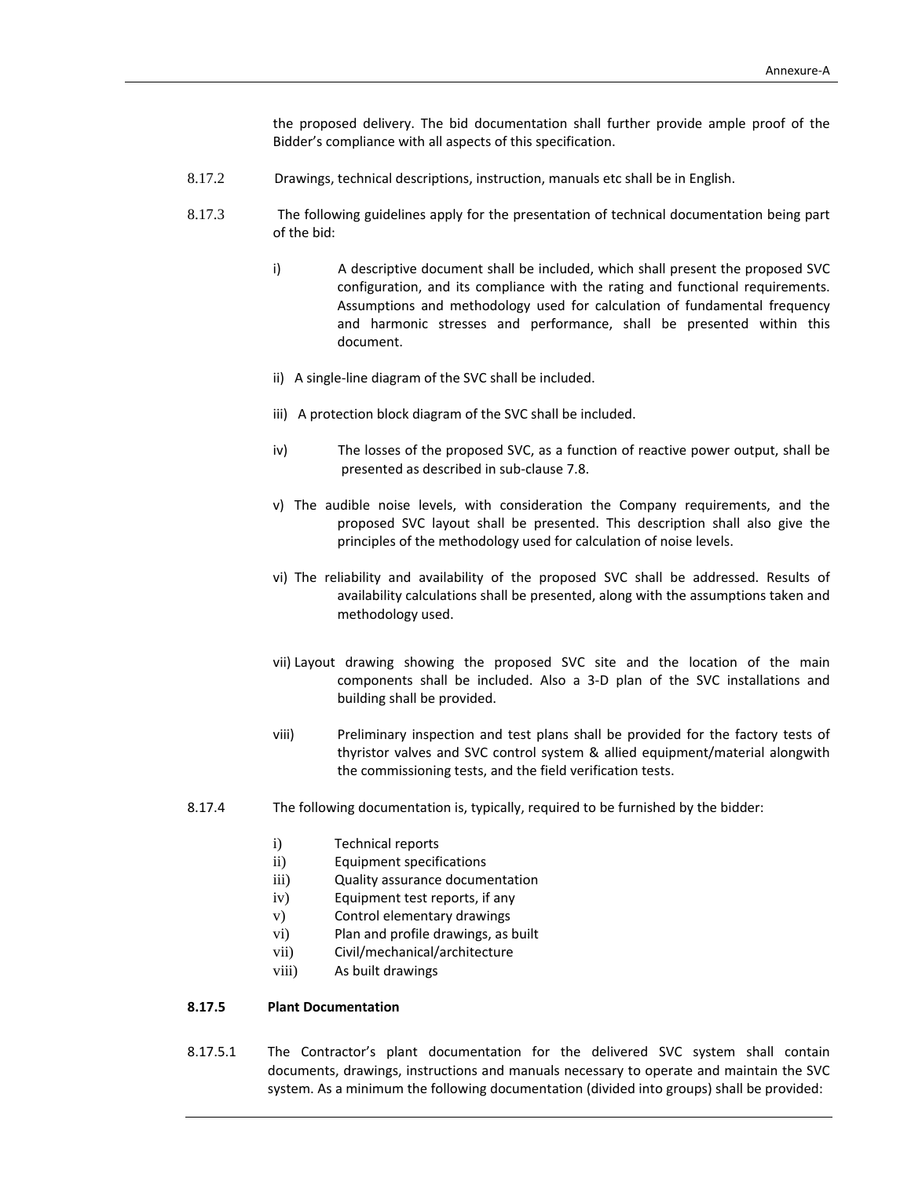the proposed delivery. The bid documentation shall further provide ample proof of the Bidder's compliance with all aspects of this specification.

8.17.2 Drawings, technical descriptions, instruction, manuals etc shall be in English.

8.17.3 The following guidelines apply for the presentation of technical documentation being part of the bid:

i) A descriptive document shall be included, which shall present the proposed SVC configuration, and its compliance with the rating and functional requirements. Assumptions and methodology used for calculation of fundamental frequency and harmonic stresses and performance, shall be presented within this document.

ii) A single-line diagram of the SVC shall be included.

iii) A protection block diagram of the SVC shall be included.

iv) The losses of the proposed SVC, as a function of reactive power output, shall be presented as described in sub-clause 7.8.

v) The audible noise levels, with consideration the Company requirements, and the proposed SVC layout shall be presented. This description shall also give the principles of the methodology used for calculation of noise levels.

vi) The reliability and availability of the proposed SVC shall be addressed. Results of availability calculations shall be presented, along with the assumptions taken and methodology used.

vii) Layout drawing showing the proposed SVC site and the location of the main components shall be included. Also a 3-D plan of the SVC installations and building shall be provided.

viii) Preliminary inspection and test plans shall be provided for the factory tests of thyristor valves and SVC control system & allied equipment/material alongwith the commissioning tests, and the field verification tests.

8.17.4 The following documentation is, typically, required to be furnished by the bidder:

i) Technical reports
ii) Equipment specifications
iii) Quality assurance documentation
iv) Equipment test reports, if any
v) Control elementary drawings
vi) Plan and profile drawings, as built
vii) Civil/mechanical/architecture
viii) As built drawings

**8.17.5 Plant Documentation**

8.17.5.1 The Contractor's plant documentation for the delivered SVC system shall contain documents, drawings, instructions and manuals necessary to operate and maintain the SVC system. As a minimum the following documentation (divided into groups) shall be provided: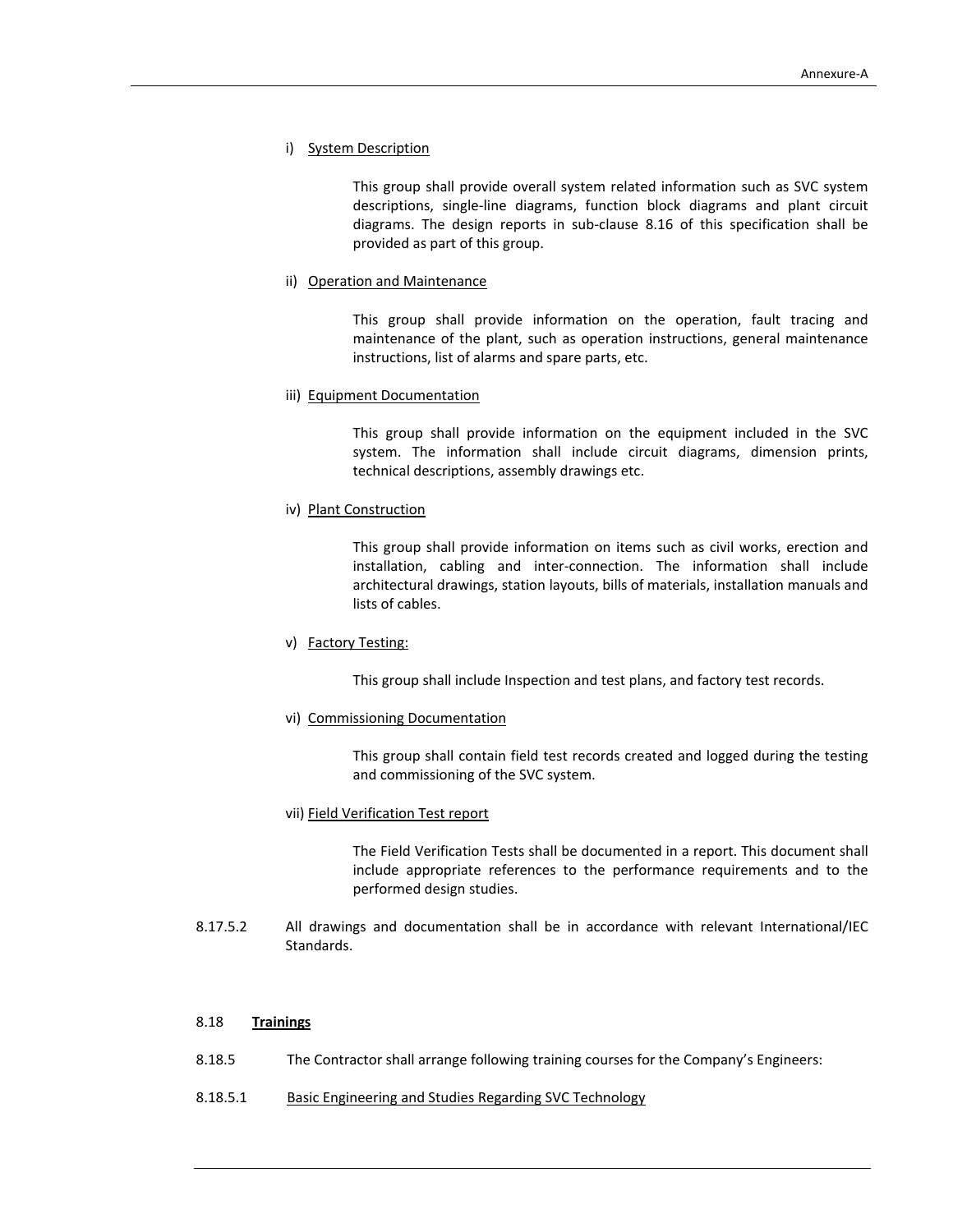i) System Description

This group shall provide overall system related information such as SVC system descriptions, single-line diagrams, function block diagrams and plant circuit diagrams. The design reports in sub-clause 8.16 of this specification shall be provided as part of this group.

ii) Operation and Maintenance

This group shall provide information on the operation, fault tracing and maintenance of the plant, such as operation instructions, general maintenance instructions, list of alarms and spare parts, etc.

iii) Equipment Documentation

This group shall provide information on the equipment included in the SVC system. The information shall include circuit diagrams, dimension prints, technical descriptions, assembly drawings etc.

iv) Plant Construction

This group shall provide information on items such as civil works, erection and installation, cabling and inter-connection. The information shall include architectural drawings, station layouts, bills of materials, installation manuals and lists of cables.

v) Factory Testing:

This group shall include Inspection and test plans, and factory test records.

vi) Commissioning Documentation

This group shall contain field test records created and logged during the testing and commissioning of the SVC system.

vii) Field Verification Test report

The Field Verification Tests shall be documented in a report. This document shall include appropriate references to the performance requirements and to the performed design studies.

8.17.5.2 All drawings and documentation shall be in accordance with relevant International/IEC Standards.

## 8.18 **Trainings**

8.18.5 The Contractor shall arrange following training courses for the Company's Engineers:

8.18.5.1 Basic Engineering and Studies Regarding SVC Technology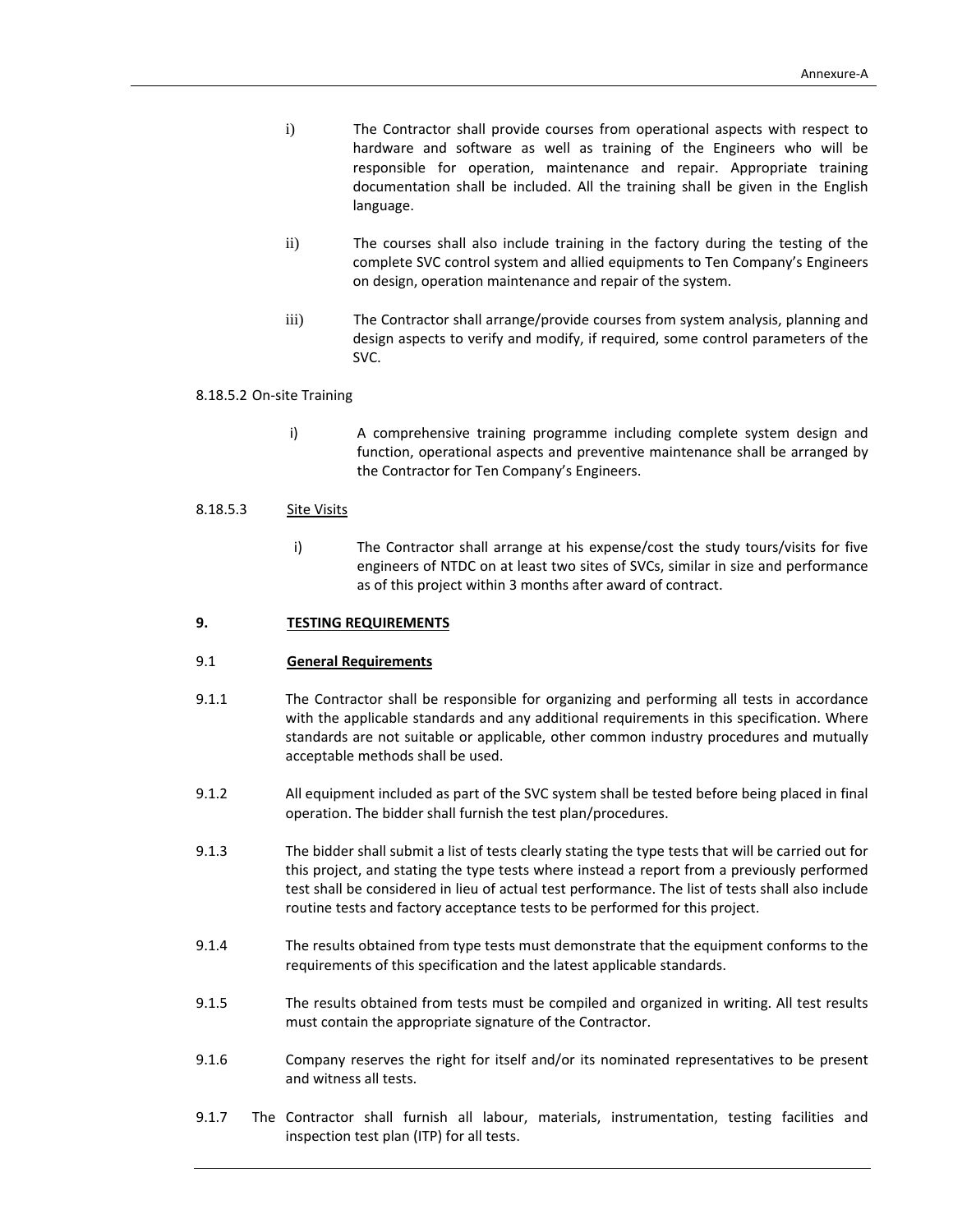i) The Contractor shall provide courses from operational aspects with respect to hardware and software as well as training of the Engineers who will be responsible for operation, maintenance and repair. Appropriate training documentation shall be included. All the training shall be given in the English language.

ii) The courses shall also include training in the factory during the testing of the complete SVC control system and allied equipments to Ten Company's Engineers on design, operation maintenance and repair of the system.

iii) The Contractor shall arrange/provide courses from system analysis, planning and design aspects to verify and modify, if required, some control parameters of the SVC.

8.18.5.2 On-site Training

i) A comprehensive training programme including complete system design and function, operational aspects and preventive maintenance shall be arranged by the Contractor for Ten Company's Engineers.

8.18.5.3 <u>Site Visits</u>

i) The Contractor shall arrange at his expense/cost the study tours/visits for five engineers of NTDC on at least two sites of SVCs, similar in size and performance as of this project within 3 months after award of contract.

## 9. TESTING REQUIREMENTS

### 9.1 General Requirements

9.1.1 The Contractor shall be responsible for organizing and performing all tests in accordance with the applicable standards and any additional requirements in this specification. Where standards are not suitable or applicable, other common industry procedures and mutually acceptable methods shall be used.

9.1.2 All equipment included as part of the SVC system shall be tested before being placed in final operation. The bidder shall furnish the test plan/procedures.

9.1.3 The bidder shall submit a list of tests clearly stating the type tests that will be carried out for this project, and stating the type tests where instead a report from a previously performed test shall be considered in lieu of actual test performance. The list of tests shall also include routine tests and factory acceptance tests to be performed for this project.

9.1.4 The results obtained from type tests must demonstrate that the equipment conforms to the requirements of this specification and the latest applicable standards.

9.1.5 The results obtained from tests must be compiled and organized in writing. All test results must contain the appropriate signature of the Contractor.

9.1.6 Company reserves the right for itself and/or its nominated representatives to be present and witness all tests.

9.1.7 The Contractor shall furnish all labour, materials, instrumentation, testing facilities and inspection test plan (ITP) for all tests.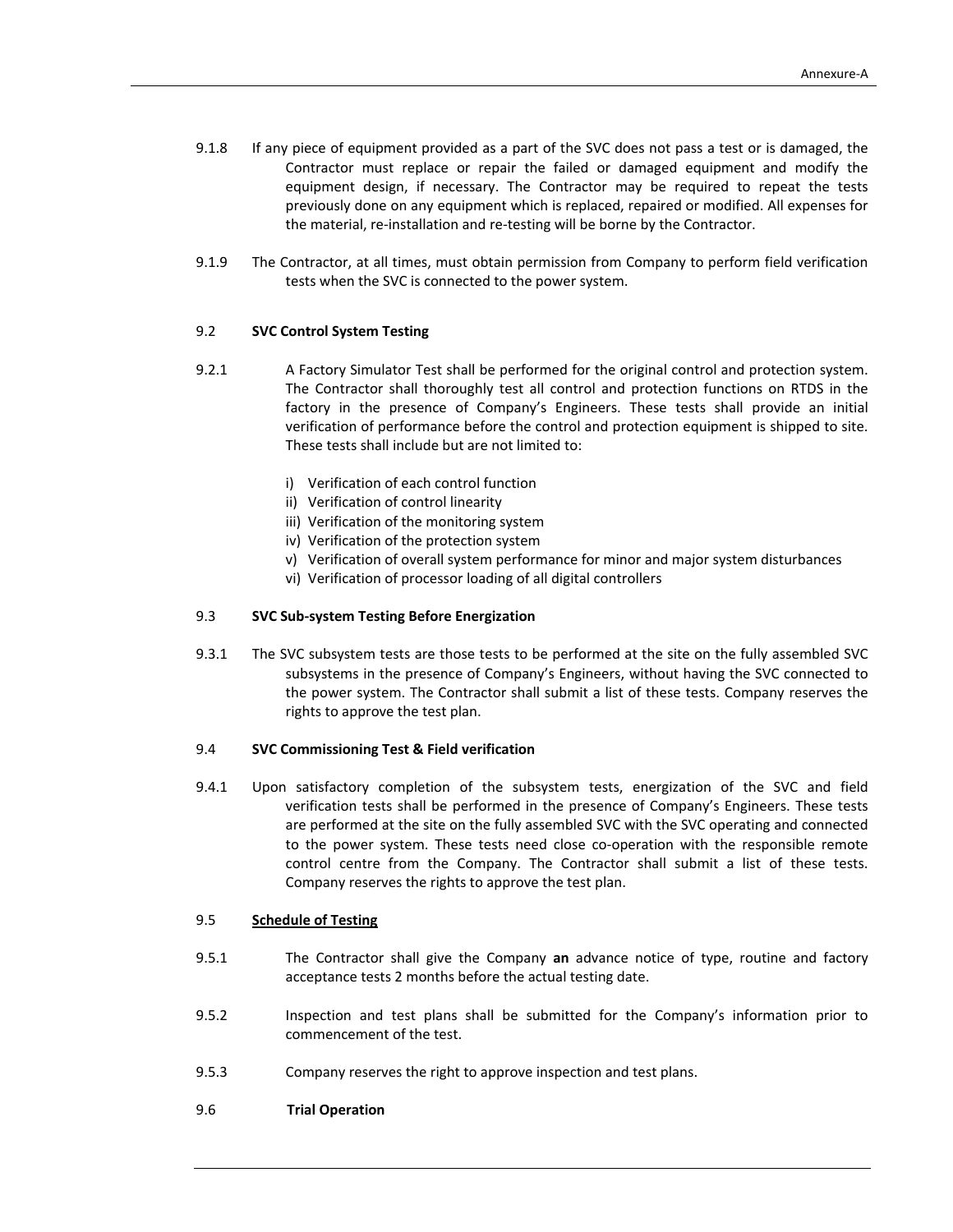9.1.8 If any piece of equipment provided as a part of the SVC does not pass a test or is damaged, the Contractor must replace or repair the failed or damaged equipment and modify the equipment design, if necessary. The Contractor may be required to repeat the tests previously done on any equipment which is replaced, repaired or modified. All expenses for the material, re-installation and re-testing will be borne by the Contractor.

9.1.9 The Contractor, at all times, must obtain permission from Company to perform field verification tests when the SVC is connected to the power system.

### 9.2 SVC Control System Testing

9.2.1 A Factory Simulator Test shall be performed for the original control and protection system. The Contractor shall thoroughly test all control and protection functions on RTDS in the factory in the presence of Company's Engineers. These tests shall provide an initial verification of performance before the control and protection equipment is shipped to site. These tests shall include but are not limited to:

i) Verification of each control function
ii) Verification of control linearity
iii) Verification of the monitoring system
iv) Verification of the protection system
v) Verification of overall system performance for minor and major system disturbances
vi) Verification of processor loading of all digital controllers

### 9.3 SVC Sub-system Testing Before Energization

9.3.1 The SVC subsystem tests are those tests to be performed at the site on the fully assembled SVC subsystems in the presence of Company's Engineers, without having the SVC connected to the power system. The Contractor shall submit a list of these tests. Company reserves the rights to approve the test plan.

### 9.4 SVC Commissioning Test & Field verification

9.4.1 Upon satisfactory completion of the subsystem tests, energization of the SVC and field verification tests shall be performed in the presence of Company's Engineers. These tests are performed at the site on the fully assembled SVC with the SVC operating and connected to the power system. These tests need close co-operation with the responsible remote control centre from the Company. The Contractor shall submit a list of these tests. Company reserves the rights to approve the test plan.

### 9.5 <u>Schedule of Testing</u>

9.5.1 The Contractor shall give the Company **an** advance notice of type, routine and factory acceptance tests 2 months before the actual testing date.

9.5.2 Inspection and test plans shall be submitted for the Company's information prior to commencement of the test.

9.5.3 Company reserves the right to approve inspection and test plans.

### 9.6 Trial Operation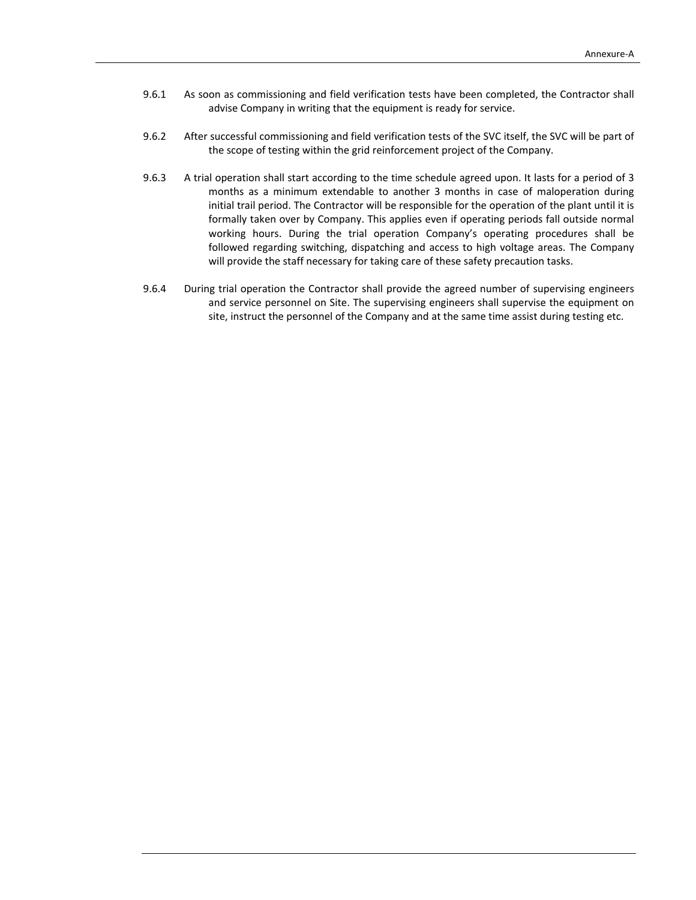9.6.1 As soon as commissioning and field verification tests have been completed, the Contractor shall advise Company in writing that the equipment is ready for service.

9.6.2 After successful commissioning and field verification tests of the SVC itself, the SVC will be part of the scope of testing within the grid reinforcement project of the Company.

9.6.3 A trial operation shall start according to the time schedule agreed upon. It lasts for a period of 3 months as a minimum extendable to another 3 months in case of maloperation during initial trail period. The Contractor will be responsible for the operation of the plant until it is formally taken over by Company. This applies even if operating periods fall outside normal working hours. During the trial operation Company's operating procedures shall be followed regarding switching, dispatching and access to high voltage areas. The Company will provide the staff necessary for taking care of these safety precaution tasks.

9.6.4 During trial operation the Contractor shall provide the agreed number of supervising engineers and service personnel on Site. The supervising engineers shall supervise the equipment on site, instruct the personnel of the Company and at the same time assist during testing etc.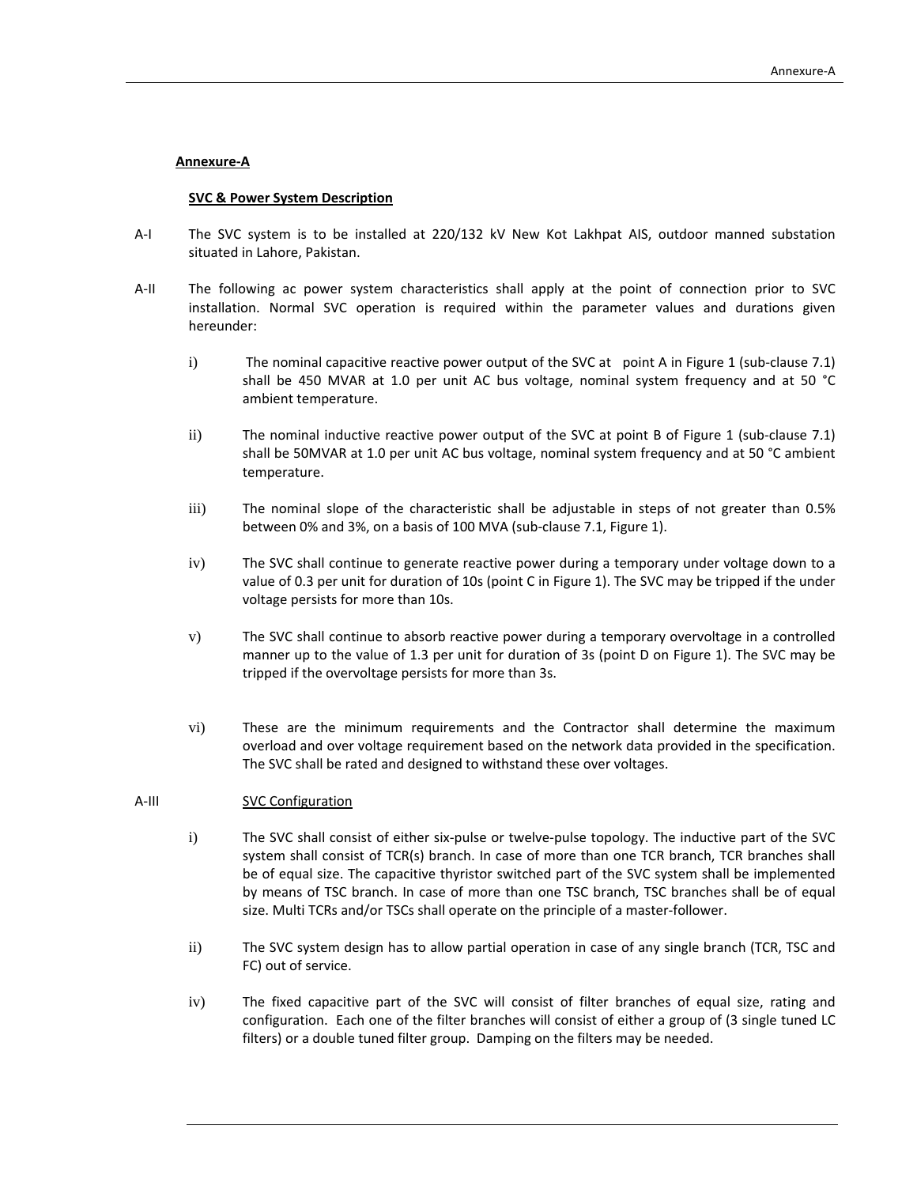**Annexure-A**

**SVC & Power System Description**

A-I The SVC system is to be installed at 220/132 kV New Kot Lakhpat AIS, outdoor manned substation situated in Lahore, Pakistan.

A-II The following ac power system characteristics shall apply at the point of connection prior to SVC installation. Normal SVC operation is required within the parameter values and durations given hereunder:

i) The nominal capacitive reactive power output of the SVC at point A in Figure 1 (sub-clause 7.1) shall be 450 MVAR at 1.0 per unit AC bus voltage, nominal system frequency and at 50 °C ambient temperature.

ii) The nominal inductive reactive power output of the SVC at point B of Figure 1 (sub-clause 7.1) shall be 50MVAR at 1.0 per unit AC bus voltage, nominal system frequency and at 50 °C ambient temperature.

iii) The nominal slope of the characteristic shall be adjustable in steps of not greater than 0.5% between 0% and 3%, on a basis of 100 MVA (sub-clause 7.1, Figure 1).

iv) The SVC shall continue to generate reactive power during a temporary under voltage down to a value of 0.3 per unit for duration of 10s (point C in Figure 1). The SVC may be tripped if the under voltage persists for more than 10s.

v) The SVC shall continue to absorb reactive power during a temporary overvoltage in a controlled manner up to the value of 1.3 per unit for duration of 3s (point D on Figure 1). The SVC may be tripped if the overvoltage persists for more than 3s.

vi) These are the minimum requirements and the Contractor shall determine the maximum overload and over voltage requirement based on the network data provided in the specification. The SVC shall be rated and designed to withstand these over voltages.

A-III SVC Configuration

i) The SVC shall consist of either six-pulse or twelve-pulse topology. The inductive part of the SVC system shall consist of TCR(s) branch. In case of more than one TCR branch, TCR branches shall be of equal size. The capacitive thyristor switched part of the SVC system shall be implemented by means of TSC branch. In case of more than one TSC branch, TSC branches shall be of equal size. Multi TCRs and/or TSCs shall operate on the principle of a master-follower.

ii) The SVC system design has to allow partial operation in case of any single branch (TCR, TSC and FC) out of service.

iv) The fixed capacitive part of the SVC will consist of filter branches of equal size, rating and configuration. Each one of the filter branches will consist of either a group of (3 single tuned LC filters) or a double tuned filter group. Damping on the filters may be needed.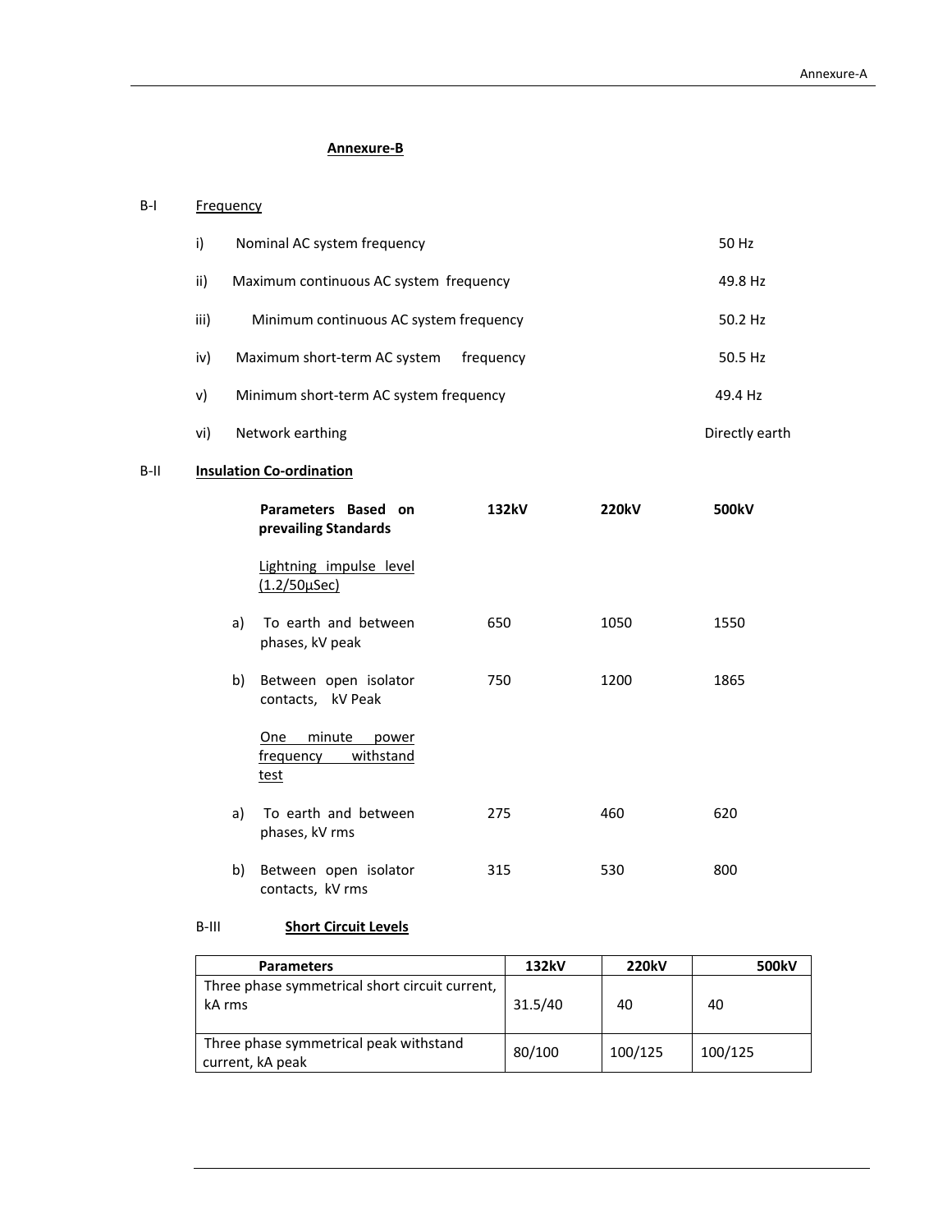## Annexure-B

**B-I Frequency**

i) Nominal AC system frequency — 50 Hz

ii) Maximum continuous AC system frequency — 49.8 Hz

iii) Minimum continuous AC system frequency — 50.2 Hz

iv) Maximum short-term AC system frequency — 50.5 Hz

v) Minimum short-term AC system frequency — 49.4 Hz

vi) Network earthing — Directly earth

**B-II Insulation Co-ordination**

| Parameters Based on prevailing Standards | 132kV | 220kV | 500kV |
|---|---|---|---|
| Lightning impulse level (1.2/50µSec) | | | |
| a) To earth and between phases, kV peak | 650 | 1050 | 1550 |
| b) Between open isolator contacts, kV Peak | 750 | 1200 | 1865 |
| One minute power frequency withstand test | | | |
| a) To earth and between phases, kV rms | 275 | 460 | 620 |
| b) Between open isolator contacts, kV rms | 315 | 530 | 800 |

**B-III Short Circuit Levels**

| Parameters | 132kV | 220kV | 500kV |
|---|---|---|---|
| Three phase symmetrical short circuit current, kA rms | 31.5/40 | 40 | 40 |
| Three phase symmetrical peak withstand current, kA peak | 80/100 | 100/125 | 100/125 |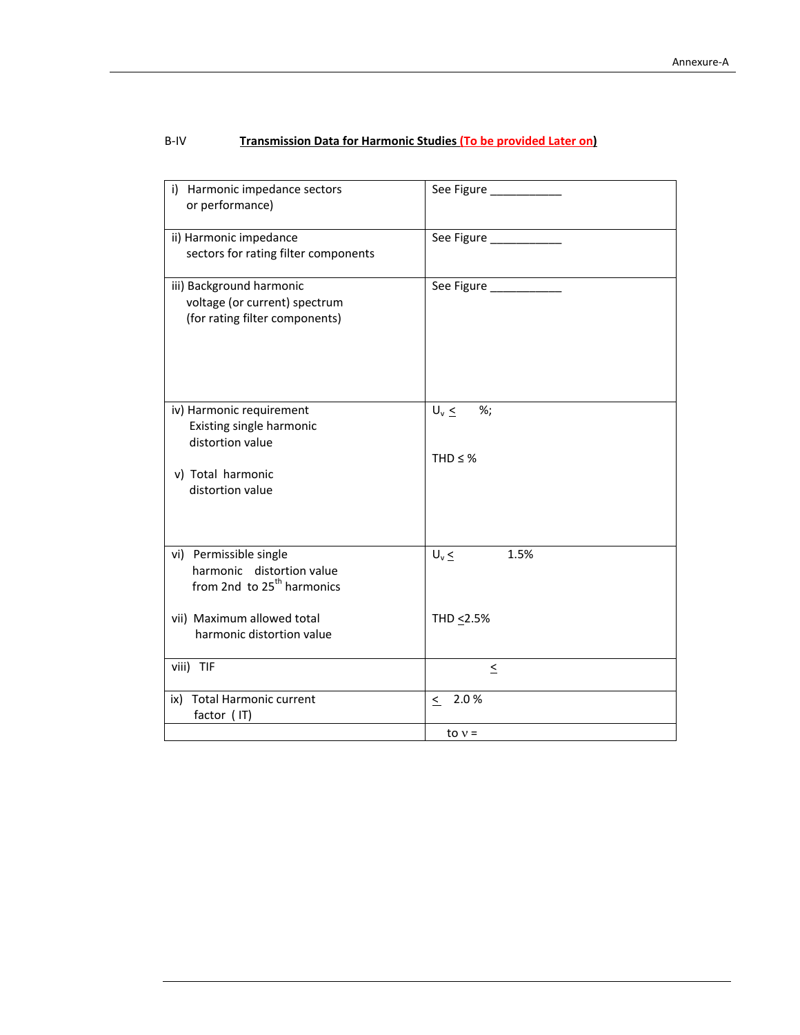B-IV **Transmission Data for Harmonic Studies (To be provided Later on)**

| | |
|---|---|
| i) Harmonic impedance sectors or performance) | See Figure ___________ |
| ii) Harmonic impedance sectors for rating filter components | See Figure ___________ |
| iii) Background harmonic voltage (or current) spectrum (for rating filter components) | See Figure ___________ |
| iv) Harmonic requirement Existing single harmonic distortion value<br><br>v) Total harmonic distortion value | $U_v \leq$ %;<br><br>THD ≤ % |
| vi) Permissible single harmonic distortion value from 2nd to 25th harmonics<br><br>vii) Maximum allowed total harmonic distortion value | $U_v \leq$ 1.5%<br><br>THD ≤2.5% |
| viii) TIF | ≤ |
| ix) Total Harmonic current factor ( IT) | ≤ 2.0 % |
| | to ν = |